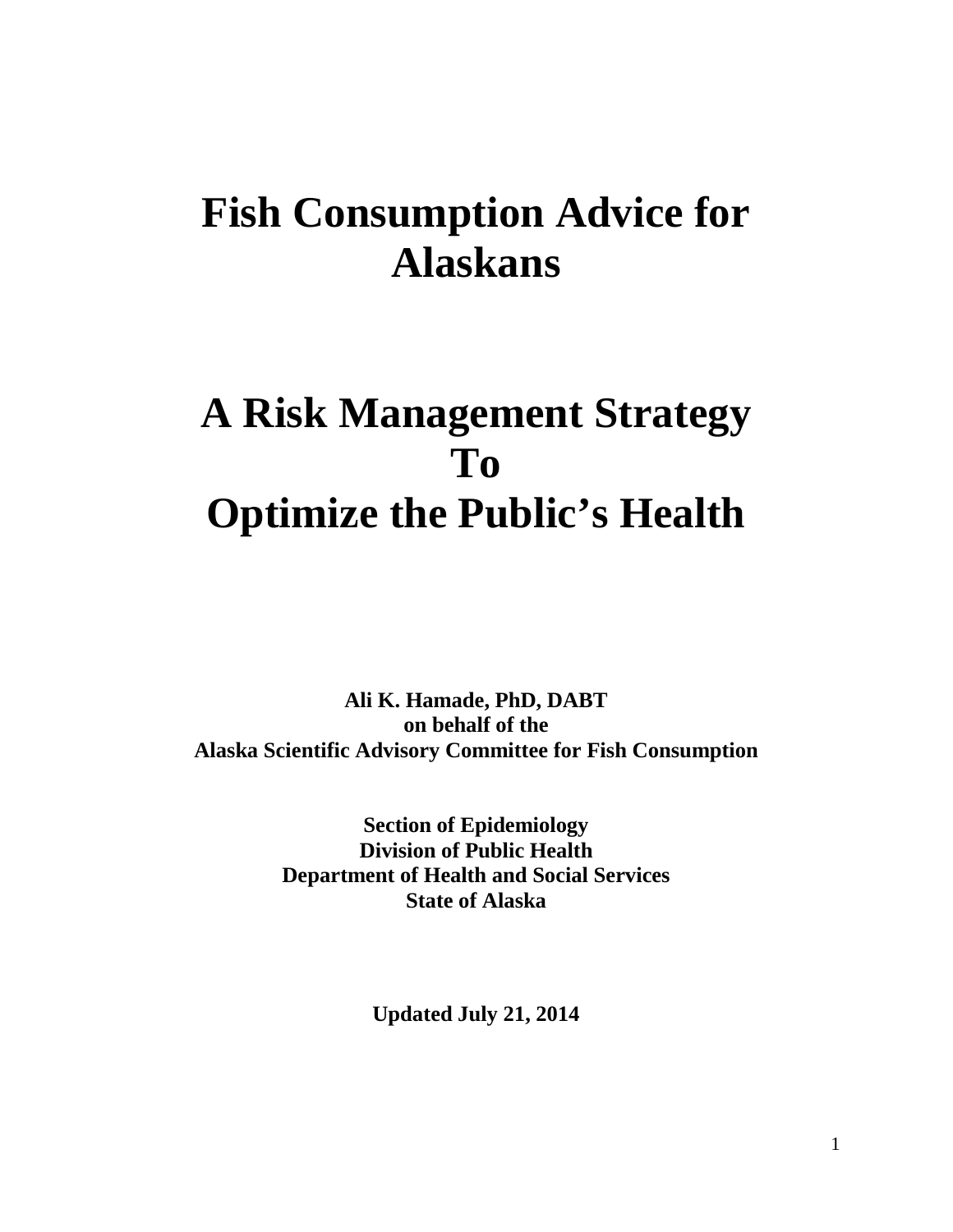# Fish Consumption Advice for Alaskans

# A Risk Management Strategy To Optimize the Public's Health

**Ali K. Hamade, PhD, DABT**
**on behalf of the**
**Alaska Scientific Advisory Committee for Fish Consumption**

**Section of Epidemiology**
**Division of Public Health**
**Department of Health and Social Services**
**State of Alaska**

**Updated July 21, 2014**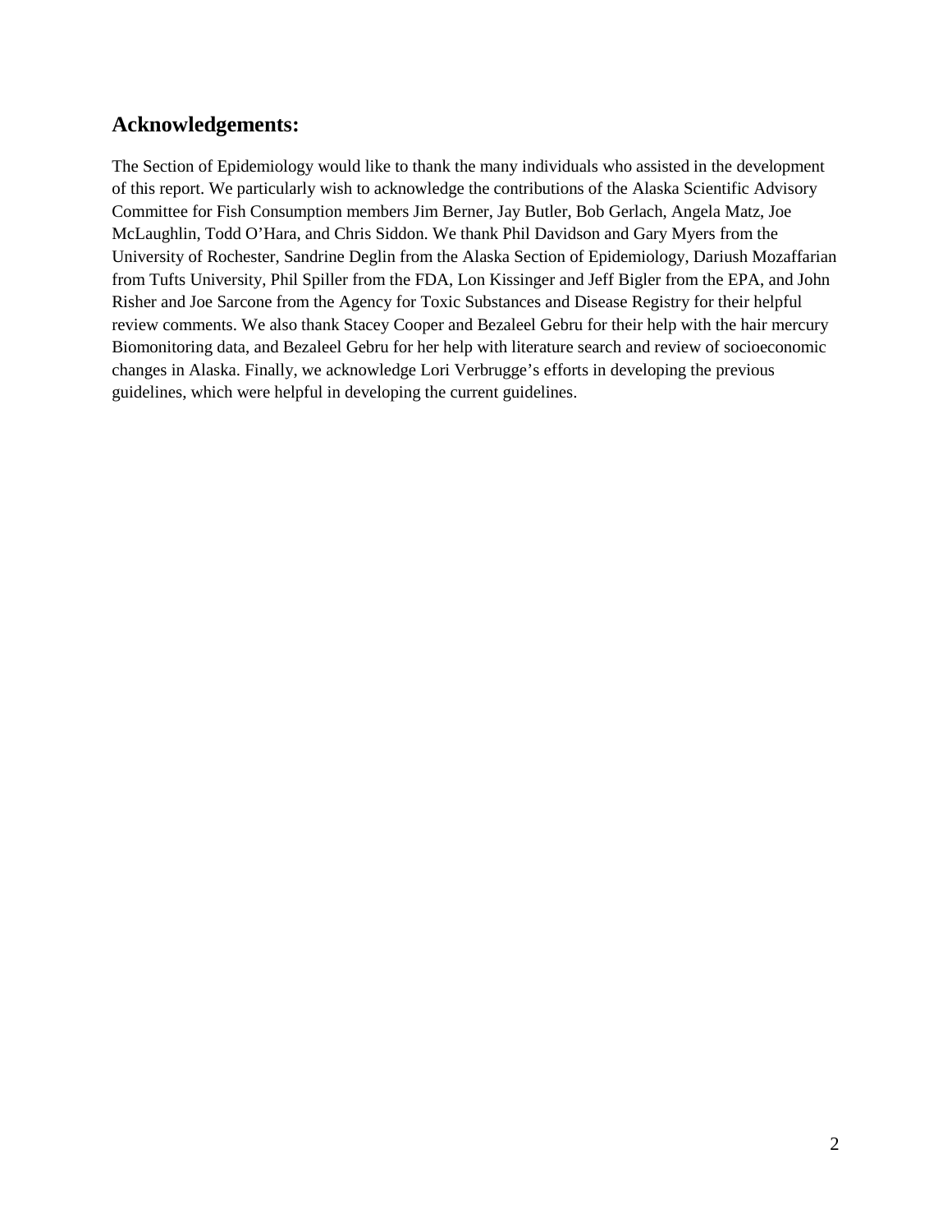## Acknowledgements:

The Section of Epidemiology would like to thank the many individuals who assisted in the development of this report. We particularly wish to acknowledge the contributions of the Alaska Scientific Advisory Committee for Fish Consumption members Jim Berner, Jay Butler, Bob Gerlach, Angela Matz, Joe McLaughlin, Todd O'Hara, and Chris Siddon. We thank Phil Davidson and Gary Myers from the University of Rochester, Sandrine Deglin from the Alaska Section of Epidemiology, Dariush Mozaffarian from Tufts University, Phil Spiller from the FDA, Lon Kissinger and Jeff Bigler from the EPA, and John Risher and Joe Sarcone from the Agency for Toxic Substances and Disease Registry for their helpful review comments. We also thank Stacey Cooper and Bezaleel Gebru for their help with the hair mercury Biomonitoring data, and Bezaleel Gebru for her help with literature search and review of socioeconomic changes in Alaska. Finally, we acknowledge Lori Verbrugge's efforts in developing the previous guidelines, which were helpful in developing the current guidelines.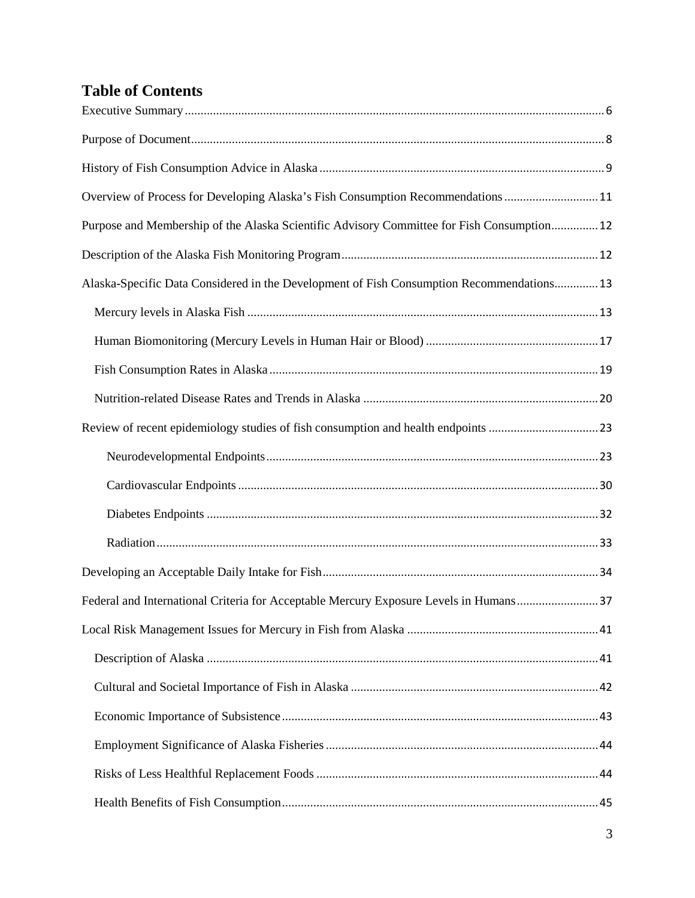# Table of Contents

Executive Summary ..... 6

Purpose of Document ..... 8

History of Fish Consumption Advice in Alaska ..... 9

Overview of Process for Developing Alaska's Fish Consumption Recommendations ..... 11

Purpose and Membership of the Alaska Scientific Advisory Committee for Fish Consumption ..... 12

Description of the Alaska Fish Monitoring Program ..... 12

Alaska-Specific Data Considered in the Development of Fish Consumption Recommendations ..... 13

- Mercury levels in Alaska Fish ..... 13
- Human Biomonitoring (Mercury Levels in Human Hair or Blood) ..... 17
- Fish Consumption Rates in Alaska ..... 19
- Nutrition-related Disease Rates and Trends in Alaska ..... 20

Review of recent epidemiology studies of fish consumption and health endpoints ..... 23

- Neurodevelopmental Endpoints ..... 23
- Cardiovascular Endpoints ..... 30
- Diabetes Endpoints ..... 32
- Radiation ..... 33

Developing an Acceptable Daily Intake for Fish ..... 34

Federal and International Criteria for Acceptable Mercury Exposure Levels in Humans ..... 37

Local Risk Management Issues for Mercury in Fish from Alaska ..... 41

- Description of Alaska ..... 41
- Cultural and Societal Importance of Fish in Alaska ..... 42
- Economic Importance of Subsistence ..... 43
- Employment Significance of Alaska Fisheries ..... 44
- Risks of Less Healthful Replacement Foods ..... 44
- Health Benefits of Fish Consumption ..... 45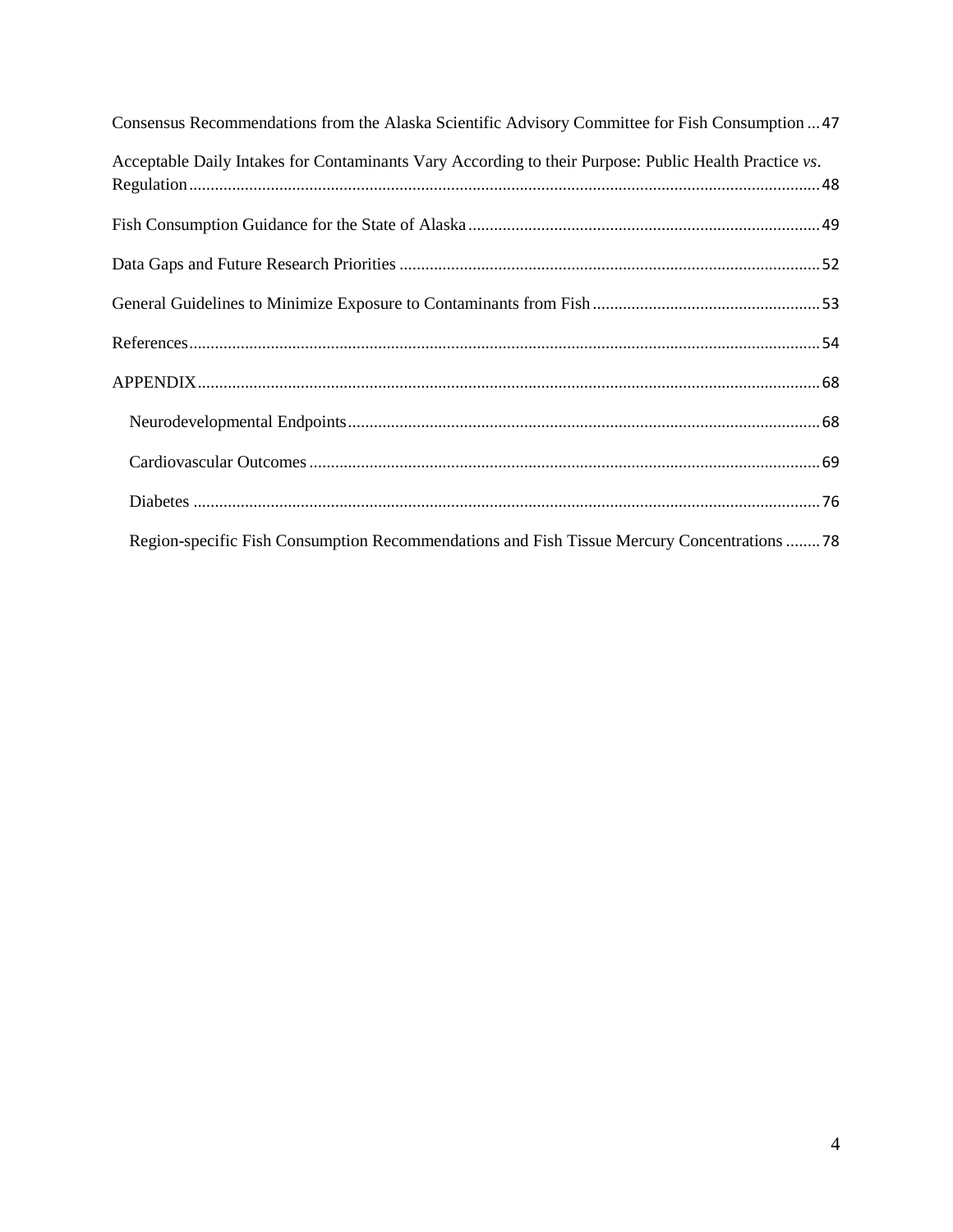Consensus Recommendations from the Alaska Scientific Advisory Committee for Fish Consumption ... 47

Acceptable Daily Intakes for Contaminants Vary According to their Purpose: Public Health Practice *vs*. Regulation ... 48

Fish Consumption Guidance for the State of Alaska ... 49

Data Gaps and Future Research Priorities ... 52

General Guidelines to Minimize Exposure to Contaminants from Fish ... 53

References ... 54

APPENDIX ... 68

- Neurodevelopmental Endpoints ... 68
- Cardiovascular Outcomes ... 69
- Diabetes ... 76
- Region-specific Fish Consumption Recommendations and Fish Tissue Mercury Concentrations ... 78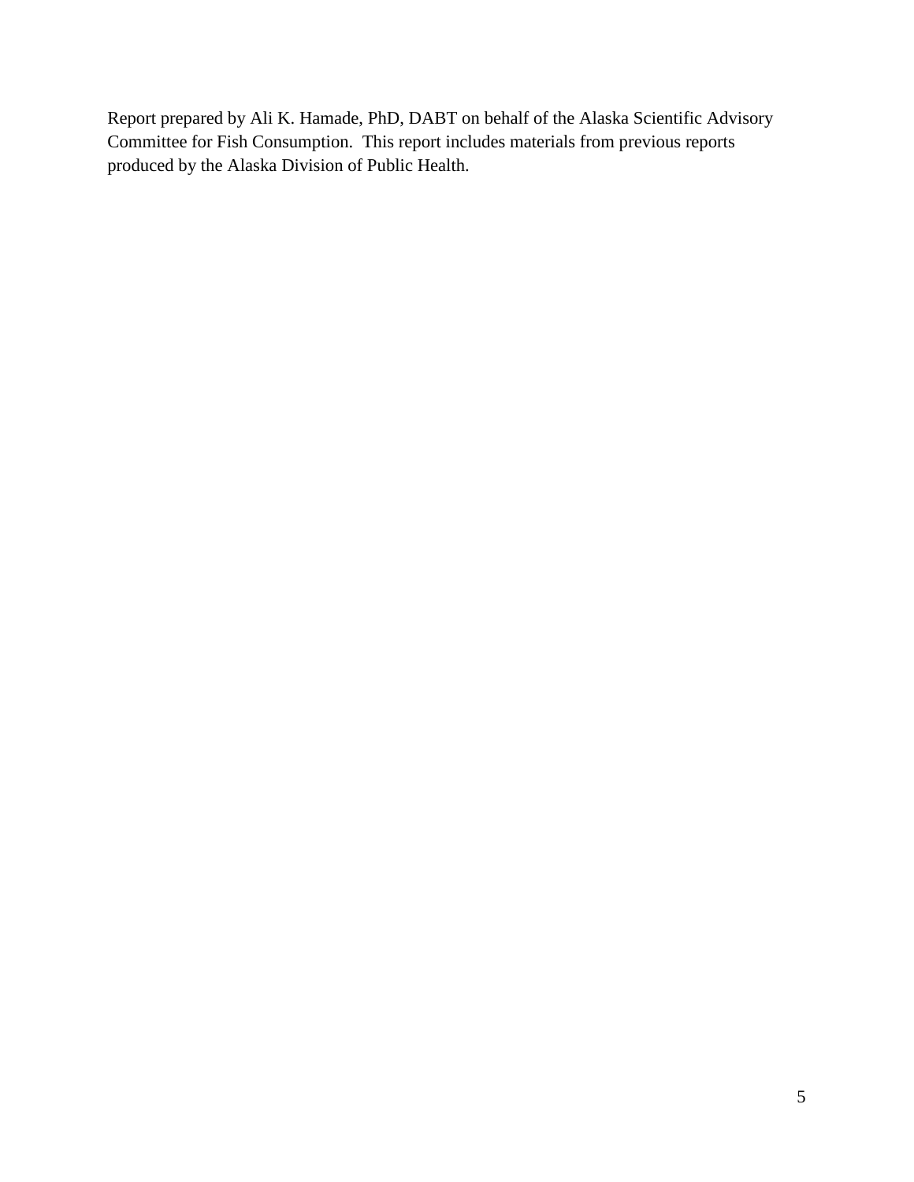Report prepared by Ali K. Hamade, PhD, DABT on behalf of the Alaska Scientific Advisory Committee for Fish Consumption. This report includes materials from previous reports produced by the Alaska Division of Public Health.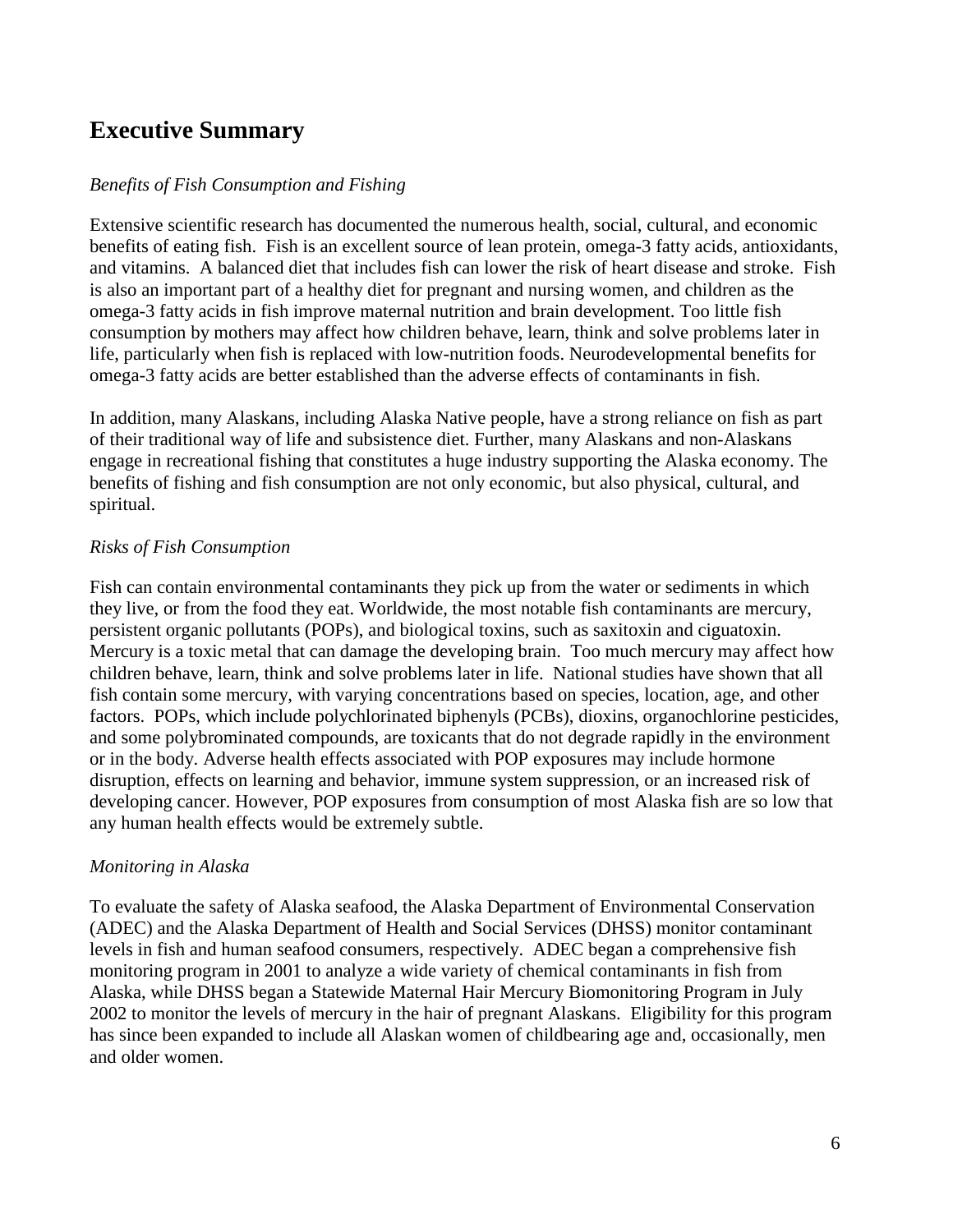# Executive Summary

*Benefits of Fish Consumption and Fishing*

Extensive scientific research has documented the numerous health, social, cultural, and economic benefits of eating fish. Fish is an excellent source of lean protein, omega-3 fatty acids, antioxidants, and vitamins. A balanced diet that includes fish can lower the risk of heart disease and stroke. Fish is also an important part of a healthy diet for pregnant and nursing women, and children as the omega-3 fatty acids in fish improve maternal nutrition and brain development. Too little fish consumption by mothers may affect how children behave, learn, think and solve problems later in life, particularly when fish is replaced with low-nutrition foods. Neurodevelopmental benefits for omega-3 fatty acids are better established than the adverse effects of contaminants in fish.

In addition, many Alaskans, including Alaska Native people, have a strong reliance on fish as part of their traditional way of life and subsistence diet. Further, many Alaskans and non-Alaskans engage in recreational fishing that constitutes a huge industry supporting the Alaska economy. The benefits of fishing and fish consumption are not only economic, but also physical, cultural, and spiritual.

*Risks of Fish Consumption*

Fish can contain environmental contaminants they pick up from the water or sediments in which they live, or from the food they eat. Worldwide, the most notable fish contaminants are mercury, persistent organic pollutants (POPs), and biological toxins, such as saxitoxin and ciguatoxin. Mercury is a toxic metal that can damage the developing brain. Too much mercury may affect how children behave, learn, think and solve problems later in life. National studies have shown that all fish contain some mercury, with varying concentrations based on species, location, age, and other factors. POPs, which include polychlorinated biphenyls (PCBs), dioxins, organochlorine pesticides, and some polybrominated compounds, are toxicants that do not degrade rapidly in the environment or in the body. Adverse health effects associated with POP exposures may include hormone disruption, effects on learning and behavior, immune system suppression, or an increased risk of developing cancer. However, POP exposures from consumption of most Alaska fish are so low that any human health effects would be extremely subtle.

*Monitoring in Alaska*

To evaluate the safety of Alaska seafood, the Alaska Department of Environmental Conservation (ADEC) and the Alaska Department of Health and Social Services (DHSS) monitor contaminant levels in fish and human seafood consumers, respectively. ADEC began a comprehensive fish monitoring program in 2001 to analyze a wide variety of chemical contaminants in fish from Alaska, while DHSS began a Statewide Maternal Hair Mercury Biomonitoring Program in July 2002 to monitor the levels of mercury in the hair of pregnant Alaskans. Eligibility for this program has since been expanded to include all Alaskan women of childbearing age and, occasionally, men and older women.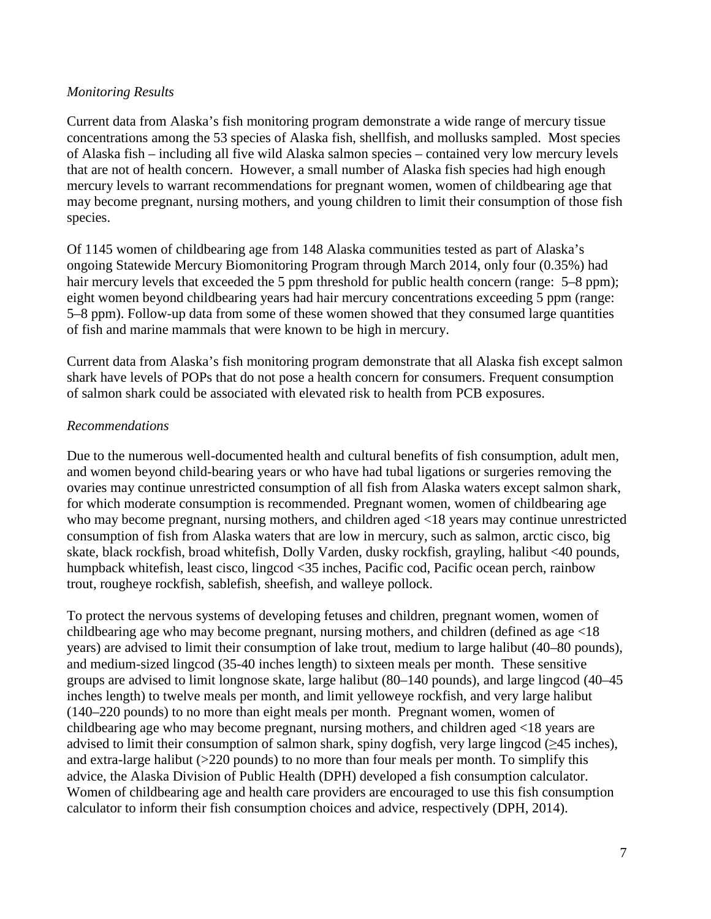*Monitoring Results*

Current data from Alaska's fish monitoring program demonstrate a wide range of mercury tissue concentrations among the 53 species of Alaska fish, shellfish, and mollusks sampled. Most species of Alaska fish – including all five wild Alaska salmon species – contained very low mercury levels that are not of health concern. However, a small number of Alaska fish species had high enough mercury levels to warrant recommendations for pregnant women, women of childbearing age that may become pregnant, nursing mothers, and young children to limit their consumption of those fish species.

Of 1145 women of childbearing age from 148 Alaska communities tested as part of Alaska's ongoing Statewide Mercury Biomonitoring Program through March 2014, only four (0.35%) had hair mercury levels that exceeded the 5 ppm threshold for public health concern (range: 5–8 ppm); eight women beyond childbearing years had hair mercury concentrations exceeding 5 ppm (range: 5–8 ppm). Follow-up data from some of these women showed that they consumed large quantities of fish and marine mammals that were known to be high in mercury.

Current data from Alaska's fish monitoring program demonstrate that all Alaska fish except salmon shark have levels of POPs that do not pose a health concern for consumers. Frequent consumption of salmon shark could be associated with elevated risk to health from PCB exposures.

*Recommendations*

Due to the numerous well-documented health and cultural benefits of fish consumption, adult men, and women beyond child-bearing years or who have had tubal ligations or surgeries removing the ovaries may continue unrestricted consumption of all fish from Alaska waters except salmon shark, for which moderate consumption is recommended. Pregnant women, women of childbearing age who may become pregnant, nursing mothers, and children aged <18 years may continue unrestricted consumption of fish from Alaska waters that are low in mercury, such as salmon, arctic cisco, big skate, black rockfish, broad whitefish, Dolly Varden, dusky rockfish, grayling, halibut <40 pounds, humpback whitefish, least cisco, lingcod <35 inches, Pacific cod, Pacific ocean perch, rainbow trout, rougheye rockfish, sablefish, sheefish, and walleye pollock.

To protect the nervous systems of developing fetuses and children, pregnant women, women of childbearing age who may become pregnant, nursing mothers, and children (defined as age <18 years) are advised to limit their consumption of lake trout, medium to large halibut (40–80 pounds), and medium-sized lingcod (35-40 inches length) to sixteen meals per month. These sensitive groups are advised to limit longnose skate, large halibut (80–140 pounds), and large lingcod (40–45 inches length) to twelve meals per month, and limit yelloweye rockfish, and very large halibut (140–220 pounds) to no more than eight meals per month. Pregnant women, women of childbearing age who may become pregnant, nursing mothers, and children aged <18 years are advised to limit their consumption of salmon shark, spiny dogfish, very large lingcod (≥45 inches), and extra-large halibut (>220 pounds) to no more than four meals per month. To simplify this advice, the Alaska Division of Public Health (DPH) developed a fish consumption calculator. Women of childbearing age and health care providers are encouraged to use this fish consumption calculator to inform their fish consumption choices and advice, respectively (DPH, 2014).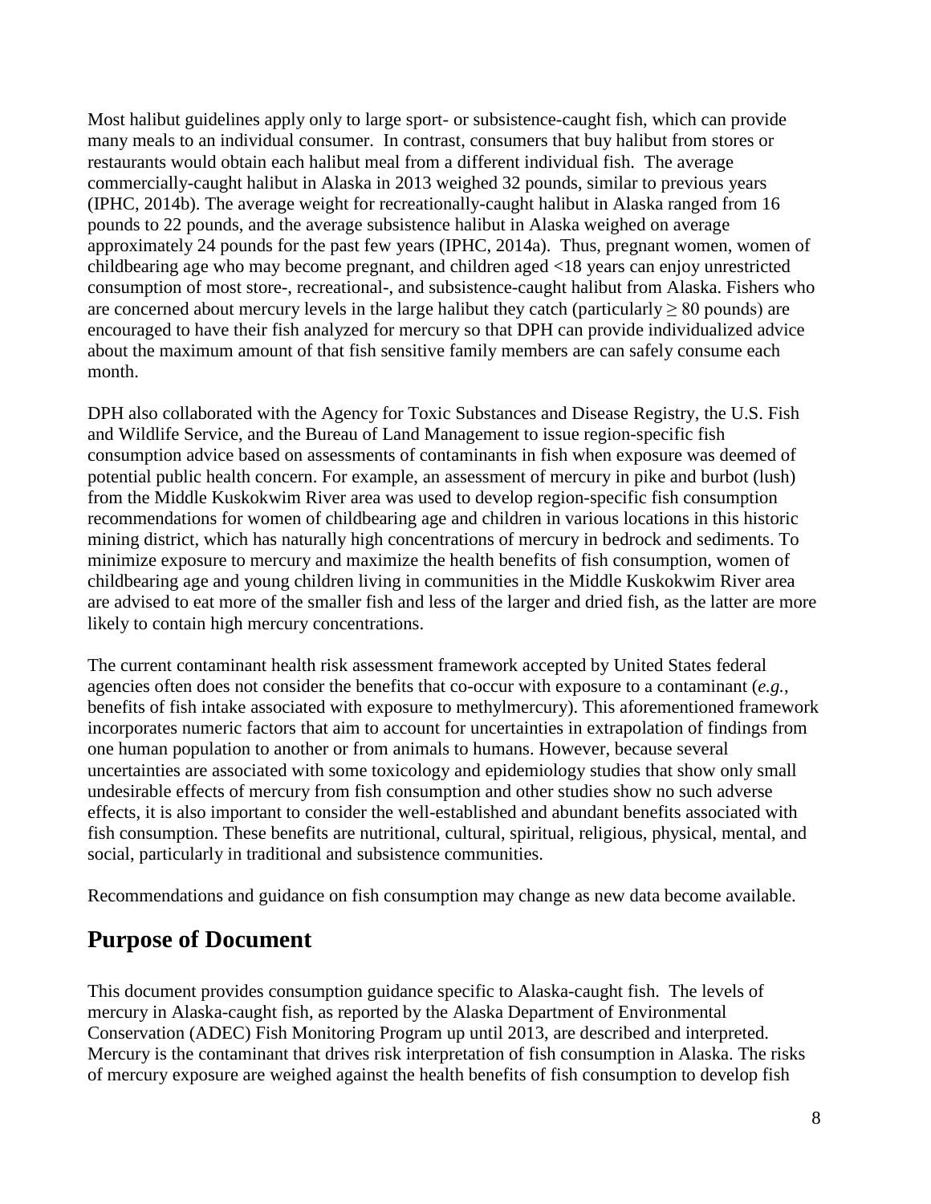Most halibut guidelines apply only to large sport- or subsistence-caught fish, which can provide many meals to an individual consumer. In contrast, consumers that buy halibut from stores or restaurants would obtain each halibut meal from a different individual fish. The average commercially-caught halibut in Alaska in 2013 weighed 32 pounds, similar to previous years (IPHC, 2014b). The average weight for recreationally-caught halibut in Alaska ranged from 16 pounds to 22 pounds, and the average subsistence halibut in Alaska weighed on average approximately 24 pounds for the past few years (IPHC, 2014a). Thus, pregnant women, women of childbearing age who may become pregnant, and children aged <18 years can enjoy unrestricted consumption of most store-, recreational-, and subsistence-caught halibut from Alaska. Fishers who are concerned about mercury levels in the large halibut they catch (particularly ≥ 80 pounds) are encouraged to have their fish analyzed for mercury so that DPH can provide individualized advice about the maximum amount of that fish sensitive family members are can safely consume each month.

DPH also collaborated with the Agency for Toxic Substances and Disease Registry, the U.S. Fish and Wildlife Service, and the Bureau of Land Management to issue region-specific fish consumption advice based on assessments of contaminants in fish when exposure was deemed of potential public health concern. For example, an assessment of mercury in pike and burbot (lush) from the Middle Kuskokwim River area was used to develop region-specific fish consumption recommendations for women of childbearing age and children in various locations in this historic mining district, which has naturally high concentrations of mercury in bedrock and sediments. To minimize exposure to mercury and maximize the health benefits of fish consumption, women of childbearing age and young children living in communities in the Middle Kuskokwim River area are advised to eat more of the smaller fish and less of the larger and dried fish, as the latter are more likely to contain high mercury concentrations.

The current contaminant health risk assessment framework accepted by United States federal agencies often does not consider the benefits that co-occur with exposure to a contaminant (*e.g.*, benefits of fish intake associated with exposure to methylmercury). This aforementioned framework incorporates numeric factors that aim to account for uncertainties in extrapolation of findings from one human population to another or from animals to humans. However, because several uncertainties are associated with some toxicology and epidemiology studies that show only small undesirable effects of mercury from fish consumption and other studies show no such adverse effects, it is also important to consider the well-established and abundant benefits associated with fish consumption. These benefits are nutritional, cultural, spiritual, religious, physical, mental, and social, particularly in traditional and subsistence communities.

Recommendations and guidance on fish consumption may change as new data become available.

## Purpose of Document

This document provides consumption guidance specific to Alaska-caught fish. The levels of mercury in Alaska-caught fish, as reported by the Alaska Department of Environmental Conservation (ADEC) Fish Monitoring Program up until 2013, are described and interpreted. Mercury is the contaminant that drives risk interpretation of fish consumption in Alaska. The risks of mercury exposure are weighed against the health benefits of fish consumption to develop fish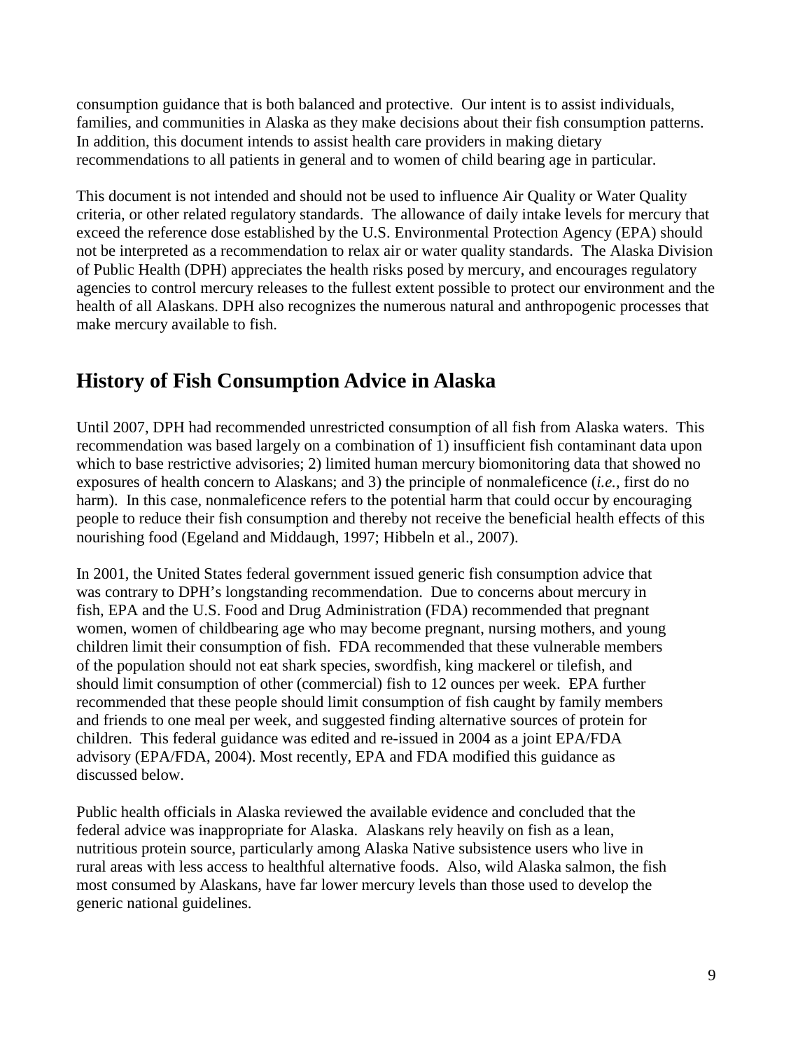consumption guidance that is both balanced and protective. Our intent is to assist individuals, families, and communities in Alaska as they make decisions about their fish consumption patterns. In addition, this document intends to assist health care providers in making dietary recommendations to all patients in general and to women of child bearing age in particular.

This document is not intended and should not be used to influence Air Quality or Water Quality criteria, or other related regulatory standards. The allowance of daily intake levels for mercury that exceed the reference dose established by the U.S. Environmental Protection Agency (EPA) should not be interpreted as a recommendation to relax air or water quality standards. The Alaska Division of Public Health (DPH) appreciates the health risks posed by mercury, and encourages regulatory agencies to control mercury releases to the fullest extent possible to protect our environment and the health of all Alaskans. DPH also recognizes the numerous natural and anthropogenic processes that make mercury available to fish.

## History of Fish Consumption Advice in Alaska

Until 2007, DPH had recommended unrestricted consumption of all fish from Alaska waters. This recommendation was based largely on a combination of 1) insufficient fish contaminant data upon which to base restrictive advisories; 2) limited human mercury biomonitoring data that showed no exposures of health concern to Alaskans; and 3) the principle of nonmaleficence (*i.e.*, first do no harm). In this case, nonmaleficence refers to the potential harm that could occur by encouraging people to reduce their fish consumption and thereby not receive the beneficial health effects of this nourishing food (Egeland and Middaugh, 1997; Hibbeln et al., 2007).

In 2001, the United States federal government issued generic fish consumption advice that was contrary to DPH's longstanding recommendation. Due to concerns about mercury in fish, EPA and the U.S. Food and Drug Administration (FDA) recommended that pregnant women, women of childbearing age who may become pregnant, nursing mothers, and young children limit their consumption of fish. FDA recommended that these vulnerable members of the population should not eat shark species, swordfish, king mackerel or tilefish, and should limit consumption of other (commercial) fish to 12 ounces per week. EPA further recommended that these people should limit consumption of fish caught by family members and friends to one meal per week, and suggested finding alternative sources of protein for children. This federal guidance was edited and re-issued in 2004 as a joint EPA/FDA advisory (EPA/FDA, 2004). Most recently, EPA and FDA modified this guidance as discussed below.

Public health officials in Alaska reviewed the available evidence and concluded that the federal advice was inappropriate for Alaska. Alaskans rely heavily on fish as a lean, nutritious protein source, particularly among Alaska Native subsistence users who live in rural areas with less access to healthful alternative foods. Also, wild Alaska salmon, the fish most consumed by Alaskans, have far lower mercury levels than those used to develop the generic national guidelines.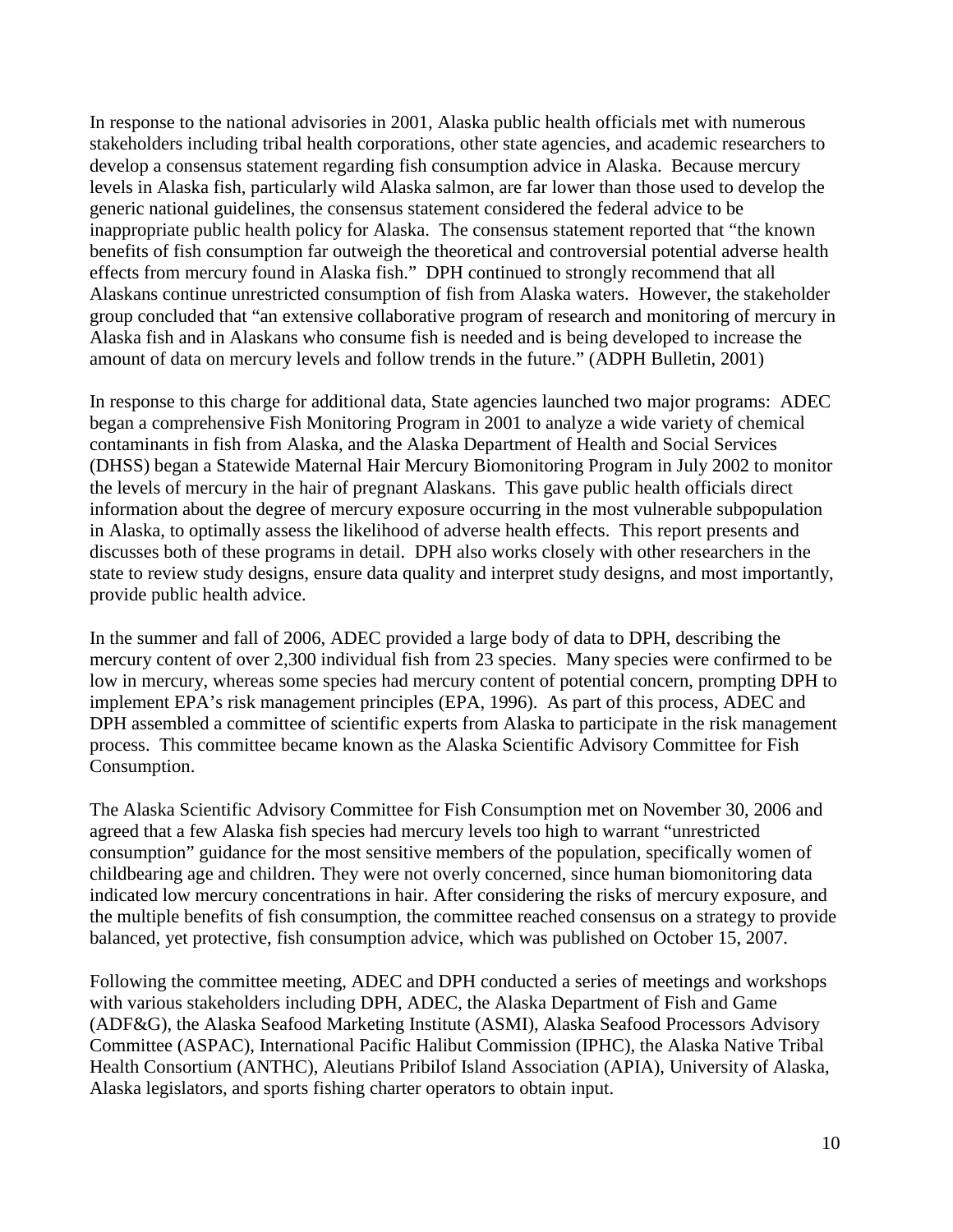In response to the national advisories in 2001, Alaska public health officials met with numerous stakeholders including tribal health corporations, other state agencies, and academic researchers to develop a consensus statement regarding fish consumption advice in Alaska. Because mercury levels in Alaska fish, particularly wild Alaska salmon, are far lower than those used to develop the generic national guidelines, the consensus statement considered the federal advice to be inappropriate public health policy for Alaska. The consensus statement reported that "the known benefits of fish consumption far outweigh the theoretical and controversial potential adverse health effects from mercury found in Alaska fish." DPH continued to strongly recommend that all Alaskans continue unrestricted consumption of fish from Alaska waters. However, the stakeholder group concluded that "an extensive collaborative program of research and monitoring of mercury in Alaska fish and in Alaskans who consume fish is needed and is being developed to increase the amount of data on mercury levels and follow trends in the future." (ADPH Bulletin, 2001)

In response to this charge for additional data, State agencies launched two major programs: ADEC began a comprehensive Fish Monitoring Program in 2001 to analyze a wide variety of chemical contaminants in fish from Alaska, and the Alaska Department of Health and Social Services (DHSS) began a Statewide Maternal Hair Mercury Biomonitoring Program in July 2002 to monitor the levels of mercury in the hair of pregnant Alaskans. This gave public health officials direct information about the degree of mercury exposure occurring in the most vulnerable subpopulation in Alaska, to optimally assess the likelihood of adverse health effects. This report presents and discusses both of these programs in detail. DPH also works closely with other researchers in the state to review study designs, ensure data quality and interpret study designs, and most importantly, provide public health advice.

In the summer and fall of 2006, ADEC provided a large body of data to DPH, describing the mercury content of over 2,300 individual fish from 23 species. Many species were confirmed to be low in mercury, whereas some species had mercury content of potential concern, prompting DPH to implement EPA's risk management principles (EPA, 1996). As part of this process, ADEC and DPH assembled a committee of scientific experts from Alaska to participate in the risk management process. This committee became known as the Alaska Scientific Advisory Committee for Fish Consumption.

The Alaska Scientific Advisory Committee for Fish Consumption met on November 30, 2006 and agreed that a few Alaska fish species had mercury levels too high to warrant "unrestricted consumption" guidance for the most sensitive members of the population, specifically women of childbearing age and children. They were not overly concerned, since human biomonitoring data indicated low mercury concentrations in hair. After considering the risks of mercury exposure, and the multiple benefits of fish consumption, the committee reached consensus on a strategy to provide balanced, yet protective, fish consumption advice, which was published on October 15, 2007.

Following the committee meeting, ADEC and DPH conducted a series of meetings and workshops with various stakeholders including DPH, ADEC, the Alaska Department of Fish and Game (ADF&G), the Alaska Seafood Marketing Institute (ASMI), Alaska Seafood Processors Advisory Committee (ASPAC), International Pacific Halibut Commission (IPHC), the Alaska Native Tribal Health Consortium (ANTHC), Aleutians Pribilof Island Association (APIA), University of Alaska, Alaska legislators, and sports fishing charter operators to obtain input.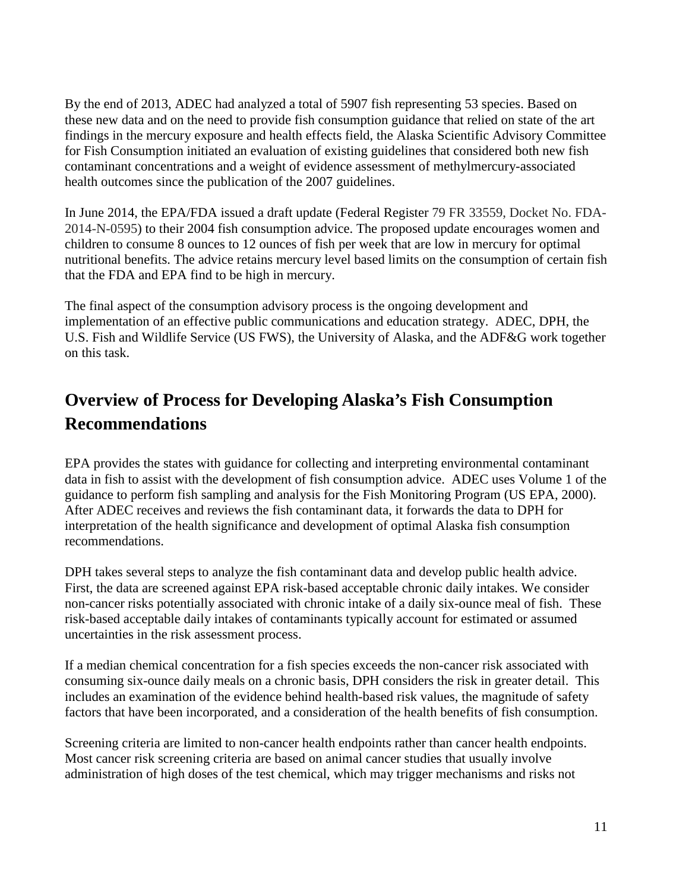By the end of 2013, ADEC had analyzed a total of 5907 fish representing 53 species. Based on these new data and on the need to provide fish consumption guidance that relied on state of the art findings in the mercury exposure and health effects field, the Alaska Scientific Advisory Committee for Fish Consumption initiated an evaluation of existing guidelines that considered both new fish contaminant concentrations and a weight of evidence assessment of methylmercury-associated health outcomes since the publication of the 2007 guidelines.

In June 2014, the EPA/FDA issued a draft update (Federal Register 79 FR 33559, Docket No. FDA-2014-N-0595) to their 2004 fish consumption advice. The proposed update encourages women and children to consume 8 ounces to 12 ounces of fish per week that are low in mercury for optimal nutritional benefits. The advice retains mercury level based limits on the consumption of certain fish that the FDA and EPA find to be high in mercury.

The final aspect of the consumption advisory process is the ongoing development and implementation of an effective public communications and education strategy. ADEC, DPH, the U.S. Fish and Wildlife Service (US FWS), the University of Alaska, and the ADF&G work together on this task.

## Overview of Process for Developing Alaska's Fish Consumption Recommendations

EPA provides the states with guidance for collecting and interpreting environmental contaminant data in fish to assist with the development of fish consumption advice. ADEC uses Volume 1 of the guidance to perform fish sampling and analysis for the Fish Monitoring Program (US EPA, 2000). After ADEC receives and reviews the fish contaminant data, it forwards the data to DPH for interpretation of the health significance and development of optimal Alaska fish consumption recommendations.

DPH takes several steps to analyze the fish contaminant data and develop public health advice. First, the data are screened against EPA risk-based acceptable chronic daily intakes. We consider non-cancer risks potentially associated with chronic intake of a daily six-ounce meal of fish. These risk-based acceptable daily intakes of contaminants typically account for estimated or assumed uncertainties in the risk assessment process.

If a median chemical concentration for a fish species exceeds the non-cancer risk associated with consuming six-ounce daily meals on a chronic basis, DPH considers the risk in greater detail. This includes an examination of the evidence behind health-based risk values, the magnitude of safety factors that have been incorporated, and a consideration of the health benefits of fish consumption.

Screening criteria are limited to non-cancer health endpoints rather than cancer health endpoints. Most cancer risk screening criteria are based on animal cancer studies that usually involve administration of high doses of the test chemical, which may trigger mechanisms and risks not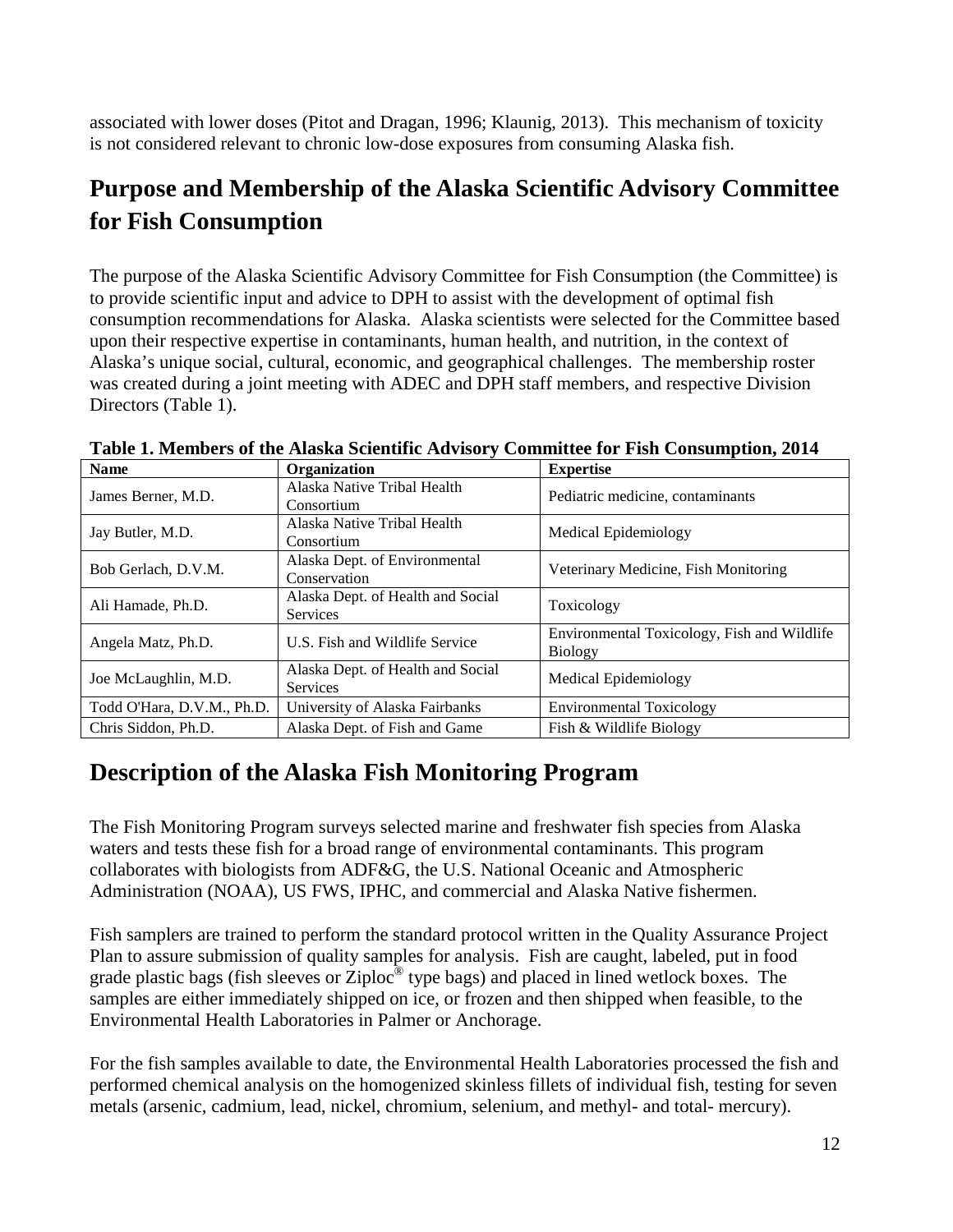associated with lower doses (Pitot and Dragan, 1996; Klaunig, 2013). This mechanism of toxicity is not considered relevant to chronic low-dose exposures from consuming Alaska fish.

# Purpose and Membership of the Alaska Scientific Advisory Committee for Fish Consumption

The purpose of the Alaska Scientific Advisory Committee for Fish Consumption (the Committee) is to provide scientific input and advice to DPH to assist with the development of optimal fish consumption recommendations for Alaska. Alaska scientists were selected for the Committee based upon their respective expertise in contaminants, human health, and nutrition, in the context of Alaska's unique social, cultural, economic, and geographical challenges. The membership roster was created during a joint meeting with ADEC and DPH staff members, and respective Division Directors (Table 1).

**Table 1. Members of the Alaska Scientific Advisory Committee for Fish Consumption, 2014**

| Name | Organization | Expertise |
|---|---|---|
| James Berner, M.D. | Alaska Native Tribal Health Consortium | Pediatric medicine, contaminants |
| Jay Butler, M.D. | Alaska Native Tribal Health Consortium | Medical Epidemiology |
| Bob Gerlach, D.V.M. | Alaska Dept. of Environmental Conservation | Veterinary Medicine, Fish Monitoring |
| Ali Hamade, Ph.D. | Alaska Dept. of Health and Social Services | Toxicology |
| Angela Matz, Ph.D. | U.S. Fish and Wildlife Service | Environmental Toxicology, Fish and Wildlife Biology |
| Joe McLaughlin, M.D. | Alaska Dept. of Health and Social Services | Medical Epidemiology |
| Todd O'Hara, D.V.M., Ph.D. | University of Alaska Fairbanks | Environmental Toxicology |
| Chris Siddon, Ph.D. | Alaska Dept. of Fish and Game | Fish & Wildlife Biology |

# Description of the Alaska Fish Monitoring Program

The Fish Monitoring Program surveys selected marine and freshwater fish species from Alaska waters and tests these fish for a broad range of environmental contaminants. This program collaborates with biologists from ADF&G, the U.S. National Oceanic and Atmospheric Administration (NOAA), US FWS, IPHC, and commercial and Alaska Native fishermen.

Fish samplers are trained to perform the standard protocol written in the Quality Assurance Project Plan to assure submission of quality samples for analysis. Fish are caught, labeled, put in food grade plastic bags (fish sleeves or Ziploc® type bags) and placed in lined wetlock boxes. The samples are either immediately shipped on ice, or frozen and then shipped when feasible, to the Environmental Health Laboratories in Palmer or Anchorage.

For the fish samples available to date, the Environmental Health Laboratories processed the fish and performed chemical analysis on the homogenized skinless fillets of individual fish, testing for seven metals (arsenic, cadmium, lead, nickel, chromium, selenium, and methyl- and total- mercury).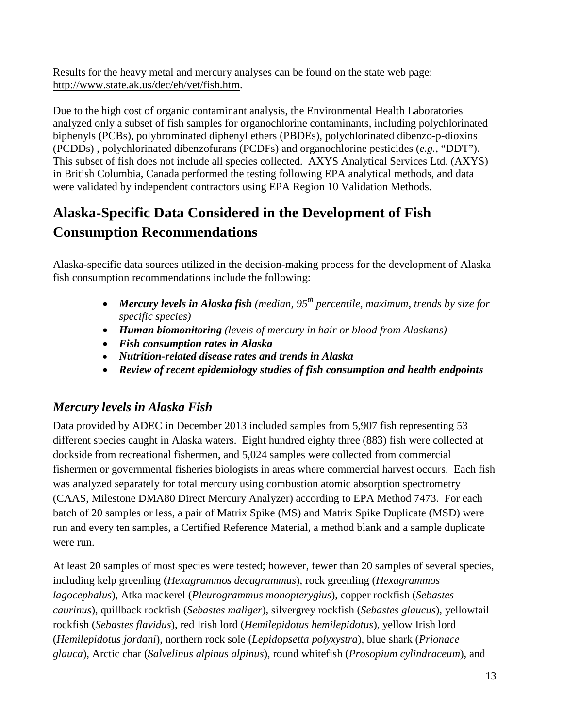Results for the heavy metal and mercury analyses can be found on the state web page: http://www.state.ak.us/dec/eh/vet/fish.htm.

Due to the high cost of organic contaminant analysis, the Environmental Health Laboratories analyzed only a subset of fish samples for organochlorine contaminants, including polychlorinated biphenyls (PCBs), polybrominated diphenyl ethers (PBDEs), polychlorinated dibenzo-p-dioxins (PCDDs) , polychlorinated dibenzofurans (PCDFs) and organochlorine pesticides (*e.g.*, "DDT"). This subset of fish does not include all species collected. AXYS Analytical Services Ltd. (AXYS) in British Columbia, Canada performed the testing following EPA analytical methods, and data were validated by independent contractors using EPA Region 10 Validation Methods.

# Alaska-Specific Data Considered in the Development of Fish Consumption Recommendations

Alaska-specific data sources utilized in the decision-making process for the development of Alaska fish consumption recommendations include the following:

- ***Mercury levels in Alaska fish*** *(median, 95th percentile, maximum, trends by size for specific species)*
- ***Human biomonitoring*** *(levels of mercury in hair or blood from Alaskans)*
- ***Fish consumption rates in Alaska***
- ***Nutrition-related disease rates and trends in Alaska***
- ***Review of recent epidemiology studies of fish consumption and health endpoints***

## *Mercury levels in Alaska Fish*

Data provided by ADEC in December 2013 included samples from 5,907 fish representing 53 different species caught in Alaska waters. Eight hundred eighty three (883) fish were collected at dockside from recreational fishermen, and 5,024 samples were collected from commercial fishermen or governmental fisheries biologists in areas where commercial harvest occurs. Each fish was analyzed separately for total mercury using combustion atomic absorption spectrometry (CAAS, Milestone DMA80 Direct Mercury Analyzer) according to EPA Method 7473. For each batch of 20 samples or less, a pair of Matrix Spike (MS) and Matrix Spike Duplicate (MSD) were run and every ten samples, a Certified Reference Material, a method blank and a sample duplicate were run.

At least 20 samples of most species were tested; however, fewer than 20 samples of several species, including kelp greenling (*Hexagrammos decagrammus*), rock greenling (*Hexagrammos lagocephalus*), Atka mackerel (*Pleurogrammus monopterygius*), copper rockfish (*Sebastes caurinus*), quillback rockfish (*Sebastes maliger*), silvergrey rockfish (*Sebastes glaucus*), yellowtail rockfish (*Sebastes flavidus*), red Irish lord (*Hemilepidotus hemilepidotus*), yellow Irish lord (*Hemilepidotus jordani*), northern rock sole (*Lepidopsetta polyxystra*), blue shark (*Prionace glauca*), Arctic char (*Salvelinus alpinus alpinus*), round whitefish (*Prosopium cylindraceum*), and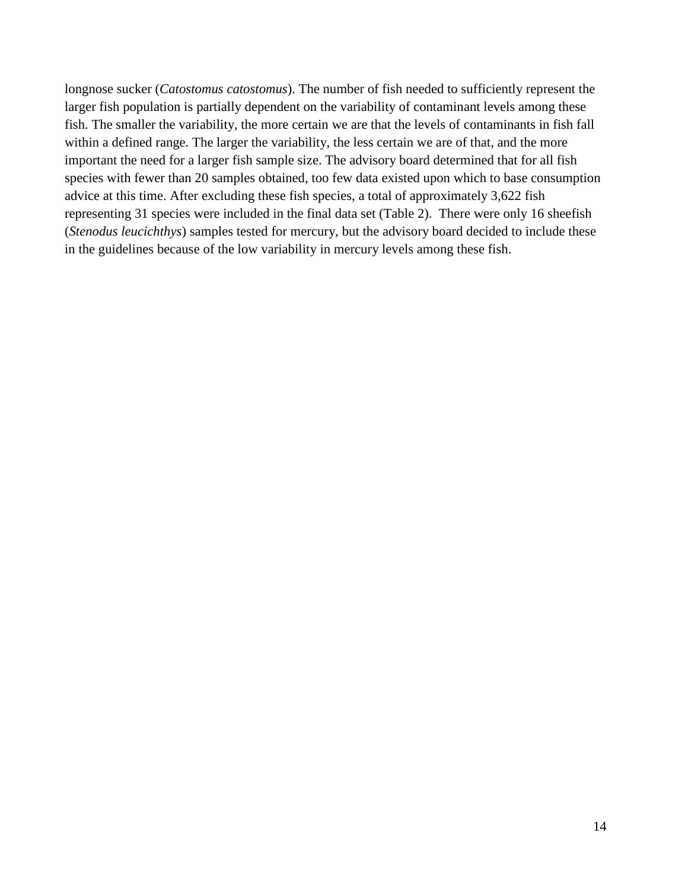longnose sucker (*Catostomus catostomus*). The number of fish needed to sufficiently represent the larger fish population is partially dependent on the variability of contaminant levels among these fish. The smaller the variability, the more certain we are that the levels of contaminants in fish fall within a defined range. The larger the variability, the less certain we are of that, and the more important the need for a larger fish sample size. The advisory board determined that for all fish species with fewer than 20 samples obtained, too few data existed upon which to base consumption advice at this time. After excluding these fish species, a total of approximately 3,622 fish representing 31 species were included in the final data set (Table 2). There were only 16 sheefish (*Stenodus leucichthys*) samples tested for mercury, but the advisory board decided to include these in the guidelines because of the low variability in mercury levels among these fish.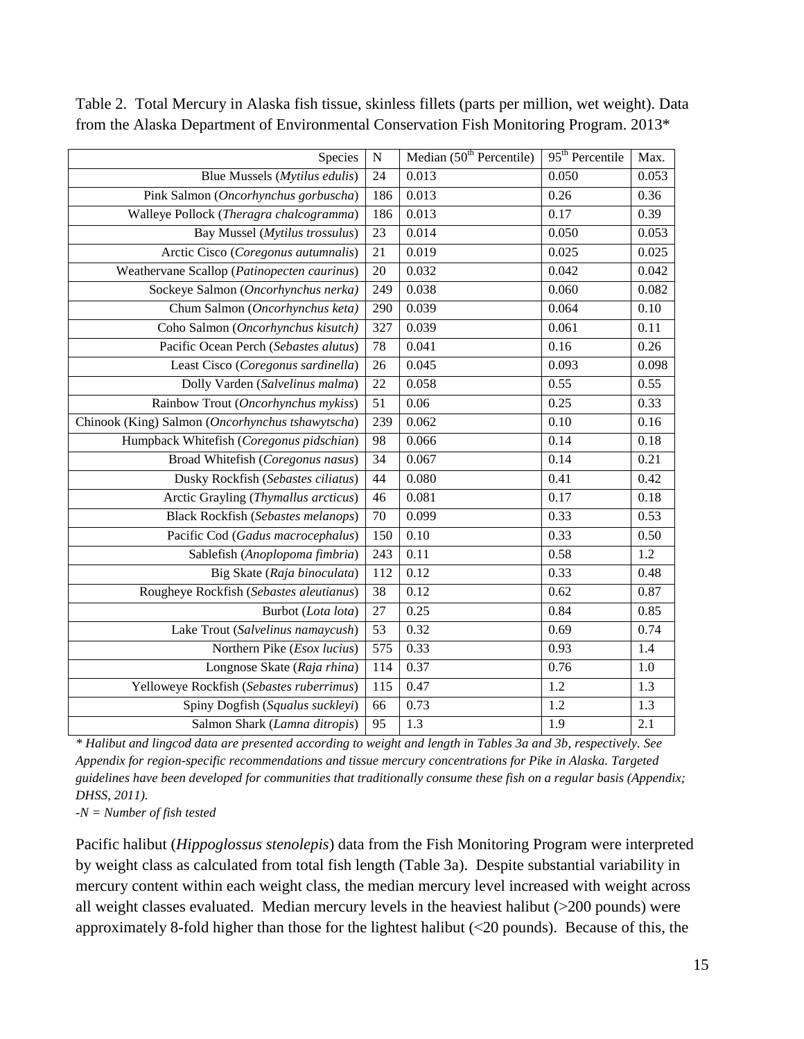Table 2. Total Mercury in Alaska fish tissue, skinless fillets (parts per million, wet weight). Data from the Alaska Department of Environmental Conservation Fish Monitoring Program. 2013*

| Species | N | Median (50th Percentile) | 95th Percentile | Max. |
|---|---|---|---|---|
| Blue Mussels (*Mytilus edulis*) | 24 | 0.013 | 0.050 | 0.053 |
| Pink Salmon (*Oncorhynchus gorbuscha*) | 186 | 0.013 | 0.26 | 0.36 |
| Walleye Pollock (*Theragra chalcogramma*) | 186 | 0.013 | 0.17 | 0.39 |
| Bay Mussel (*Mytilus trossulus*) | 23 | 0.014 | 0.050 | 0.053 |
| Arctic Cisco (*Coregonus autumnalis*) | 21 | 0.019 | 0.025 | 0.025 |
| Weathervane Scallop (*Patinopecten caurinus*) | 20 | 0.032 | 0.042 | 0.042 |
| Sockeye Salmon (*Oncorhynchus nerka)* | 249 | 0.038 | 0.060 | 0.082 |
| Chum Salmon (*Oncorhynchus keta)* | 290 | 0.039 | 0.064 | 0.10 |
| Coho Salmon (*Oncorhynchus kisutch)* | 327 | 0.039 | 0.061 | 0.11 |
| Pacific Ocean Perch (*Sebastes alutus*) | 78 | 0.041 | 0.16 | 0.26 |
| Least Cisco (*Coregonus sardinella*) | 26 | 0.045 | 0.093 | 0.098 |
| Dolly Varden (*Salvelinus malma*) | 22 | 0.058 | 0.55 | 0.55 |
| Rainbow Trout (*Oncorhynchus mykiss*) | 51 | 0.06 | 0.25 | 0.33 |
| Chinook (King) Salmon (*Oncorhynchus tshawytscha*) | 239 | 0.062 | 0.10 | 0.16 |
| Humpback Whitefish (*Coregonus pidschian*) | 98 | 0.066 | 0.14 | 0.18 |
| Broad Whitefish (*Coregonus nasus*) | 34 | 0.067 | 0.14 | 0.21 |
| Dusky Rockfish (*Sebastes ciliatus*) | 44 | 0.080 | 0.41 | 0.42 |
| Arctic Grayling (*Thymallus arcticus*) | 46 | 0.081 | 0.17 | 0.18 |
| Black Rockfish (*Sebastes melanops*) | 70 | 0.099 | 0.33 | 0.53 |
| Pacific Cod (*Gadus macrocephalus*) | 150 | 0.10 | 0.33 | 0.50 |
| Sablefish (*Anoplopoma fimbria*) | 243 | 0.11 | 0.58 | 1.2 |
| Big Skate (*Raja binoculata*) | 112 | 0.12 | 0.33 | 0.48 |
| Rougheye Rockfish (*Sebastes aleutianus*) | 38 | 0.12 | 0.62 | 0.87 |
| Burbot (*Lota lota*) | 27 | 0.25 | 0.84 | 0.85 |
| Lake Trout (*Salvelinus namaycush*) | 53 | 0.32 | 0.69 | 0.74 |
| Northern Pike (*Esox lucius*) | 575 | 0.33 | 0.93 | 1.4 |
| Longnose Skate (*Raja rhina*) | 114 | 0.37 | 0.76 | 1.0 |
| Yelloweye Rockfish (*Sebastes ruberrimus*) | 115 | 0.47 | 1.2 | 1.3 |
| Spiny Dogfish (*Squalus suckleyi*) | 66 | 0.73 | 1.2 | 1.3 |
| Salmon Shark (*Lamna ditropis*) | 95 | 1.3 | 1.9 | 2.1 |

*\* Halibut and lingcod data are presented according to weight and length in Tables 3a and 3b, respectively. See Appendix for region-specific recommendations and tissue mercury concentrations for Pike in Alaska. Targeted guidelines have been developed for communities that traditionally consume these fish on a regular basis (Appendix; DHSS, 2011).*

*-N = Number of fish tested*

Pacific halibut (*Hippoglossus stenolepis*) data from the Fish Monitoring Program were interpreted by weight class as calculated from total fish length (Table 3a). Despite substantial variability in mercury content within each weight class, the median mercury level increased with weight across all weight classes evaluated. Median mercury levels in the heaviest halibut (>200 pounds) were approximately 8-fold higher than those for the lightest halibut (<20 pounds). Because of this, the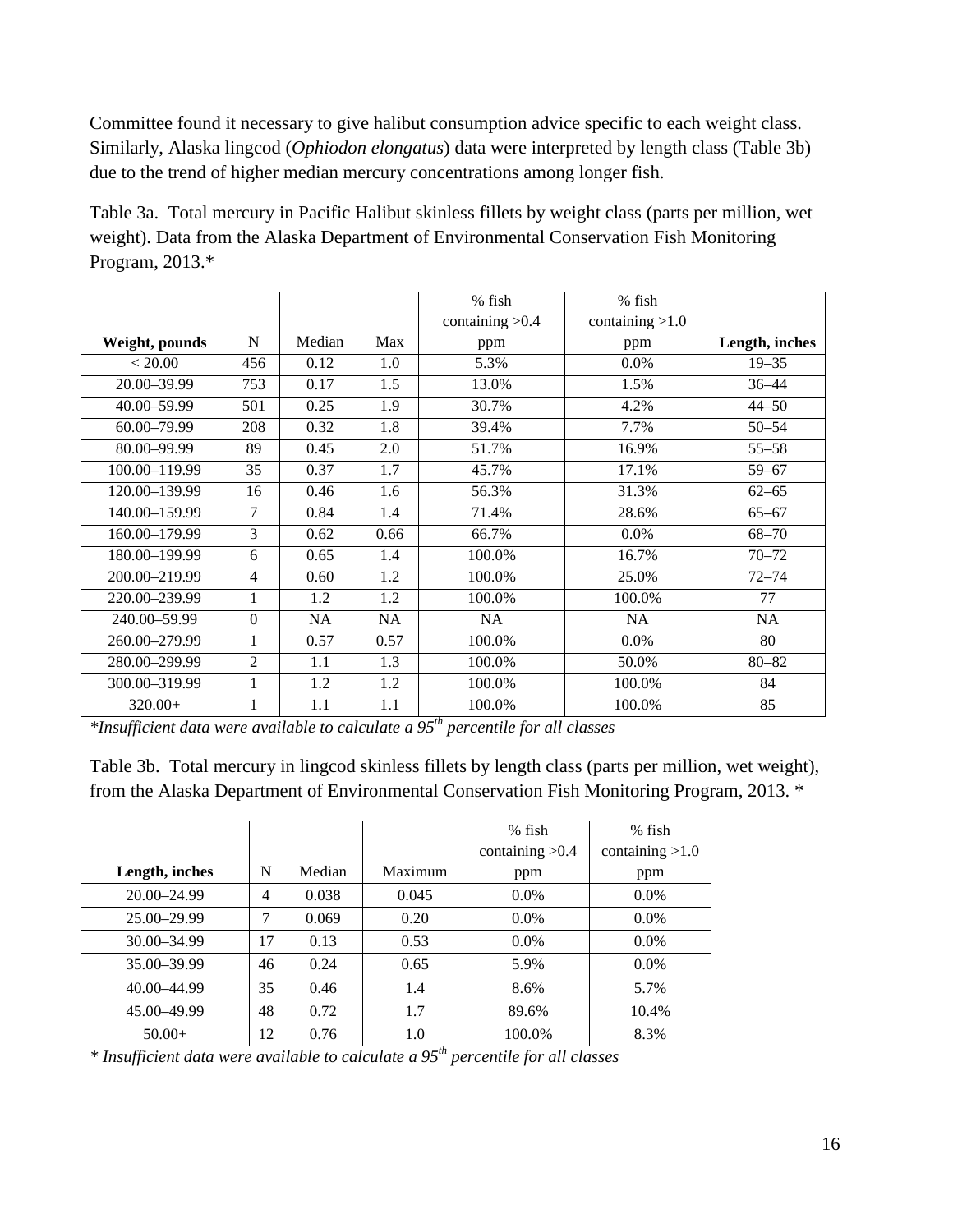Committee found it necessary to give halibut consumption advice specific to each weight class. Similarly, Alaska lingcod (*Ophiodon elongatus*) data were interpreted by length class (Table 3b) due to the trend of higher median mercury concentrations among longer fish.

Table 3a. Total mercury in Pacific Halibut skinless fillets by weight class (parts per million, wet weight). Data from the Alaska Department of Environmental Conservation Fish Monitoring Program, 2013.*

| **Weight, pounds** | N | Median | Max | % fish containing >0.4 ppm | % fish containing >1.0 ppm | **Length, inches** |
|---|---|---|---|---|---|---|
| < 20.00 | 456 | 0.12 | 1.0 | 5.3% | 0.0% | 19–35 |
| 20.00–39.99 | 753 | 0.17 | 1.5 | 13.0% | 1.5% | 36–44 |
| 40.00–59.99 | 501 | 0.25 | 1.9 | 30.7% | 4.2% | 44–50 |
| 60.00–79.99 | 208 | 0.32 | 1.8 | 39.4% | 7.7% | 50–54 |
| 80.00–99.99 | 89 | 0.45 | 2.0 | 51.7% | 16.9% | 55–58 |
| 100.00–119.99 | 35 | 0.37 | 1.7 | 45.7% | 17.1% | 59–67 |
| 120.00–139.99 | 16 | 0.46 | 1.6 | 56.3% | 31.3% | 62–65 |
| 140.00–159.99 | 7 | 0.84 | 1.4 | 71.4% | 28.6% | 65–67 |
| 160.00–179.99 | 3 | 0.62 | 0.66 | 66.7% | 0.0% | 68–70 |
| 180.00–199.99 | 6 | 0.65 | 1.4 | 100.0% | 16.7% | 70–72 |
| 200.00–219.99 | 4 | 0.60 | 1.2 | 100.0% | 25.0% | 72–74 |
| 220.00–239.99 | 1 | 1.2 | 1.2 | 100.0% | 100.0% | 77 |
| 240.00–59.99 | 0 | NA | NA | NA | NA | NA |
| 260.00–279.99 | 1 | 0.57 | 0.57 | 100.0% | 0.0% | 80 |
| 280.00–299.99 | 2 | 1.1 | 1.3 | 100.0% | 50.0% | 80–82 |
| 300.00–319.99 | 1 | 1.2 | 1.2 | 100.0% | 100.0% | 84 |
| 320.00+ | 1 | 1.1 | 1.1 | 100.0% | 100.0% | 85 |

**Insufficient data were available to calculate a 95th percentile for all classes*

Table 3b. Total mercury in lingcod skinless fillets by length class (parts per million, wet weight), from the Alaska Department of Environmental Conservation Fish Monitoring Program, 2013. *

| **Length, inches** | N | Median | Maximum | % fish containing >0.4 ppm | % fish containing >1.0 ppm |
|---|---|---|---|---|---|
| 20.00–24.99 | 4 | 0.038 | 0.045 | 0.0% | 0.0% |
| 25.00–29.99 | 7 | 0.069 | 0.20 | 0.0% | 0.0% |
| 30.00–34.99 | 17 | 0.13 | 0.53 | 0.0% | 0.0% |
| 35.00–39.99 | 46 | 0.24 | 0.65 | 5.9% | 0.0% |
| 40.00–44.99 | 35 | 0.46 | 1.4 | 8.6% | 5.7% |
| 45.00–49.99 | 48 | 0.72 | 1.7 | 89.6% | 10.4% |
| 50.00+ | 12 | 0.76 | 1.0 | 100.0% | 8.3% |

** Insufficient data were available to calculate a 95th percentile for all classes*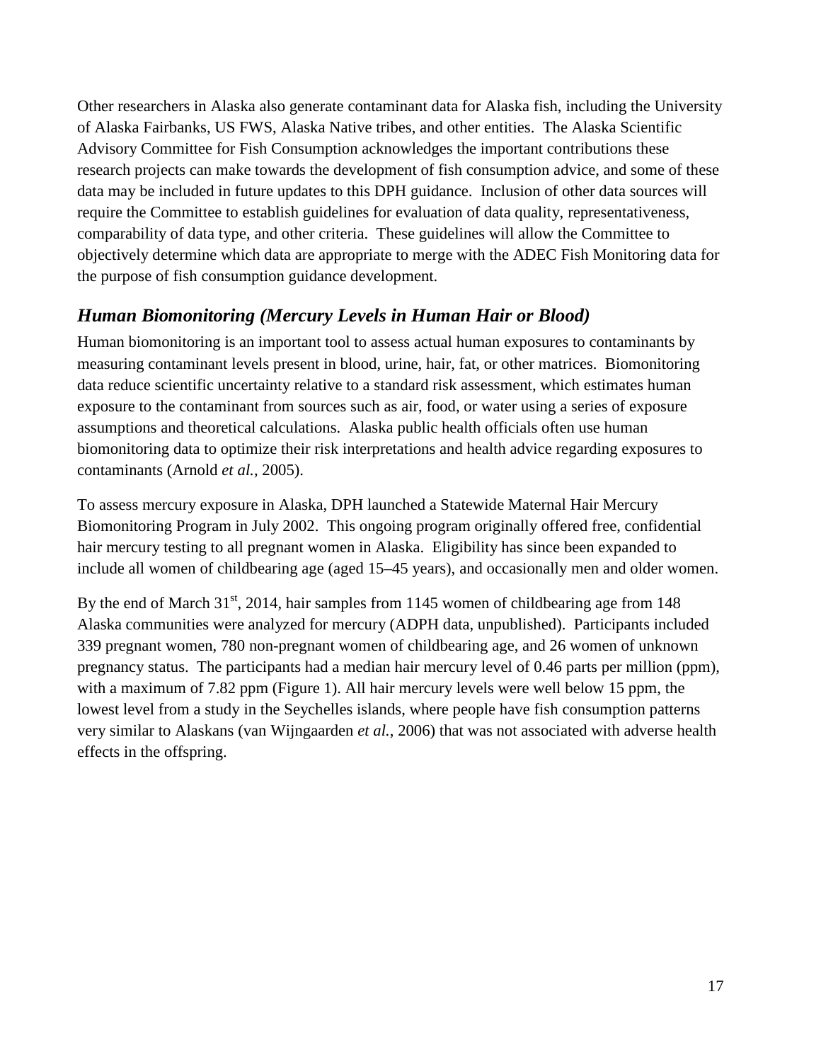Other researchers in Alaska also generate contaminant data for Alaska fish, including the University of Alaska Fairbanks, US FWS, Alaska Native tribes, and other entities. The Alaska Scientific Advisory Committee for Fish Consumption acknowledges the important contributions these research projects can make towards the development of fish consumption advice, and some of these data may be included in future updates to this DPH guidance. Inclusion of other data sources will require the Committee to establish guidelines for evaluation of data quality, representativeness, comparability of data type, and other criteria. These guidelines will allow the Committee to objectively determine which data are appropriate to merge with the ADEC Fish Monitoring data for the purpose of fish consumption guidance development.

### *Human Biomonitoring (Mercury Levels in Human Hair or Blood)*

Human biomonitoring is an important tool to assess actual human exposures to contaminants by measuring contaminant levels present in blood, urine, hair, fat, or other matrices. Biomonitoring data reduce scientific uncertainty relative to a standard risk assessment, which estimates human exposure to the contaminant from sources such as air, food, or water using a series of exposure assumptions and theoretical calculations. Alaska public health officials often use human biomonitoring data to optimize their risk interpretations and health advice regarding exposures to contaminants (Arnold *et al.*, 2005).

To assess mercury exposure in Alaska, DPH launched a Statewide Maternal Hair Mercury Biomonitoring Program in July 2002. This ongoing program originally offered free, confidential hair mercury testing to all pregnant women in Alaska. Eligibility has since been expanded to include all women of childbearing age (aged 15–45 years), and occasionally men and older women.

By the end of March 31st, 2014, hair samples from 1145 women of childbearing age from 148 Alaska communities were analyzed for mercury (ADPH data, unpublished). Participants included 339 pregnant women, 780 non-pregnant women of childbearing age, and 26 women of unknown pregnancy status. The participants had a median hair mercury level of 0.46 parts per million (ppm), with a maximum of 7.82 ppm (Figure 1). All hair mercury levels were well below 15 ppm, the lowest level from a study in the Seychelles islands, where people have fish consumption patterns very similar to Alaskans (van Wijngaarden *et al.*, 2006) that was not associated with adverse health effects in the offspring.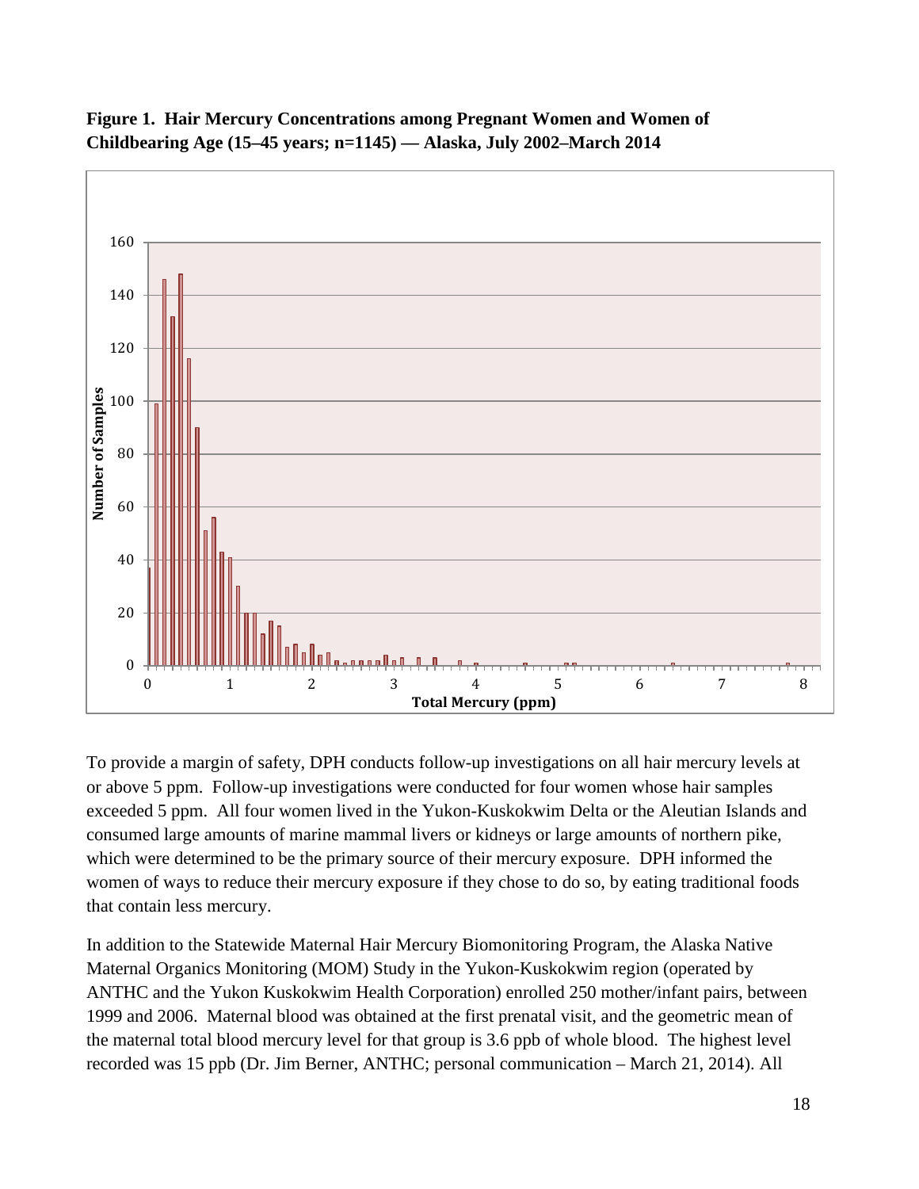**Figure 1. Hair Mercury Concentrations among Pregnant Women and Women of Childbearing Age (15–45 years; n=1145) — Alaska, July 2002–March 2014**

To provide a margin of safety, DPH conducts follow-up investigations on all hair mercury levels at or above 5 ppm. Follow-up investigations were conducted for four women whose hair samples exceeded 5 ppm. All four women lived in the Yukon-Kuskokwim Delta or the Aleutian Islands and consumed large amounts of marine mammal livers or kidneys or large amounts of northern pike, which were determined to be the primary source of their mercury exposure. DPH informed the women of ways to reduce their mercury exposure if they chose to do so, by eating traditional foods that contain less mercury.

In addition to the Statewide Maternal Hair Mercury Biomonitoring Program, the Alaska Native Maternal Organics Monitoring (MOM) Study in the Yukon-Kuskokwim region (operated by ANTHC and the Yukon Kuskokwim Health Corporation) enrolled 250 mother/infant pairs, between 1999 and 2006. Maternal blood was obtained at the first prenatal visit, and the geometric mean of the maternal total blood mercury level for that group is 3.6 ppb of whole blood. The highest level recorded was 15 ppb (Dr. Jim Berner, ANTHC; personal communication – March 21, 2014). All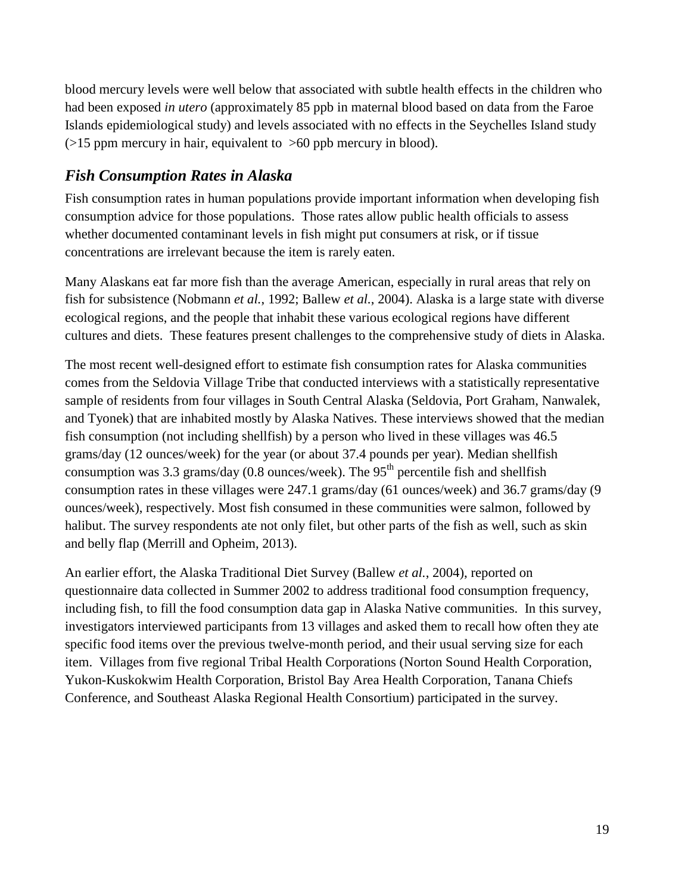blood mercury levels were well below that associated with subtle health effects in the children who had been exposed *in utero* (approximately 85 ppb in maternal blood based on data from the Faroe Islands epidemiological study) and levels associated with no effects in the Seychelles Island study (>15 ppm mercury in hair, equivalent to >60 ppb mercury in blood).

## *Fish Consumption Rates in Alaska*

Fish consumption rates in human populations provide important information when developing fish consumption advice for those populations. Those rates allow public health officials to assess whether documented contaminant levels in fish might put consumers at risk, or if tissue concentrations are irrelevant because the item is rarely eaten.

Many Alaskans eat far more fish than the average American, especially in rural areas that rely on fish for subsistence (Nobmann *et al.*, 1992; Ballew *et al.*, 2004). Alaska is a large state with diverse ecological regions, and the people that inhabit these various ecological regions have different cultures and diets. These features present challenges to the comprehensive study of diets in Alaska.

The most recent well-designed effort to estimate fish consumption rates for Alaska communities comes from the Seldovia Village Tribe that conducted interviews with a statistically representative sample of residents from four villages in South Central Alaska (Seldovia, Port Graham, Nanwalek, and Tyonek) that are inhabited mostly by Alaska Natives. These interviews showed that the median fish consumption (not including shellfish) by a person who lived in these villages was 46.5 grams/day (12 ounces/week) for the year (or about 37.4 pounds per year). Median shellfish consumption was 3.3 grams/day (0.8 ounces/week). The 95$^{th}$ percentile fish and shellfish consumption rates in these villages were 247.1 grams/day (61 ounces/week) and 36.7 grams/day (9 ounces/week), respectively. Most fish consumed in these communities were salmon, followed by halibut. The survey respondents ate not only filet, but other parts of the fish as well, such as skin and belly flap (Merrill and Opheim, 2013).

An earlier effort, the Alaska Traditional Diet Survey (Ballew *et al.*, 2004), reported on questionnaire data collected in Summer 2002 to address traditional food consumption frequency, including fish, to fill the food consumption data gap in Alaska Native communities. In this survey, investigators interviewed participants from 13 villages and asked them to recall how often they ate specific food items over the previous twelve-month period, and their usual serving size for each item. Villages from five regional Tribal Health Corporations (Norton Sound Health Corporation, Yukon-Kuskokwim Health Corporation, Bristol Bay Area Health Corporation, Tanana Chiefs Conference, and Southeast Alaska Regional Health Consortium) participated in the survey.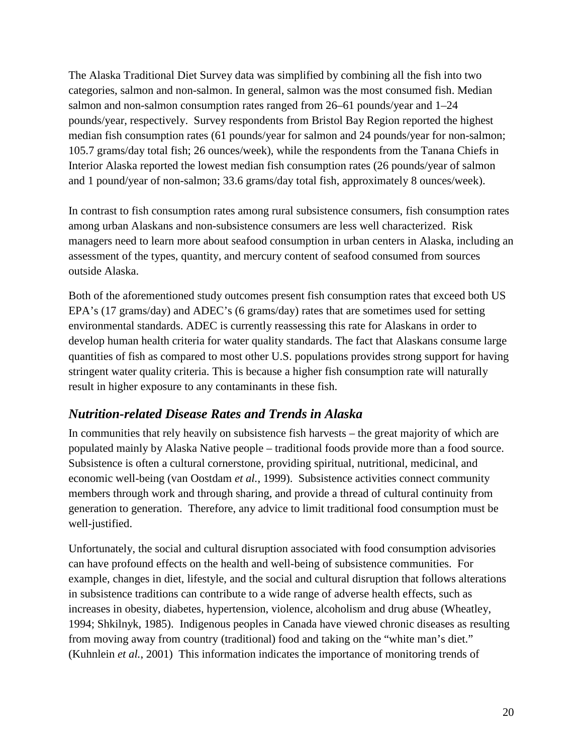The Alaska Traditional Diet Survey data was simplified by combining all the fish into two categories, salmon and non-salmon. In general, salmon was the most consumed fish. Median salmon and non-salmon consumption rates ranged from 26–61 pounds/year and 1–24 pounds/year, respectively. Survey respondents from Bristol Bay Region reported the highest median fish consumption rates (61 pounds/year for salmon and 24 pounds/year for non-salmon; 105.7 grams/day total fish; 26 ounces/week), while the respondents from the Tanana Chiefs in Interior Alaska reported the lowest median fish consumption rates (26 pounds/year of salmon and 1 pound/year of non-salmon; 33.6 grams/day total fish, approximately 8 ounces/week).

In contrast to fish consumption rates among rural subsistence consumers, fish consumption rates among urban Alaskans and non-subsistence consumers are less well characterized. Risk managers need to learn more about seafood consumption in urban centers in Alaska, including an assessment of the types, quantity, and mercury content of seafood consumed from sources outside Alaska.

Both of the aforementioned study outcomes present fish consumption rates that exceed both US EPA's (17 grams/day) and ADEC's (6 grams/day) rates that are sometimes used for setting environmental standards. ADEC is currently reassessing this rate for Alaskans in order to develop human health criteria for water quality standards. The fact that Alaskans consume large quantities of fish as compared to most other U.S. populations provides strong support for having stringent water quality criteria. This is because a higher fish consumption rate will naturally result in higher exposure to any contaminants in these fish.

## *Nutrition-related Disease Rates and Trends in Alaska*

In communities that rely heavily on subsistence fish harvests – the great majority of which are populated mainly by Alaska Native people – traditional foods provide more than a food source. Subsistence is often a cultural cornerstone, providing spiritual, nutritional, medicinal, and economic well-being (van Oostdam *et al.*, 1999). Subsistence activities connect community members through work and through sharing, and provide a thread of cultural continuity from generation to generation. Therefore, any advice to limit traditional food consumption must be well-justified.

Unfortunately, the social and cultural disruption associated with food consumption advisories can have profound effects on the health and well-being of subsistence communities. For example, changes in diet, lifestyle, and the social and cultural disruption that follows alterations in subsistence traditions can contribute to a wide range of adverse health effects, such as increases in obesity, diabetes, hypertension, violence, alcoholism and drug abuse (Wheatley, 1994; Shkilnyk, 1985). Indigenous peoples in Canada have viewed chronic diseases as resulting from moving away from country (traditional) food and taking on the "white man's diet." (Kuhnlein *et al.*, 2001) This information indicates the importance of monitoring trends of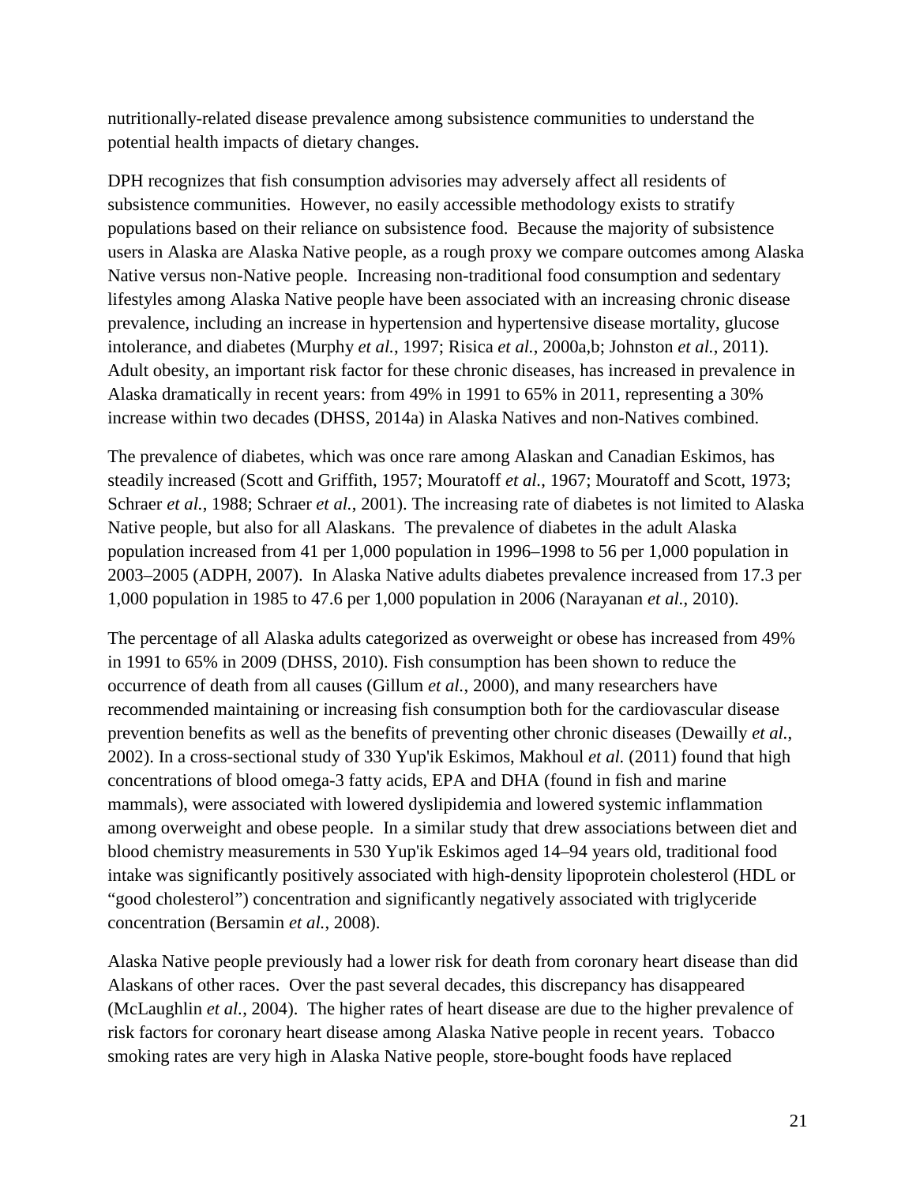nutritionally-related disease prevalence among subsistence communities to understand the potential health impacts of dietary changes.

DPH recognizes that fish consumption advisories may adversely affect all residents of subsistence communities. However, no easily accessible methodology exists to stratify populations based on their reliance on subsistence food. Because the majority of subsistence users in Alaska are Alaska Native people, as a rough proxy we compare outcomes among Alaska Native versus non-Native people. Increasing non-traditional food consumption and sedentary lifestyles among Alaska Native people have been associated with an increasing chronic disease prevalence, including an increase in hypertension and hypertensive disease mortality, glucose intolerance, and diabetes (Murphy *et al.*, 1997; Risica *et al.*, 2000a,b; Johnston *et al.*, 2011). Adult obesity, an important risk factor for these chronic diseases, has increased in prevalence in Alaska dramatically in recent years: from 49% in 1991 to 65% in 2011, representing a 30% increase within two decades (DHSS, 2014a) in Alaska Natives and non-Natives combined.

The prevalence of diabetes, which was once rare among Alaskan and Canadian Eskimos, has steadily increased (Scott and Griffith, 1957; Mouratoff *et al.*, 1967; Mouratoff and Scott, 1973; Schraer *et al.*, 1988; Schraer *et al.*, 2001). The increasing rate of diabetes is not limited to Alaska Native people, but also for all Alaskans. The prevalence of diabetes in the adult Alaska population increased from 41 per 1,000 population in 1996–1998 to 56 per 1,000 population in 2003–2005 (ADPH, 2007). In Alaska Native adults diabetes prevalence increased from 17.3 per 1,000 population in 1985 to 47.6 per 1,000 population in 2006 (Narayanan *et al.*, 2010).

The percentage of all Alaska adults categorized as overweight or obese has increased from 49% in 1991 to 65% in 2009 (DHSS, 2010). Fish consumption has been shown to reduce the occurrence of death from all causes (Gillum *et al.*, 2000), and many researchers have recommended maintaining or increasing fish consumption both for the cardiovascular disease prevention benefits as well as the benefits of preventing other chronic diseases (Dewailly *et al.*, 2002). In a cross-sectional study of 330 Yup'ik Eskimos, Makhoul *et al.* (2011) found that high concentrations of blood omega-3 fatty acids, EPA and DHA (found in fish and marine mammals), were associated with lowered dyslipidemia and lowered systemic inflammation among overweight and obese people. In a similar study that drew associations between diet and blood chemistry measurements in 530 Yup'ik Eskimos aged 14–94 years old, traditional food intake was significantly positively associated with high-density lipoprotein cholesterol (HDL or "good cholesterol") concentration and significantly negatively associated with triglyceride concentration (Bersamin *et al.*, 2008).

Alaska Native people previously had a lower risk for death from coronary heart disease than did Alaskans of other races. Over the past several decades, this discrepancy has disappeared (McLaughlin *et al.*, 2004). The higher rates of heart disease are due to the higher prevalence of risk factors for coronary heart disease among Alaska Native people in recent years. Tobacco smoking rates are very high in Alaska Native people, store-bought foods have replaced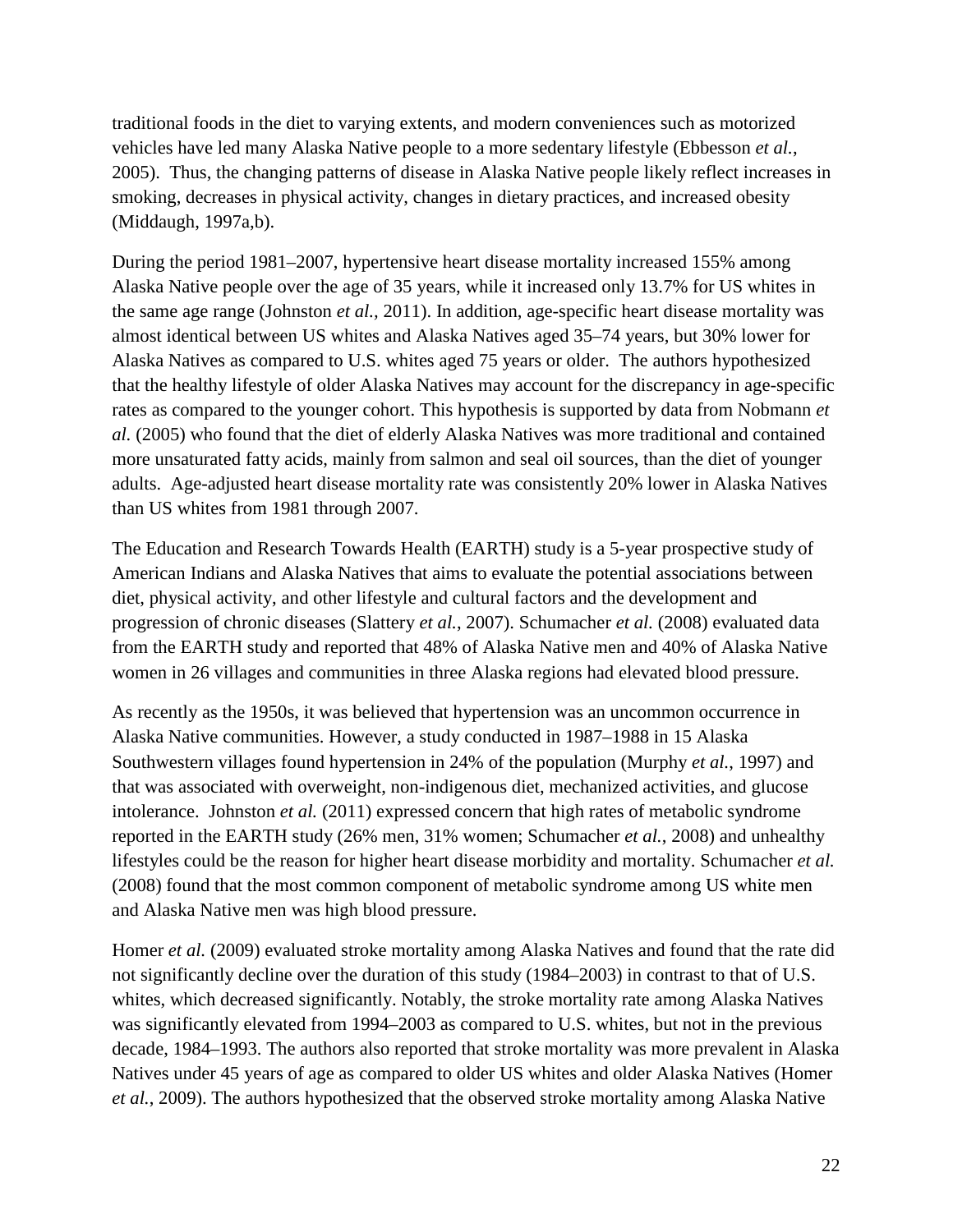traditional foods in the diet to varying extents, and modern conveniences such as motorized vehicles have led many Alaska Native people to a more sedentary lifestyle (Ebbesson *et al.*, 2005). Thus, the changing patterns of disease in Alaska Native people likely reflect increases in smoking, decreases in physical activity, changes in dietary practices, and increased obesity (Middaugh, 1997a,b).

During the period 1981–2007, hypertensive heart disease mortality increased 155% among Alaska Native people over the age of 35 years, while it increased only 13.7% for US whites in the same age range (Johnston *et al.*, 2011). In addition, age-specific heart disease mortality was almost identical between US whites and Alaska Natives aged 35–74 years, but 30% lower for Alaska Natives as compared to U.S. whites aged 75 years or older. The authors hypothesized that the healthy lifestyle of older Alaska Natives may account for the discrepancy in age-specific rates as compared to the younger cohort. This hypothesis is supported by data from Nobmann *et al.* (2005) who found that the diet of elderly Alaska Natives was more traditional and contained more unsaturated fatty acids, mainly from salmon and seal oil sources, than the diet of younger adults. Age-adjusted heart disease mortality rate was consistently 20% lower in Alaska Natives than US whites from 1981 through 2007.

The Education and Research Towards Health (EARTH) study is a 5-year prospective study of American Indians and Alaska Natives that aims to evaluate the potential associations between diet, physical activity, and other lifestyle and cultural factors and the development and progression of chronic diseases (Slattery *et al.*, 2007). Schumacher *et al.* (2008) evaluated data from the EARTH study and reported that 48% of Alaska Native men and 40% of Alaska Native women in 26 villages and communities in three Alaska regions had elevated blood pressure.

As recently as the 1950s, it was believed that hypertension was an uncommon occurrence in Alaska Native communities. However, a study conducted in 1987–1988 in 15 Alaska Southwestern villages found hypertension in 24% of the population (Murphy *et al.*, 1997) and that was associated with overweight, non-indigenous diet, mechanized activities, and glucose intolerance. Johnston *et al.* (2011) expressed concern that high rates of metabolic syndrome reported in the EARTH study (26% men, 31% women; Schumacher *et al.*, 2008) and unhealthy lifestyles could be the reason for higher heart disease morbidity and mortality. Schumacher *et al.* (2008) found that the most common component of metabolic syndrome among US white men and Alaska Native men was high blood pressure.

Homer *et al.* (2009) evaluated stroke mortality among Alaska Natives and found that the rate did not significantly decline over the duration of this study (1984–2003) in contrast to that of U.S. whites, which decreased significantly. Notably, the stroke mortality rate among Alaska Natives was significantly elevated from 1994–2003 as compared to U.S. whites, but not in the previous decade, 1984–1993. The authors also reported that stroke mortality was more prevalent in Alaska Natives under 45 years of age as compared to older US whites and older Alaska Natives (Homer *et al.*, 2009). The authors hypothesized that the observed stroke mortality among Alaska Native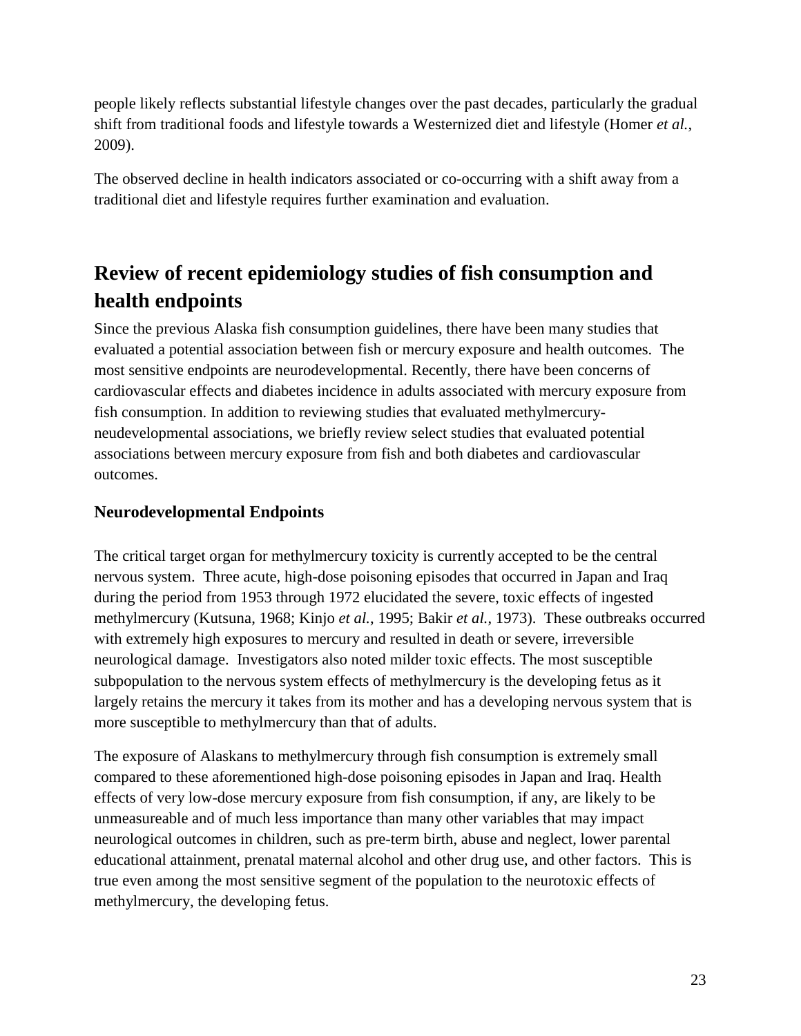people likely reflects substantial lifestyle changes over the past decades, particularly the gradual shift from traditional foods and lifestyle towards a Westernized diet and lifestyle (Homer *et al.*, 2009).

The observed decline in health indicators associated or co-occurring with a shift away from a traditional diet and lifestyle requires further examination and evaluation.

## Review of recent epidemiology studies of fish consumption and health endpoints

Since the previous Alaska fish consumption guidelines, there have been many studies that evaluated a potential association between fish or mercury exposure and health outcomes. The most sensitive endpoints are neurodevelopmental. Recently, there have been concerns of cardiovascular effects and diabetes incidence in adults associated with mercury exposure from fish consumption. In addition to reviewing studies that evaluated methylmercury-neudevelopmental associations, we briefly review select studies that evaluated potential associations between mercury exposure from fish and both diabetes and cardiovascular outcomes.

### Neurodevelopmental Endpoints

The critical target organ for methylmercury toxicity is currently accepted to be the central nervous system. Three acute, high-dose poisoning episodes that occurred in Japan and Iraq during the period from 1953 through 1972 elucidated the severe, toxic effects of ingested methylmercury (Kutsuna, 1968; Kinjo *et al.*, 1995; Bakir *et al.*, 1973). These outbreaks occurred with extremely high exposures to mercury and resulted in death or severe, irreversible neurological damage. Investigators also noted milder toxic effects. The most susceptible subpopulation to the nervous system effects of methylmercury is the developing fetus as it largely retains the mercury it takes from its mother and has a developing nervous system that is more susceptible to methylmercury than that of adults.

The exposure of Alaskans to methylmercury through fish consumption is extremely small compared to these aforementioned high-dose poisoning episodes in Japan and Iraq. Health effects of very low-dose mercury exposure from fish consumption, if any, are likely to be unmeasureable and of much less importance than many other variables that may impact neurological outcomes in children, such as pre-term birth, abuse and neglect, lower parental educational attainment, prenatal maternal alcohol and other drug use, and other factors. This is true even among the most sensitive segment of the population to the neurotoxic effects of methylmercury, the developing fetus.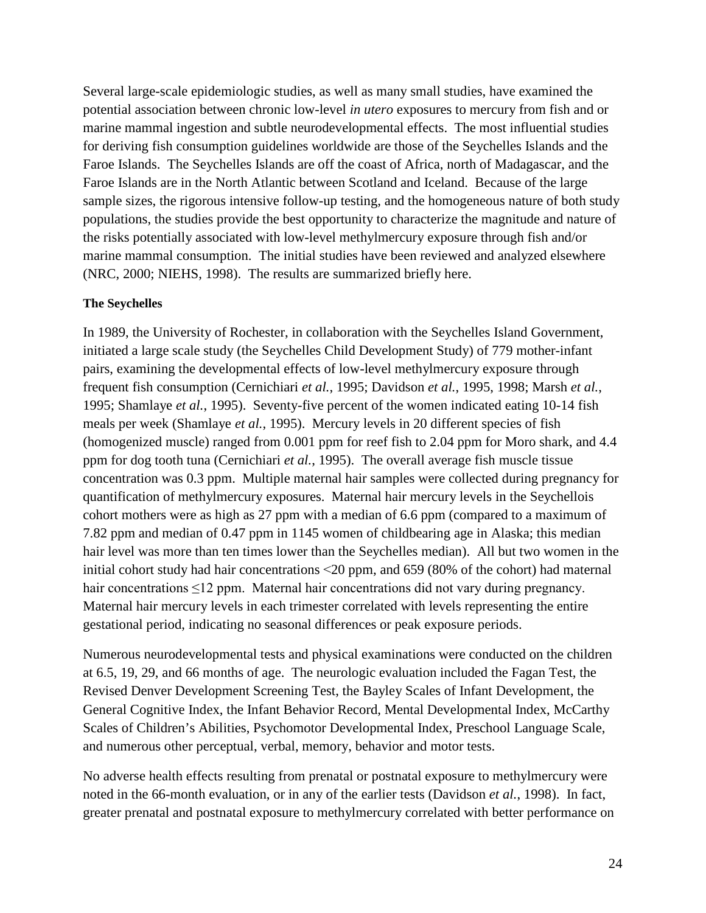Several large-scale epidemiologic studies, as well as many small studies, have examined the potential association between chronic low-level *in utero* exposures to mercury from fish and or marine mammal ingestion and subtle neurodevelopmental effects. The most influential studies for deriving fish consumption guidelines worldwide are those of the Seychelles Islands and the Faroe Islands. The Seychelles Islands are off the coast of Africa, north of Madagascar, and the Faroe Islands are in the North Atlantic between Scotland and Iceland. Because of the large sample sizes, the rigorous intensive follow-up testing, and the homogeneous nature of both study populations, the studies provide the best opportunity to characterize the magnitude and nature of the risks potentially associated with low-level methylmercury exposure through fish and/or marine mammal consumption. The initial studies have been reviewed and analyzed elsewhere (NRC, 2000; NIEHS, 1998). The results are summarized briefly here.

**The Seychelles**

In 1989, the University of Rochester, in collaboration with the Seychelles Island Government, initiated a large scale study (the Seychelles Child Development Study) of 779 mother-infant pairs, examining the developmental effects of low-level methylmercury exposure through frequent fish consumption (Cernichiari *et al.*, 1995; Davidson *et al.*, 1995, 1998; Marsh *et al.*, 1995; Shamlaye *et al.*, 1995). Seventy-five percent of the women indicated eating 10-14 fish meals per week (Shamlaye *et al.*, 1995). Mercury levels in 20 different species of fish (homogenized muscle) ranged from 0.001 ppm for reef fish to 2.04 ppm for Moro shark, and 4.4 ppm for dog tooth tuna (Cernichiari *et al.*, 1995). The overall average fish muscle tissue concentration was 0.3 ppm. Multiple maternal hair samples were collected during pregnancy for quantification of methylmercury exposures. Maternal hair mercury levels in the Seychellois cohort mothers were as high as 27 ppm with a median of 6.6 ppm (compared to a maximum of 7.82 ppm and median of 0.47 ppm in 1145 women of childbearing age in Alaska; this median hair level was more than ten times lower than the Seychelles median). All but two women in the initial cohort study had hair concentrations <20 ppm, and 659 (80% of the cohort) had maternal hair concentrations ≤12 ppm. Maternal hair concentrations did not vary during pregnancy. Maternal hair mercury levels in each trimester correlated with levels representing the entire gestational period, indicating no seasonal differences or peak exposure periods.

Numerous neurodevelopmental tests and physical examinations were conducted on the children at 6.5, 19, 29, and 66 months of age. The neurologic evaluation included the Fagan Test, the Revised Denver Development Screening Test, the Bayley Scales of Infant Development, the General Cognitive Index, the Infant Behavior Record, Mental Developmental Index, McCarthy Scales of Children's Abilities, Psychomotor Developmental Index, Preschool Language Scale, and numerous other perceptual, verbal, memory, behavior and motor tests.

No adverse health effects resulting from prenatal or postnatal exposure to methylmercury were noted in the 66-month evaluation, or in any of the earlier tests (Davidson *et al.*, 1998). In fact, greater prenatal and postnatal exposure to methylmercury correlated with better performance on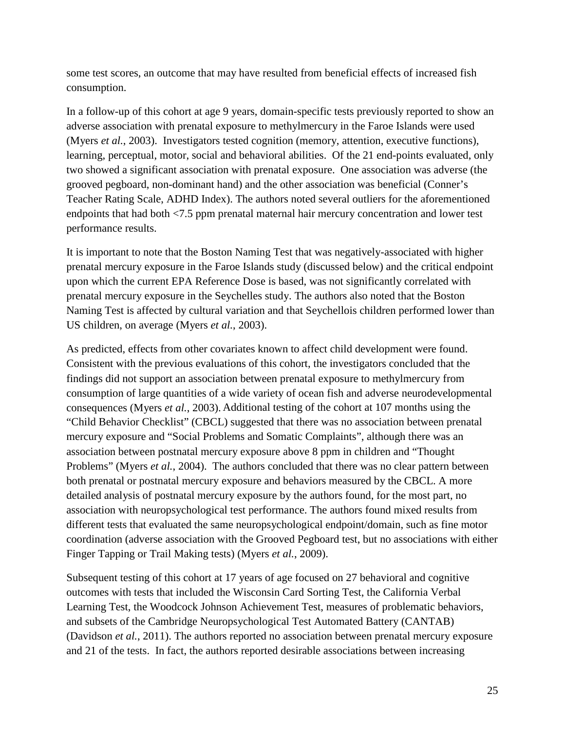some test scores, an outcome that may have resulted from beneficial effects of increased fish consumption.

In a follow-up of this cohort at age 9 years, domain-specific tests previously reported to show an adverse association with prenatal exposure to methylmercury in the Faroe Islands were used (Myers *et al.*, 2003). Investigators tested cognition (memory, attention, executive functions), learning, perceptual, motor, social and behavioral abilities. Of the 21 end-points evaluated, only two showed a significant association with prenatal exposure. One association was adverse (the grooved pegboard, non-dominant hand) and the other association was beneficial (Conner's Teacher Rating Scale, ADHD Index). The authors noted several outliers for the aforementioned endpoints that had both <7.5 ppm prenatal maternal hair mercury concentration and lower test performance results.

It is important to note that the Boston Naming Test that was negatively-associated with higher prenatal mercury exposure in the Faroe Islands study (discussed below) and the critical endpoint upon which the current EPA Reference Dose is based, was not significantly correlated with prenatal mercury exposure in the Seychelles study. The authors also noted that the Boston Naming Test is affected by cultural variation and that Seychellois children performed lower than US children, on average (Myers *et al.*, 2003).

As predicted, effects from other covariates known to affect child development were found. Consistent with the previous evaluations of this cohort, the investigators concluded that the findings did not support an association between prenatal exposure to methylmercury from consumption of large quantities of a wide variety of ocean fish and adverse neurodevelopmental consequences (Myers *et al.*, 2003). Additional testing of the cohort at 107 months using the "Child Behavior Checklist" (CBCL) suggested that there was no association between prenatal mercury exposure and "Social Problems and Somatic Complaints", although there was an association between postnatal mercury exposure above 8 ppm in children and "Thought Problems" (Myers *et al.*, 2004). The authors concluded that there was no clear pattern between both prenatal or postnatal mercury exposure and behaviors measured by the CBCL. A more detailed analysis of postnatal mercury exposure by the authors found, for the most part, no association with neuropsychological test performance. The authors found mixed results from different tests that evaluated the same neuropsychological endpoint/domain, such as fine motor coordination (adverse association with the Grooved Pegboard test, but no associations with either Finger Tapping or Trail Making tests) (Myers *et al.*, 2009).

Subsequent testing of this cohort at 17 years of age focused on 27 behavioral and cognitive outcomes with tests that included the Wisconsin Card Sorting Test, the California Verbal Learning Test, the Woodcock Johnson Achievement Test, measures of problematic behaviors, and subsets of the Cambridge Neuropsychological Test Automated Battery (CANTAB) (Davidson *et al.*, 2011). The authors reported no association between prenatal mercury exposure and 21 of the tests. In fact, the authors reported desirable associations between increasing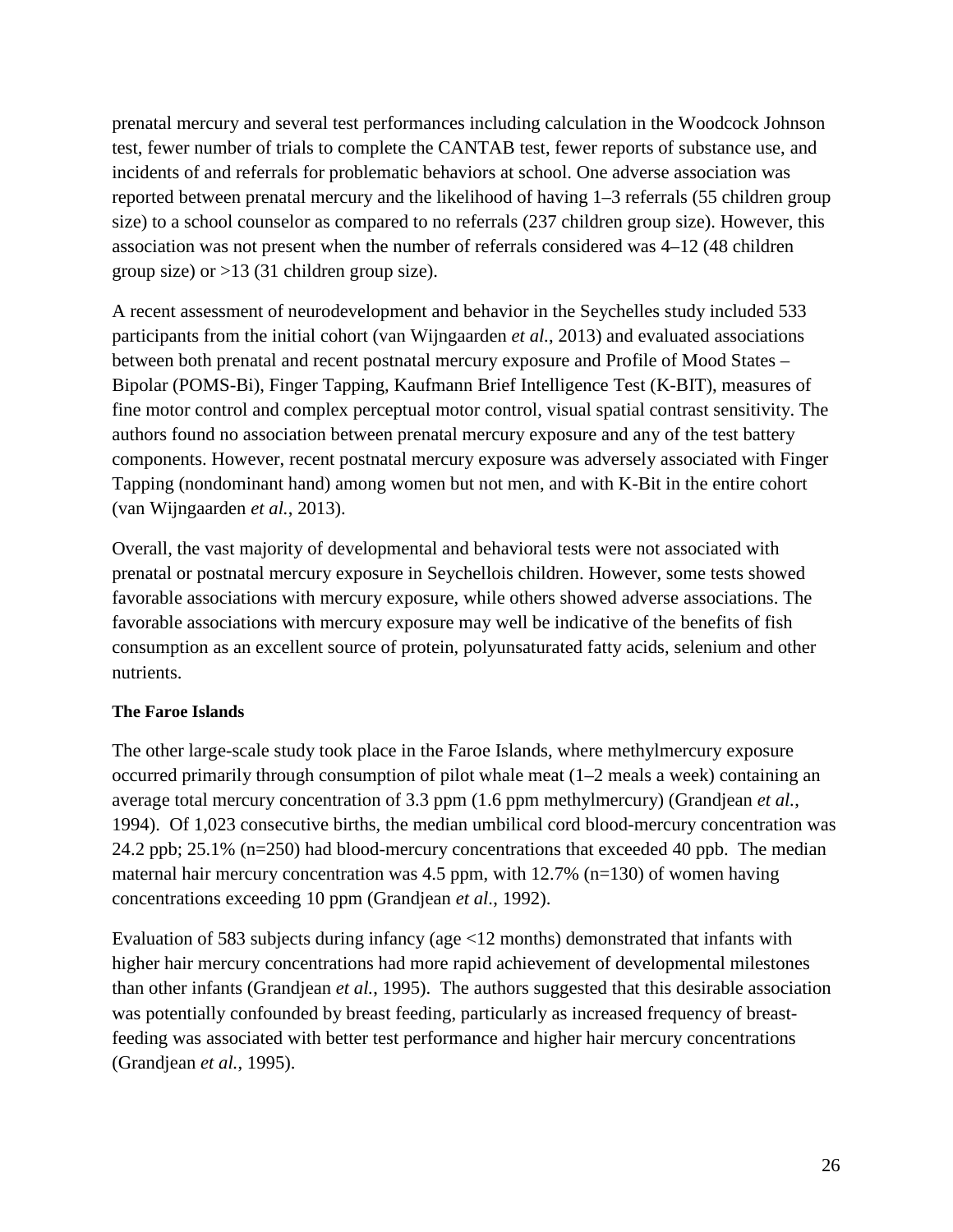prenatal mercury and several test performances including calculation in the Woodcock Johnson test, fewer number of trials to complete the CANTAB test, fewer reports of substance use, and incidents of and referrals for problematic behaviors at school. One adverse association was reported between prenatal mercury and the likelihood of having 1–3 referrals (55 children group size) to a school counselor as compared to no referrals (237 children group size). However, this association was not present when the number of referrals considered was 4–12 (48 children group size) or >13 (31 children group size).

A recent assessment of neurodevelopment and behavior in the Seychelles study included 533 participants from the initial cohort (van Wijngaarden *et al.*, 2013) and evaluated associations between both prenatal and recent postnatal mercury exposure and Profile of Mood States – Bipolar (POMS-Bi), Finger Tapping, Kaufmann Brief Intelligence Test (K-BIT), measures of fine motor control and complex perceptual motor control, visual spatial contrast sensitivity. The authors found no association between prenatal mercury exposure and any of the test battery components. However, recent postnatal mercury exposure was adversely associated with Finger Tapping (nondominant hand) among women but not men, and with K-Bit in the entire cohort (van Wijngaarden *et al.*, 2013).

Overall, the vast majority of developmental and behavioral tests were not associated with prenatal or postnatal mercury exposure in Seychellois children. However, some tests showed favorable associations with mercury exposure, while others showed adverse associations. The favorable associations with mercury exposure may well be indicative of the benefits of fish consumption as an excellent source of protein, polyunsaturated fatty acids, selenium and other nutrients.

**The Faroe Islands**

The other large-scale study took place in the Faroe Islands, where methylmercury exposure occurred primarily through consumption of pilot whale meat (1–2 meals a week) containing an average total mercury concentration of 3.3 ppm (1.6 ppm methylmercury) (Grandjean *et al.*, 1994). Of 1,023 consecutive births, the median umbilical cord blood-mercury concentration was 24.2 ppb; 25.1% (n=250) had blood-mercury concentrations that exceeded 40 ppb. The median maternal hair mercury concentration was 4.5 ppm, with 12.7% (n=130) of women having concentrations exceeding 10 ppm (Grandjean *et al.*, 1992).

Evaluation of 583 subjects during infancy (age <12 months) demonstrated that infants with higher hair mercury concentrations had more rapid achievement of developmental milestones than other infants (Grandjean *et al.*, 1995). The authors suggested that this desirable association was potentially confounded by breast feeding, particularly as increased frequency of breast-feeding was associated with better test performance and higher hair mercury concentrations (Grandjean *et al.*, 1995).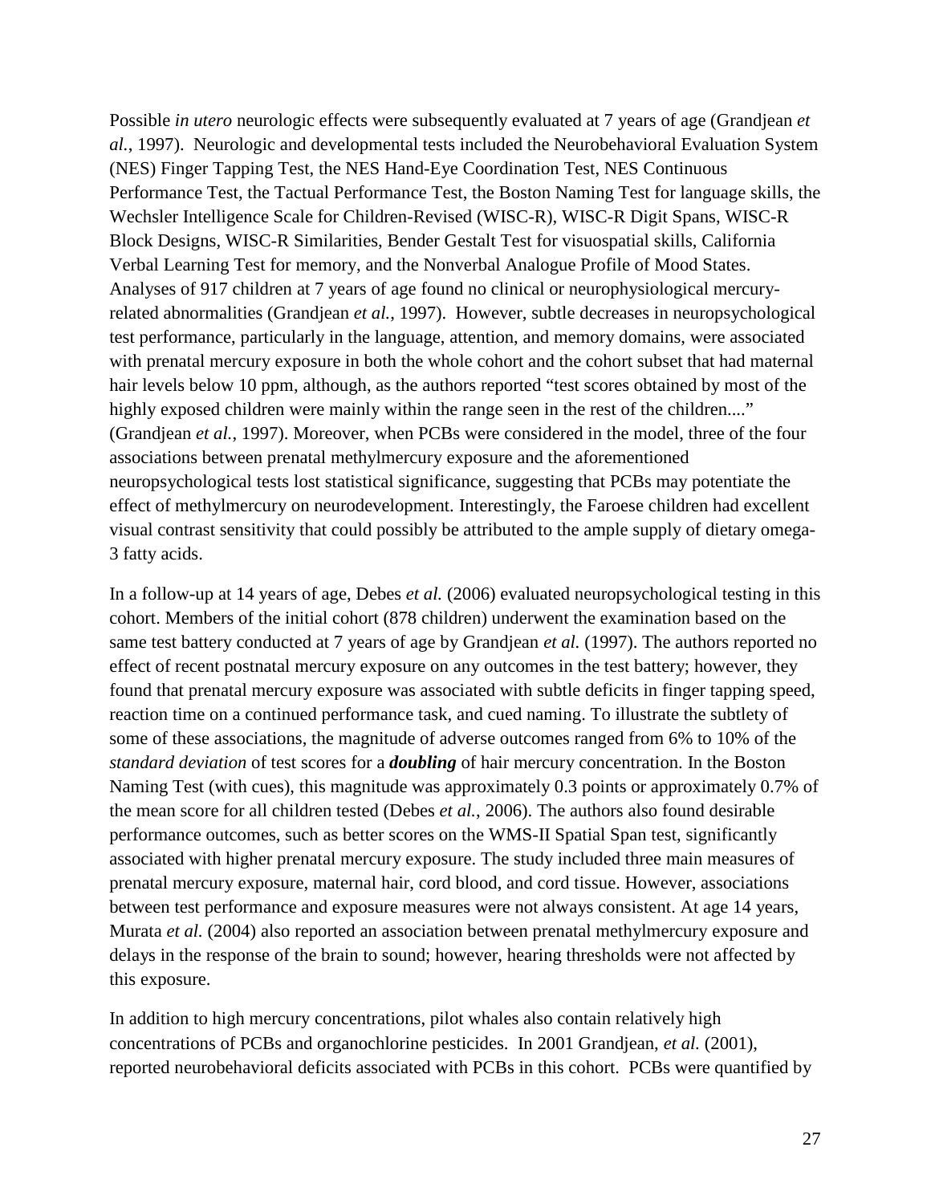Possible *in utero* neurologic effects were subsequently evaluated at 7 years of age (Grandjean *et al.*, 1997). Neurologic and developmental tests included the Neurobehavioral Evaluation System (NES) Finger Tapping Test, the NES Hand-Eye Coordination Test, NES Continuous Performance Test, the Tactual Performance Test, the Boston Naming Test for language skills, the Wechsler Intelligence Scale for Children-Revised (WISC-R), WISC-R Digit Spans, WISC-R Block Designs, WISC-R Similarities, Bender Gestalt Test for visuospatial skills, California Verbal Learning Test for memory, and the Nonverbal Analogue Profile of Mood States. Analyses of 917 children at 7 years of age found no clinical or neurophysiological mercury-related abnormalities (Grandjean *et al.*, 1997). However, subtle decreases in neuropsychological test performance, particularly in the language, attention, and memory domains, were associated with prenatal mercury exposure in both the whole cohort and the cohort subset that had maternal hair levels below 10 ppm, although, as the authors reported "test scores obtained by most of the highly exposed children were mainly within the range seen in the rest of the children...." (Grandjean *et al.*, 1997). Moreover, when PCBs were considered in the model, three of the four associations between prenatal methylmercury exposure and the aforementioned neuropsychological tests lost statistical significance, suggesting that PCBs may potentiate the effect of methylmercury on neurodevelopment. Interestingly, the Faroese children had excellent visual contrast sensitivity that could possibly be attributed to the ample supply of dietary omega-3 fatty acids.

In a follow-up at 14 years of age, Debes *et al.* (2006) evaluated neuropsychological testing in this cohort. Members of the initial cohort (878 children) underwent the examination based on the same test battery conducted at 7 years of age by Grandjean *et al.* (1997). The authors reported no effect of recent postnatal mercury exposure on any outcomes in the test battery; however, they found that prenatal mercury exposure was associated with subtle deficits in finger tapping speed, reaction time on a continued performance task, and cued naming. To illustrate the subtlety of some of these associations, the magnitude of adverse outcomes ranged from 6% to 10% of the *standard deviation* of test scores for a ***doubling*** of hair mercury concentration. In the Boston Naming Test (with cues), this magnitude was approximately 0.3 points or approximately 0.7% of the mean score for all children tested (Debes *et al.*, 2006). The authors also found desirable performance outcomes, such as better scores on the WMS-II Spatial Span test, significantly associated with higher prenatal mercury exposure. The study included three main measures of prenatal mercury exposure, maternal hair, cord blood, and cord tissue. However, associations between test performance and exposure measures were not always consistent. At age 14 years, Murata *et al.* (2004) also reported an association between prenatal methylmercury exposure and delays in the response of the brain to sound; however, hearing thresholds were not affected by this exposure.

In addition to high mercury concentrations, pilot whales also contain relatively high concentrations of PCBs and organochlorine pesticides. In 2001 Grandjean, *et al.* (2001), reported neurobehavioral deficits associated with PCBs in this cohort. PCBs were quantified by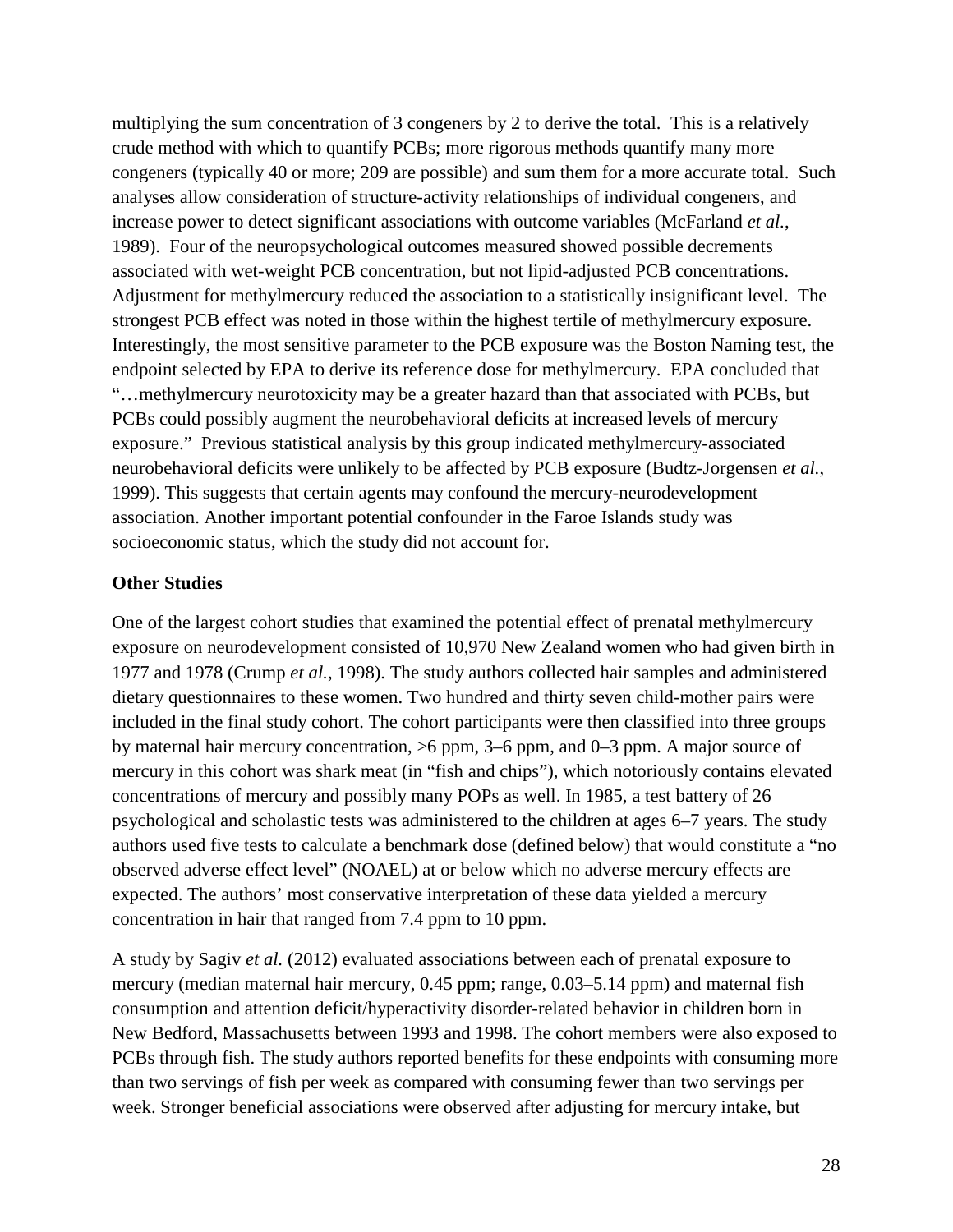multiplying the sum concentration of 3 congeners by 2 to derive the total. This is a relatively crude method with which to quantify PCBs; more rigorous methods quantify many more congeners (typically 40 or more; 209 are possible) and sum them for a more accurate total. Such analyses allow consideration of structure-activity relationships of individual congeners, and increase power to detect significant associations with outcome variables (McFarland *et al.*, 1989). Four of the neuropsychological outcomes measured showed possible decrements associated with wet-weight PCB concentration, but not lipid-adjusted PCB concentrations. Adjustment for methylmercury reduced the association to a statistically insignificant level. The strongest PCB effect was noted in those within the highest tertile of methylmercury exposure. Interestingly, the most sensitive parameter to the PCB exposure was the Boston Naming test, the endpoint selected by EPA to derive its reference dose for methylmercury. EPA concluded that "…methylmercury neurotoxicity may be a greater hazard than that associated with PCBs, but PCBs could possibly augment the neurobehavioral deficits at increased levels of mercury exposure." Previous statistical analysis by this group indicated methylmercury-associated neurobehavioral deficits were unlikely to be affected by PCB exposure (Budtz-Jorgensen *et al.*, 1999). This suggests that certain agents may confound the mercury-neurodevelopment association. Another important potential confounder in the Faroe Islands study was socioeconomic status, which the study did not account for.

**Other Studies**

One of the largest cohort studies that examined the potential effect of prenatal methylmercury exposure on neurodevelopment consisted of 10,970 New Zealand women who had given birth in 1977 and 1978 (Crump *et al.*, 1998). The study authors collected hair samples and administered dietary questionnaires to these women. Two hundred and thirty seven child-mother pairs were included in the final study cohort. The cohort participants were then classified into three groups by maternal hair mercury concentration, >6 ppm, 3–6 ppm, and 0–3 ppm. A major source of mercury in this cohort was shark meat (in "fish and chips"), which notoriously contains elevated concentrations of mercury and possibly many POPs as well. In 1985, a test battery of 26 psychological and scholastic tests was administered to the children at ages 6–7 years. The study authors used five tests to calculate a benchmark dose (defined below) that would constitute a "no observed adverse effect level" (NOAEL) at or below which no adverse mercury effects are expected. The authors' most conservative interpretation of these data yielded a mercury concentration in hair that ranged from 7.4 ppm to 10 ppm.

A study by Sagiv *et al.* (2012) evaluated associations between each of prenatal exposure to mercury (median maternal hair mercury, 0.45 ppm; range, 0.03–5.14 ppm) and maternal fish consumption and attention deficit/hyperactivity disorder-related behavior in children born in New Bedford, Massachusetts between 1993 and 1998. The cohort members were also exposed to PCBs through fish. The study authors reported benefits for these endpoints with consuming more than two servings of fish per week as compared with consuming fewer than two servings per week. Stronger beneficial associations were observed after adjusting for mercury intake, but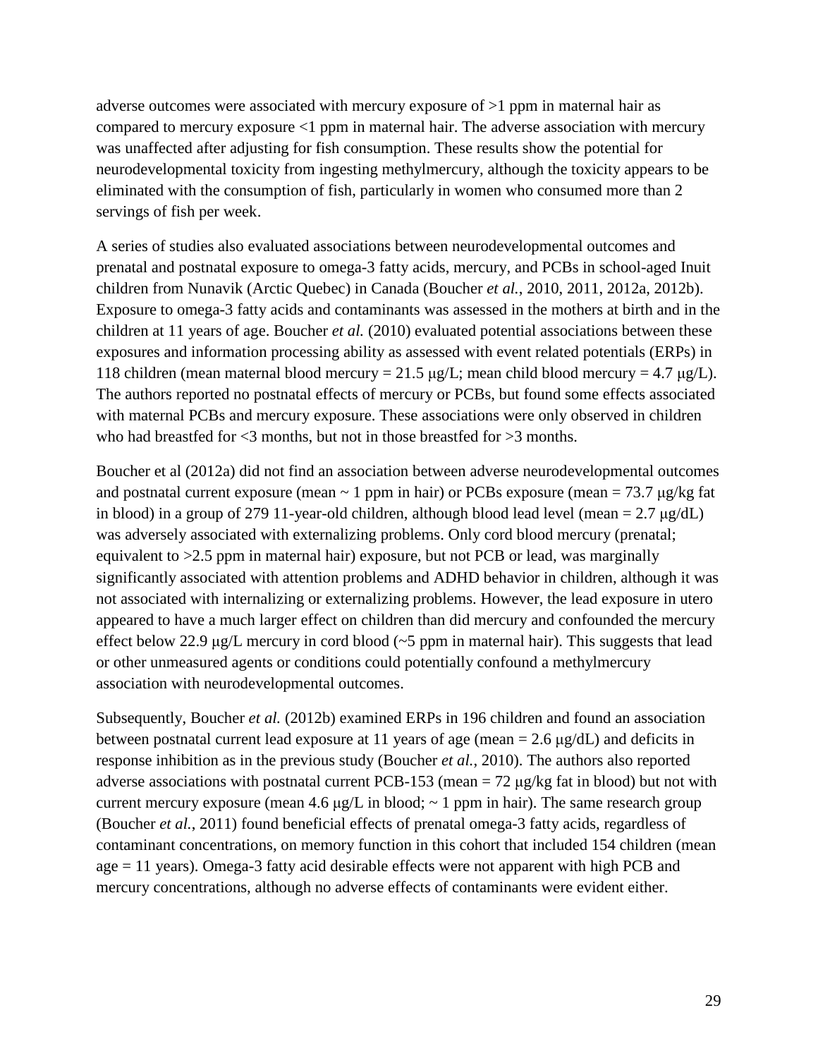adverse outcomes were associated with mercury exposure of >1 ppm in maternal hair as compared to mercury exposure <1 ppm in maternal hair. The adverse association with mercury was unaffected after adjusting for fish consumption. These results show the potential for neurodevelopmental toxicity from ingesting methylmercury, although the toxicity appears to be eliminated with the consumption of fish, particularly in women who consumed more than 2 servings of fish per week.

A series of studies also evaluated associations between neurodevelopmental outcomes and prenatal and postnatal exposure to omega-3 fatty acids, mercury, and PCBs in school-aged Inuit children from Nunavik (Arctic Quebec) in Canada (Boucher *et al.*, 2010, 2011, 2012a, 2012b). Exposure to omega-3 fatty acids and contaminants was assessed in the mothers at birth and in the children at 11 years of age. Boucher *et al.* (2010) evaluated potential associations between these exposures and information processing ability as assessed with event related potentials (ERPs) in 118 children (mean maternal blood mercury = 21.5 μg/L; mean child blood mercury = 4.7 μg/L). The authors reported no postnatal effects of mercury or PCBs, but found some effects associated with maternal PCBs and mercury exposure. These associations were only observed in children who had breastfed for <3 months, but not in those breastfed for >3 months.

Boucher et al (2012a) did not find an association between adverse neurodevelopmental outcomes and postnatal current exposure (mean ~ 1 ppm in hair) or PCBs exposure (mean = 73.7 μg/kg fat in blood) in a group of 279 11-year-old children, although blood lead level (mean = 2.7 μg/dL) was adversely associated with externalizing problems. Only cord blood mercury (prenatal; equivalent to >2.5 ppm in maternal hair) exposure, but not PCB or lead, was marginally significantly associated with attention problems and ADHD behavior in children, although it was not associated with internalizing or externalizing problems. However, the lead exposure in utero appeared to have a much larger effect on children than did mercury and confounded the mercury effect below 22.9 μg/L mercury in cord blood (~5 ppm in maternal hair). This suggests that lead or other unmeasured agents or conditions could potentially confound a methylmercury association with neurodevelopmental outcomes.

Subsequently, Boucher *et al.* (2012b) examined ERPs in 196 children and found an association between postnatal current lead exposure at 11 years of age (mean = 2.6 μg/dL) and deficits in response inhibition as in the previous study (Boucher *et al.*, 2010). The authors also reported adverse associations with postnatal current PCB-153 (mean = 72 μg/kg fat in blood) but not with current mercury exposure (mean 4.6 μg/L in blood; ~ 1 ppm in hair). The same research group (Boucher *et al.*, 2011) found beneficial effects of prenatal omega-3 fatty acids, regardless of contaminant concentrations, on memory function in this cohort that included 154 children (mean age = 11 years). Omega-3 fatty acid desirable effects were not apparent with high PCB and mercury concentrations, although no adverse effects of contaminants were evident either.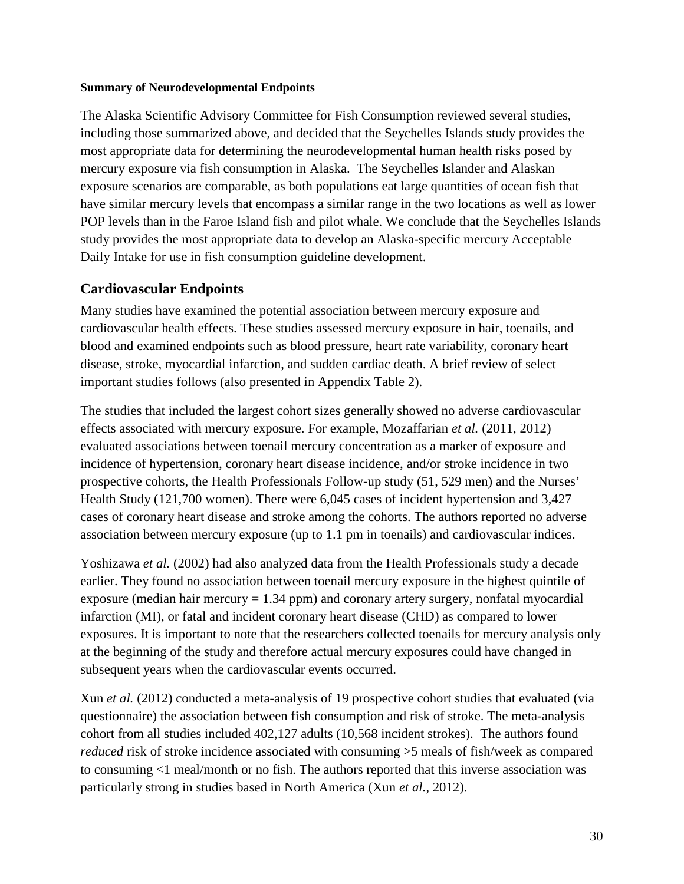**Summary of Neurodevelopmental Endpoints**

The Alaska Scientific Advisory Committee for Fish Consumption reviewed several studies, including those summarized above, and decided that the Seychelles Islands study provides the most appropriate data for determining the neurodevelopmental human health risks posed by mercury exposure via fish consumption in Alaska. The Seychelles Islander and Alaskan exposure scenarios are comparable, as both populations eat large quantities of ocean fish that have similar mercury levels that encompass a similar range in the two locations as well as lower POP levels than in the Faroe Island fish and pilot whale. We conclude that the Seychelles Islands study provides the most appropriate data to develop an Alaska-specific mercury Acceptable Daily Intake for use in fish consumption guideline development.

## Cardiovascular Endpoints

Many studies have examined the potential association between mercury exposure and cardiovascular health effects. These studies assessed mercury exposure in hair, toenails, and blood and examined endpoints such as blood pressure, heart rate variability, coronary heart disease, stroke, myocardial infarction, and sudden cardiac death. A brief review of select important studies follows (also presented in Appendix Table 2).

The studies that included the largest cohort sizes generally showed no adverse cardiovascular effects associated with mercury exposure. For example, Mozaffarian *et al.* (2011, 2012) evaluated associations between toenail mercury concentration as a marker of exposure and incidence of hypertension, coronary heart disease incidence, and/or stroke incidence in two prospective cohorts, the Health Professionals Follow-up study (51, 529 men) and the Nurses' Health Study (121,700 women). There were 6,045 cases of incident hypertension and 3,427 cases of coronary heart disease and stroke among the cohorts. The authors reported no adverse association between mercury exposure (up to 1.1 pm in toenails) and cardiovascular indices.

Yoshizawa *et al.* (2002) had also analyzed data from the Health Professionals study a decade earlier. They found no association between toenail mercury exposure in the highest quintile of exposure (median hair mercury = 1.34 ppm) and coronary artery surgery, nonfatal myocardial infarction (MI), or fatal and incident coronary heart disease (CHD) as compared to lower exposures. It is important to note that the researchers collected toenails for mercury analysis only at the beginning of the study and therefore actual mercury exposures could have changed in subsequent years when the cardiovascular events occurred.

Xun *et al.* (2012) conducted a meta-analysis of 19 prospective cohort studies that evaluated (via questionnaire) the association between fish consumption and risk of stroke. The meta-analysis cohort from all studies included 402,127 adults (10,568 incident strokes). The authors found *reduced* risk of stroke incidence associated with consuming >5 meals of fish/week as compared to consuming <1 meal/month or no fish. The authors reported that this inverse association was particularly strong in studies based in North America (Xun *et al.*, 2012).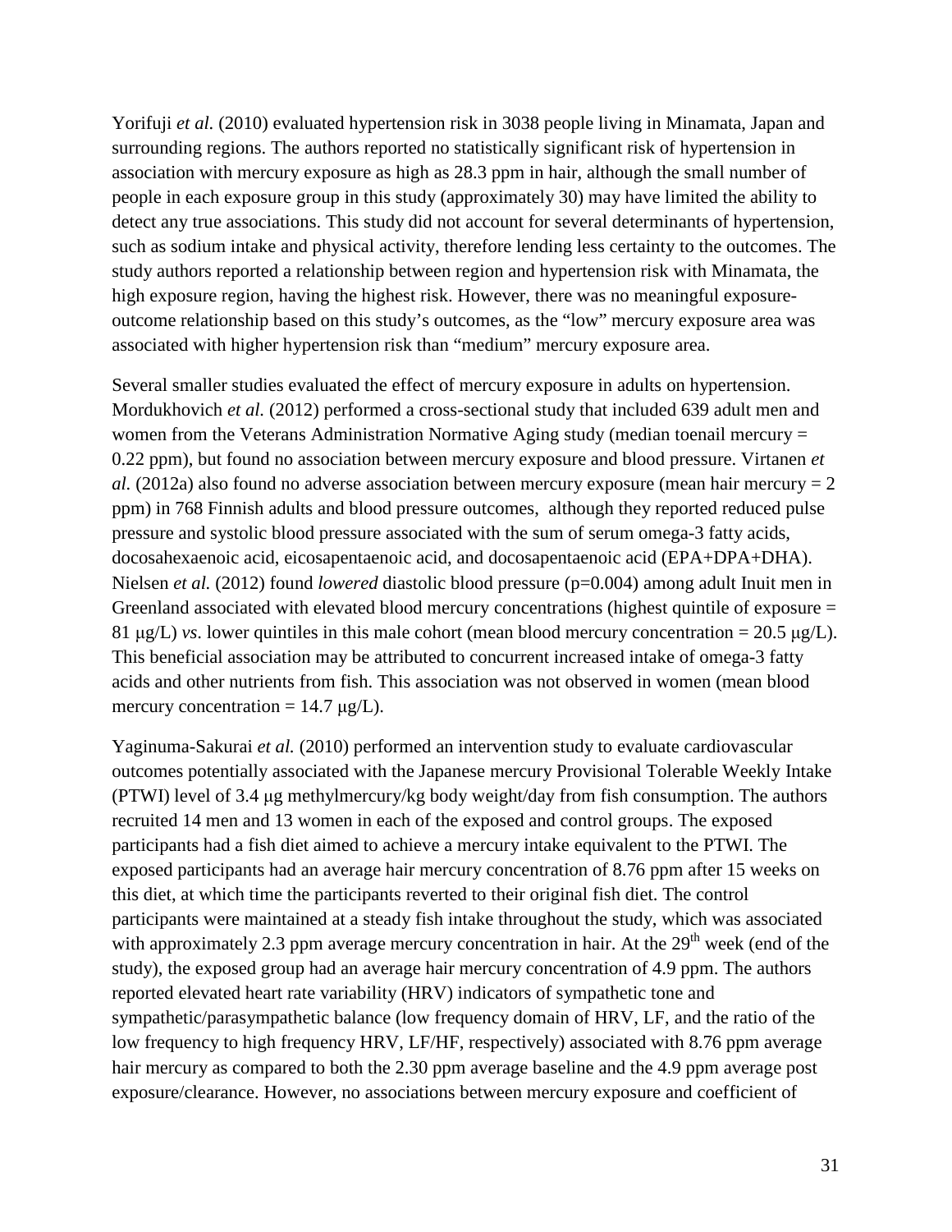Yorifuji *et al.* (2010) evaluated hypertension risk in 3038 people living in Minamata, Japan and surrounding regions. The authors reported no statistically significant risk of hypertension in association with mercury exposure as high as 28.3 ppm in hair, although the small number of people in each exposure group in this study (approximately 30) may have limited the ability to detect any true associations. This study did not account for several determinants of hypertension, such as sodium intake and physical activity, therefore lending less certainty to the outcomes. The study authors reported a relationship between region and hypertension risk with Minamata, the high exposure region, having the highest risk. However, there was no meaningful exposure-outcome relationship based on this study's outcomes, as the "low" mercury exposure area was associated with higher hypertension risk than "medium" mercury exposure area.

Several smaller studies evaluated the effect of mercury exposure in adults on hypertension. Mordukhovich *et al.* (2012) performed a cross-sectional study that included 639 adult men and women from the Veterans Administration Normative Aging study (median toenail mercury = 0.22 ppm), but found no association between mercury exposure and blood pressure. Virtanen *et al.* (2012a) also found no adverse association between mercury exposure (mean hair mercury = 2 ppm) in 768 Finnish adults and blood pressure outcomes, although they reported reduced pulse pressure and systolic blood pressure associated with the sum of serum omega-3 fatty acids, docosahexaenoic acid, eicosapentaenoic acid, and docosapentaenoic acid (EPA+DPA+DHA). Nielsen *et al.* (2012) found *lowered* diastolic blood pressure ($p=0.004$) among adult Inuit men in Greenland associated with elevated blood mercury concentrations (highest quintile of exposure = 81 μg/L) *vs*. lower quintiles in this male cohort (mean blood mercury concentration = 20.5 μg/L). This beneficial association may be attributed to concurrent increased intake of omega-3 fatty acids and other nutrients from fish. This association was not observed in women (mean blood mercury concentration = 14.7 μg/L).

Yaginuma-Sakurai *et al.* (2010) performed an intervention study to evaluate cardiovascular outcomes potentially associated with the Japanese mercury Provisional Tolerable Weekly Intake (PTWI) level of 3.4 μg methylmercury/kg body weight/day from fish consumption. The authors recruited 14 men and 13 women in each of the exposed and control groups. The exposed participants had a fish diet aimed to achieve a mercury intake equivalent to the PTWI. The exposed participants had an average hair mercury concentration of 8.76 ppm after 15 weeks on this diet, at which time the participants reverted to their original fish diet. The control participants were maintained at a steady fish intake throughout the study, which was associated with approximately 2.3 ppm average mercury concentration in hair. At the 29th week (end of the study), the exposed group had an average hair mercury concentration of 4.9 ppm. The authors reported elevated heart rate variability (HRV) indicators of sympathetic tone and sympathetic/parasympathetic balance (low frequency domain of HRV, LF, and the ratio of the low frequency to high frequency HRV, LF/HF, respectively) associated with 8.76 ppm average hair mercury as compared to both the 2.30 ppm average baseline and the 4.9 ppm average post exposure/clearance. However, no associations between mercury exposure and coefficient of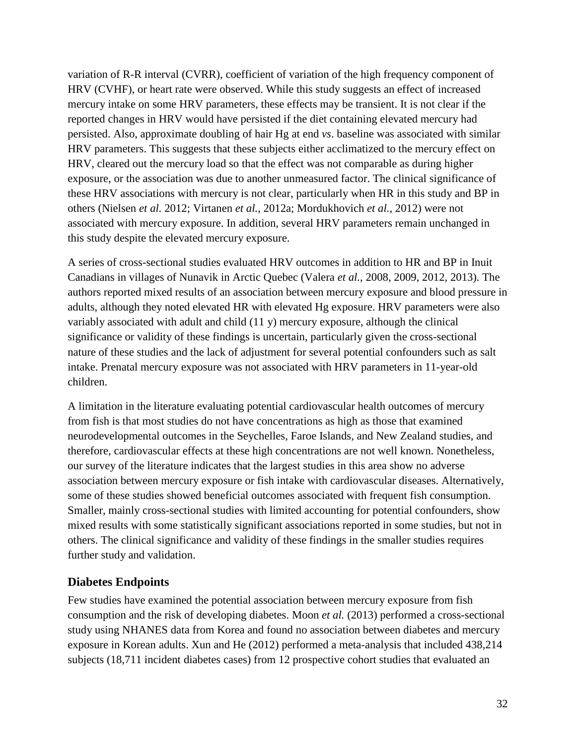variation of R-R interval (CVRR), coefficient of variation of the high frequency component of HRV (CVHF), or heart rate were observed. While this study suggests an effect of increased mercury intake on some HRV parameters, these effects may be transient. It is not clear if the reported changes in HRV would have persisted if the diet containing elevated mercury had persisted. Also, approximate doubling of hair Hg at end *vs*. baseline was associated with similar HRV parameters. This suggests that these subjects either acclimatized to the mercury effect on HRV, cleared out the mercury load so that the effect was not comparable as during higher exposure, or the association was due to another unmeasured factor. The clinical significance of these HRV associations with mercury is not clear, particularly when HR in this study and BP in others (Nielsen *et al.* 2012; Virtanen *et al.*, 2012a; Mordukhovich *et al.*, 2012) were not associated with mercury exposure. In addition, several HRV parameters remain unchanged in this study despite the elevated mercury exposure.

A series of cross-sectional studies evaluated HRV outcomes in addition to HR and BP in Inuit Canadians in villages of Nunavik in Arctic Quebec (Valera *et al.*, 2008, 2009, 2012, 2013). The authors reported mixed results of an association between mercury exposure and blood pressure in adults, although they noted elevated HR with elevated Hg exposure. HRV parameters were also variably associated with adult and child (11 y) mercury exposure, although the clinical significance or validity of these findings is uncertain, particularly given the cross-sectional nature of these studies and the lack of adjustment for several potential confounders such as salt intake. Prenatal mercury exposure was not associated with HRV parameters in 11-year-old children.

A limitation in the literature evaluating potential cardiovascular health outcomes of mercury from fish is that most studies do not have concentrations as high as those that examined neurodevelopmental outcomes in the Seychelles, Faroe Islands, and New Zealand studies, and therefore, cardiovascular effects at these high concentrations are not well known. Nonetheless, our survey of the literature indicates that the largest studies in this area show no adverse association between mercury exposure or fish intake with cardiovascular diseases. Alternatively, some of these studies showed beneficial outcomes associated with frequent fish consumption. Smaller, mainly cross-sectional studies with limited accounting for potential confounders, show mixed results with some statistically significant associations reported in some studies, but not in others. The clinical significance and validity of these findings in the smaller studies requires further study and validation.

## Diabetes Endpoints

Few studies have examined the potential association between mercury exposure from fish consumption and the risk of developing diabetes. Moon *et al.* (2013) performed a cross-sectional study using NHANES data from Korea and found no association between diabetes and mercury exposure in Korean adults. Xun and He (2012) performed a meta-analysis that included 438,214 subjects (18,711 incident diabetes cases) from 12 prospective cohort studies that evaluated an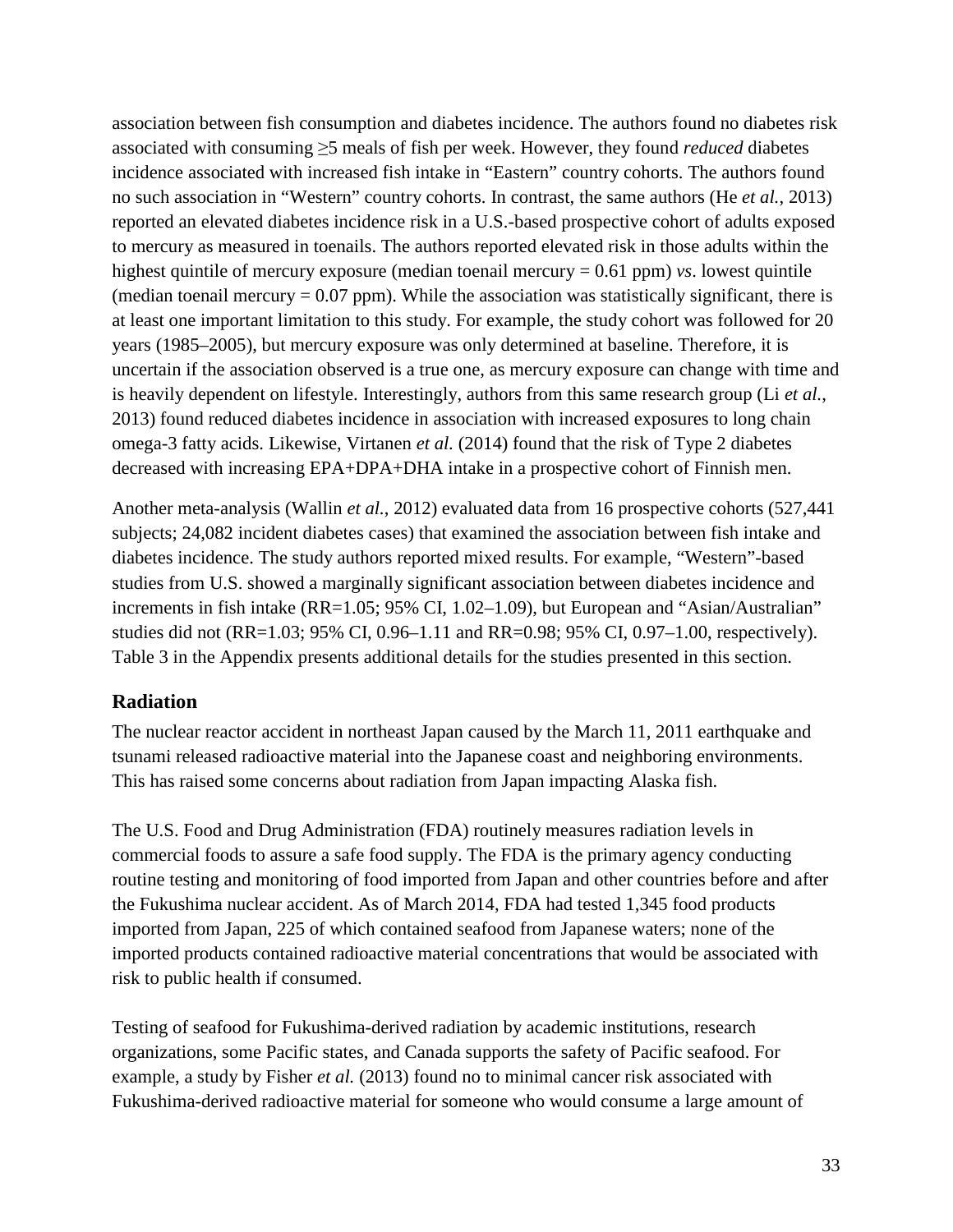association between fish consumption and diabetes incidence. The authors found no diabetes risk associated with consuming ≥5 meals of fish per week. However, they found *reduced* diabetes incidence associated with increased fish intake in "Eastern" country cohorts. The authors found no such association in "Western" country cohorts. In contrast, the same authors (He *et al.*, 2013) reported an elevated diabetes incidence risk in a U.S.-based prospective cohort of adults exposed to mercury as measured in toenails. The authors reported elevated risk in those adults within the highest quintile of mercury exposure (median toenail mercury = 0.61 ppm) *vs*. lowest quintile (median toenail mercury = 0.07 ppm). While the association was statistically significant, there is at least one important limitation to this study. For example, the study cohort was followed for 20 years (1985–2005), but mercury exposure was only determined at baseline. Therefore, it is uncertain if the association observed is a true one, as mercury exposure can change with time and is heavily dependent on lifestyle. Interestingly, authors from this same research group (Li *et al.*, 2013) found reduced diabetes incidence in association with increased exposures to long chain omega-3 fatty acids. Likewise, Virtanen *et al.* (2014) found that the risk of Type 2 diabetes decreased with increasing EPA+DPA+DHA intake in a prospective cohort of Finnish men.

Another meta-analysis (Wallin *et al.*, 2012) evaluated data from 16 prospective cohorts (527,441 subjects; 24,082 incident diabetes cases) that examined the association between fish intake and diabetes incidence. The study authors reported mixed results. For example, "Western"-based studies from U.S. showed a marginally significant association between diabetes incidence and increments in fish intake (RR=1.05; 95% CI, 1.02–1.09), but European and "Asian/Australian" studies did not (RR=1.03; 95% CI, 0.96–1.11 and RR=0.98; 95% CI, 0.97–1.00, respectively). Table 3 in the Appendix presents additional details for the studies presented in this section.

## Radiation

The nuclear reactor accident in northeast Japan caused by the March 11, 2011 earthquake and tsunami released radioactive material into the Japanese coast and neighboring environments. This has raised some concerns about radiation from Japan impacting Alaska fish.

The U.S. Food and Drug Administration (FDA) routinely measures radiation levels in commercial foods to assure a safe food supply. The FDA is the primary agency conducting routine testing and monitoring of food imported from Japan and other countries before and after the Fukushima nuclear accident. As of March 2014, FDA had tested 1,345 food products imported from Japan, 225 of which contained seafood from Japanese waters; none of the imported products contained radioactive material concentrations that would be associated with risk to public health if consumed.

Testing of seafood for Fukushima-derived radiation by academic institutions, research organizations, some Pacific states, and Canada supports the safety of Pacific seafood. For example, a study by Fisher *et al.* (2013) found no to minimal cancer risk associated with Fukushima-derived radioactive material for someone who would consume a large amount of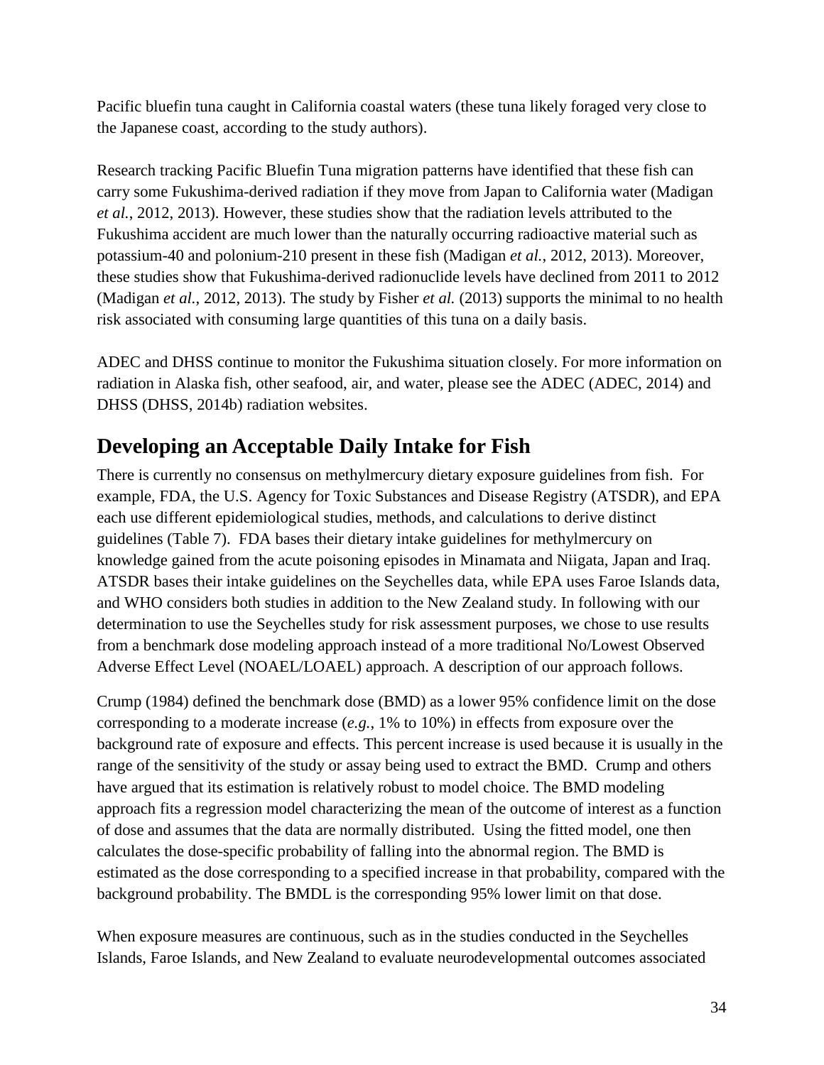Pacific bluefin tuna caught in California coastal waters (these tuna likely foraged very close to the Japanese coast, according to the study authors).

Research tracking Pacific Bluefin Tuna migration patterns have identified that these fish can carry some Fukushima-derived radiation if they move from Japan to California water (Madigan *et al.*, 2012, 2013). However, these studies show that the radiation levels attributed to the Fukushima accident are much lower than the naturally occurring radioactive material such as potassium-40 and polonium-210 present in these fish (Madigan *et al.*, 2012, 2013). Moreover, these studies show that Fukushima-derived radionuclide levels have declined from 2011 to 2012 (Madigan *et al.*, 2012, 2013). The study by Fisher *et al.* (2013) supports the minimal to no health risk associated with consuming large quantities of this tuna on a daily basis.

ADEC and DHSS continue to monitor the Fukushima situation closely. For more information on radiation in Alaska fish, other seafood, air, and water, please see the ADEC (ADEC, 2014) and DHSS (DHSS, 2014b) radiation websites.

## Developing an Acceptable Daily Intake for Fish

There is currently no consensus on methylmercury dietary exposure guidelines from fish. For example, FDA, the U.S. Agency for Toxic Substances and Disease Registry (ATSDR), and EPA each use different epidemiological studies, methods, and calculations to derive distinct guidelines (Table 7). FDA bases their dietary intake guidelines for methylmercury on knowledge gained from the acute poisoning episodes in Minamata and Niigata, Japan and Iraq. ATSDR bases their intake guidelines on the Seychelles data, while EPA uses Faroe Islands data, and WHO considers both studies in addition to the New Zealand study. In following with our determination to use the Seychelles study for risk assessment purposes, we chose to use results from a benchmark dose modeling approach instead of a more traditional No/Lowest Observed Adverse Effect Level (NOAEL/LOAEL) approach. A description of our approach follows.

Crump (1984) defined the benchmark dose (BMD) as a lower 95% confidence limit on the dose corresponding to a moderate increase (*e.g.*, 1% to 10%) in effects from exposure over the background rate of exposure and effects. This percent increase is used because it is usually in the range of the sensitivity of the study or assay being used to extract the BMD. Crump and others have argued that its estimation is relatively robust to model choice. The BMD modeling approach fits a regression model characterizing the mean of the outcome of interest as a function of dose and assumes that the data are normally distributed. Using the fitted model, one then calculates the dose-specific probability of falling into the abnormal region. The BMD is estimated as the dose corresponding to a specified increase in that probability, compared with the background probability. The BMDL is the corresponding 95% lower limit on that dose.

When exposure measures are continuous, such as in the studies conducted in the Seychelles Islands, Faroe Islands, and New Zealand to evaluate neurodevelopmental outcomes associated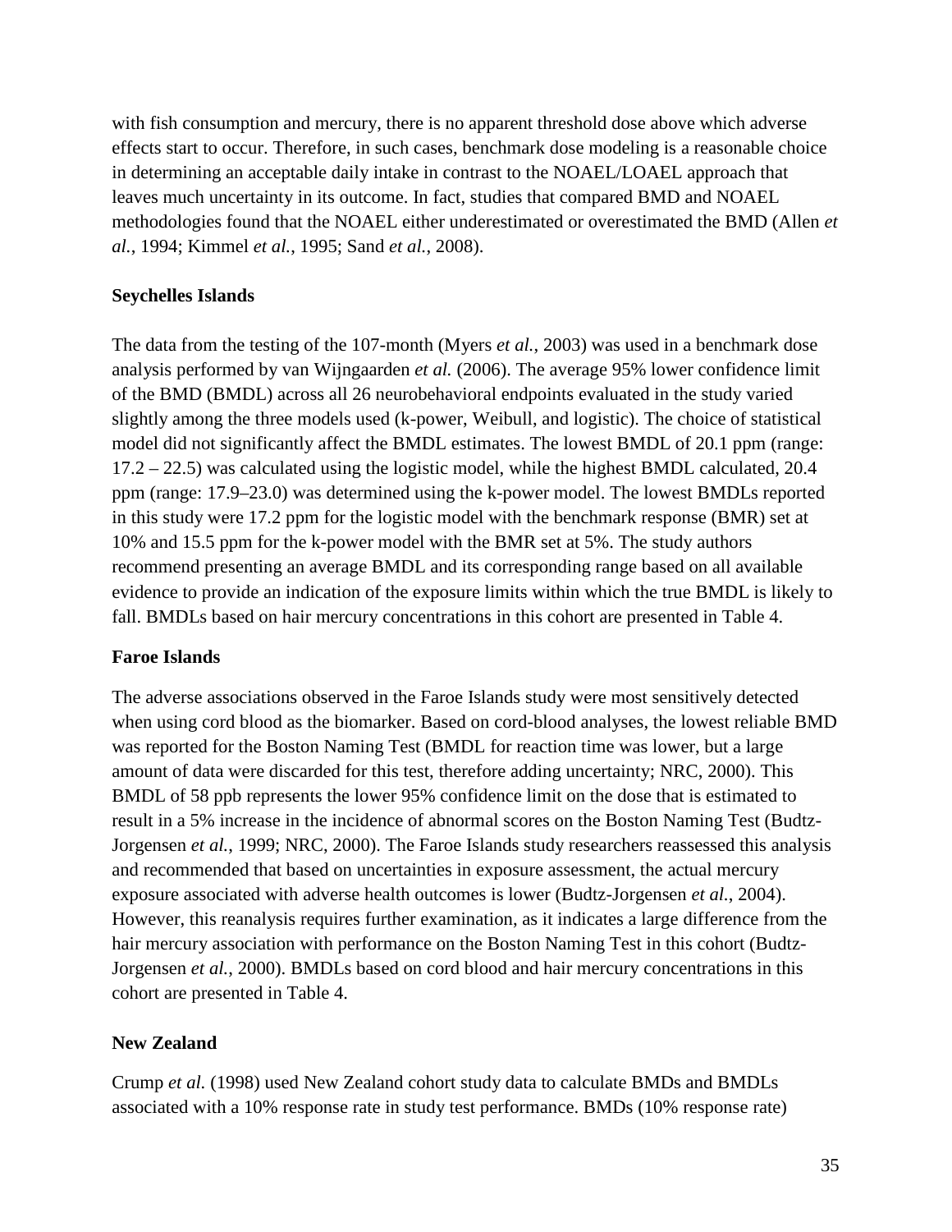with fish consumption and mercury, there is no apparent threshold dose above which adverse effects start to occur. Therefore, in such cases, benchmark dose modeling is a reasonable choice in determining an acceptable daily intake in contrast to the NOAEL/LOAEL approach that leaves much uncertainty in its outcome. In fact, studies that compared BMD and NOAEL methodologies found that the NOAEL either underestimated or overestimated the BMD (Allen *et al.*, 1994; Kimmel *et al.*, 1995; Sand *et al.*, 2008).

**Seychelles Islands**

The data from the testing of the 107-month (Myers *et al.*, 2003) was used in a benchmark dose analysis performed by van Wijngaarden *et al.* (2006). The average 95% lower confidence limit of the BMD (BMDL) across all 26 neurobehavioral endpoints evaluated in the study varied slightly among the three models used (k-power, Weibull, and logistic). The choice of statistical model did not significantly affect the BMDL estimates. The lowest BMDL of 20.1 ppm (range: 17.2 – 22.5) was calculated using the logistic model, while the highest BMDL calculated, 20.4 ppm (range: 17.9–23.0) was determined using the k-power model. The lowest BMDLs reported in this study were 17.2 ppm for the logistic model with the benchmark response (BMR) set at 10% and 15.5 ppm for the k-power model with the BMR set at 5%. The study authors recommend presenting an average BMDL and its corresponding range based on all available evidence to provide an indication of the exposure limits within which the true BMDL is likely to fall. BMDLs based on hair mercury concentrations in this cohort are presented in Table 4.

**Faroe Islands**

The adverse associations observed in the Faroe Islands study were most sensitively detected when using cord blood as the biomarker. Based on cord-blood analyses, the lowest reliable BMD was reported for the Boston Naming Test (BMDL for reaction time was lower, but a large amount of data were discarded for this test, therefore adding uncertainty; NRC, 2000). This BMDL of 58 ppb represents the lower 95% confidence limit on the dose that is estimated to result in a 5% increase in the incidence of abnormal scores on the Boston Naming Test (Budtz-Jorgensen *et al.*, 1999; NRC, 2000). The Faroe Islands study researchers reassessed this analysis and recommended that based on uncertainties in exposure assessment, the actual mercury exposure associated with adverse health outcomes is lower (Budtz-Jorgensen *et al.*, 2004). However, this reanalysis requires further examination, as it indicates a large difference from the hair mercury association with performance on the Boston Naming Test in this cohort (Budtz-Jorgensen *et al.*, 2000). BMDLs based on cord blood and hair mercury concentrations in this cohort are presented in Table 4.

**New Zealand**

Crump *et al.* (1998) used New Zealand cohort study data to calculate BMDs and BMDLs associated with a 10% response rate in study test performance. BMDs (10% response rate)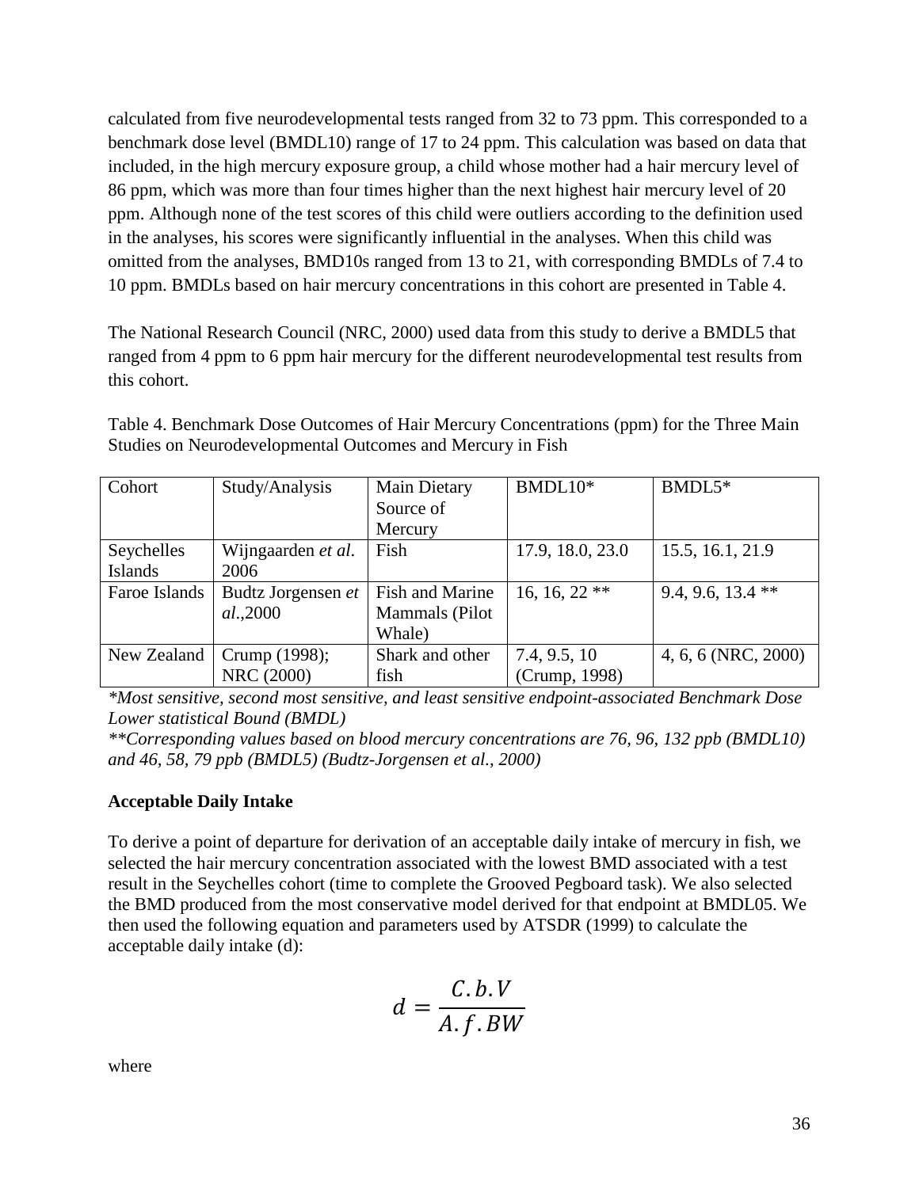calculated from five neurodevelopmental tests ranged from 32 to 73 ppm. This corresponded to a benchmark dose level (BMDL10) range of 17 to 24 ppm. This calculation was based on data that included, in the high mercury exposure group, a child whose mother had a hair mercury level of 86 ppm, which was more than four times higher than the next highest hair mercury level of 20 ppm. Although none of the test scores of this child were outliers according to the definition used in the analyses, his scores were significantly influential in the analyses. When this child was omitted from the analyses, BMD10s ranged from 13 to 21, with corresponding BMDLs of 7.4 to 10 ppm. BMDLs based on hair mercury concentrations in this cohort are presented in Table 4.

The National Research Council (NRC, 2000) used data from this study to derive a BMDL5 that ranged from 4 ppm to 6 ppm hair mercury for the different neurodevelopmental test results from this cohort.

Table 4. Benchmark Dose Outcomes of Hair Mercury Concentrations (ppm) for the Three Main Studies on Neurodevelopmental Outcomes and Mercury in Fish

| Cohort | Study/Analysis | Main Dietary Source of Mercury | BMDL10* | BMDL5* |
|---|---|---|---|---|
| Seychelles Islands | Wijngaarden *et al.* 2006 | Fish | 17.9, 18.0, 23.0 | 15.5, 16.1, 21.9 |
| Faroe Islands | Budtz Jorgensen *et al.*,2000 | Fish and Marine Mammals (Pilot Whale) | 16, 16, 22 ** | 9.4, 9.6, 13.4 ** |
| New Zealand | Crump (1998); NRC (2000) | Shark and other fish | 7.4, 9.5, 10 (Crump, 1998) | 4, 6, 6 (NRC, 2000) |

*\*Most sensitive, second most sensitive, and least sensitive endpoint-associated Benchmark Dose Lower statistical Bound (BMDL)*

*\*\*Corresponding values based on blood mercury concentrations are 76, 96, 132 ppb (BMDL10) and 46, 58, 79 ppb (BMDL5) (Budtz-Jorgensen et al., 2000)*

**Acceptable Daily Intake**

To derive a point of departure for derivation of an acceptable daily intake of mercury in fish, we selected the hair mercury concentration associated with the lowest BMD associated with a test result in the Seychelles cohort (time to complete the Grooved Pegboard task). We also selected the BMD produced from the most conservative model derived for that endpoint at BMDL05. We then used the following equation and parameters used by ATSDR (1999) to calculate the acceptable daily intake (d):

$$d = \frac{C.b.V}{A.f.BW}$$

where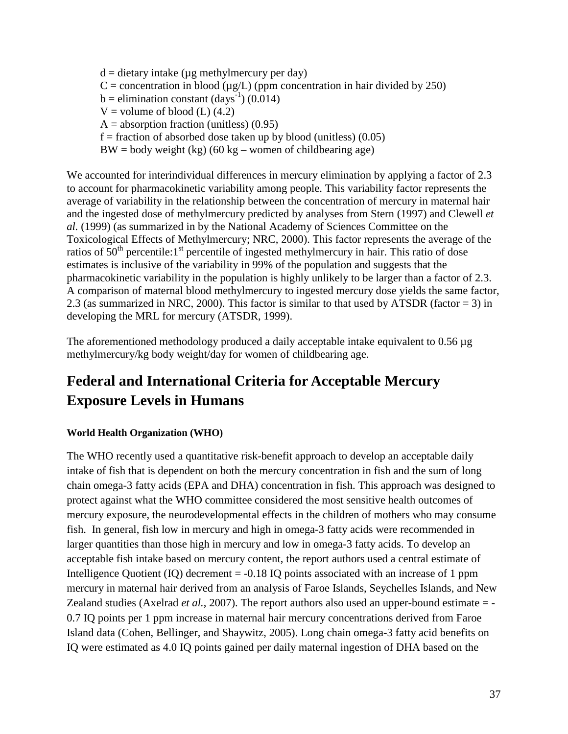$d$ = dietary intake (µg methylmercury per day)
$C$ = concentration in blood (µg/L) (ppm concentration in hair divided by 250)
$b$ = elimination constant ($days^{-1}$) (0.014)
$V$ = volume of blood (L) (4.2)
$A$ = absorption fraction (unitless) (0.95)
$f$ = fraction of absorbed dose taken up by blood (unitless) (0.05)
$BW$ = body weight (kg) (60 kg – women of childbearing age)

We accounted for interindividual differences in mercury elimination by applying a factor of 2.3 to account for pharmacokinetic variability among people. This variability factor represents the average of variability in the relationship between the concentration of mercury in maternal hair and the ingested dose of methylmercury predicted by analyses from Stern (1997) and Clewell *et al.* (1999) (as summarized in by the National Academy of Sciences Committee on the Toxicological Effects of Methylmercury; NRC, 2000). This factor represents the average of the ratios of $50^{th}$ percentile:$1^{st}$ percentile of ingested methylmercury in hair. This ratio of dose estimates is inclusive of the variability in 99% of the population and suggests that the pharmacokinetic variability in the population is highly unlikely to be larger than a factor of 2.3. A comparison of maternal blood methylmercury to ingested mercury dose yields the same factor, 2.3 (as summarized in NRC, 2000). This factor is similar to that used by ATSDR (factor = 3) in developing the MRL for mercury (ATSDR, 1999).

The aforementioned methodology produced a daily acceptable intake equivalent to 0.56 µg methylmercury/kg body weight/day for women of childbearing age.

## Federal and International Criteria for Acceptable Mercury Exposure Levels in Humans

**World Health Organization (WHO)**

The WHO recently used a quantitative risk-benefit approach to develop an acceptable daily intake of fish that is dependent on both the mercury concentration in fish and the sum of long chain omega-3 fatty acids (EPA and DHA) concentration in fish. This approach was designed to protect against what the WHO committee considered the most sensitive health outcomes of mercury exposure, the neurodevelopmental effects in the children of mothers who may consume fish. In general, fish low in mercury and high in omega-3 fatty acids were recommended in larger quantities than those high in mercury and low in omega-3 fatty acids. To develop an acceptable fish intake based on mercury content, the report authors used a central estimate of Intelligence Quotient (IQ) decrement = -0.18 IQ points associated with an increase of 1 ppm mercury in maternal hair derived from an analysis of Faroe Islands, Seychelles Islands, and New Zealand studies (Axelrad *et al.*, 2007). The report authors also used an upper-bound estimate = -0.7 IQ points per 1 ppm increase in maternal hair mercury concentrations derived from Faroe Island data (Cohen, Bellinger, and Shaywitz, 2005). Long chain omega-3 fatty acid benefits on IQ were estimated as 4.0 IQ points gained per daily maternal ingestion of DHA based on the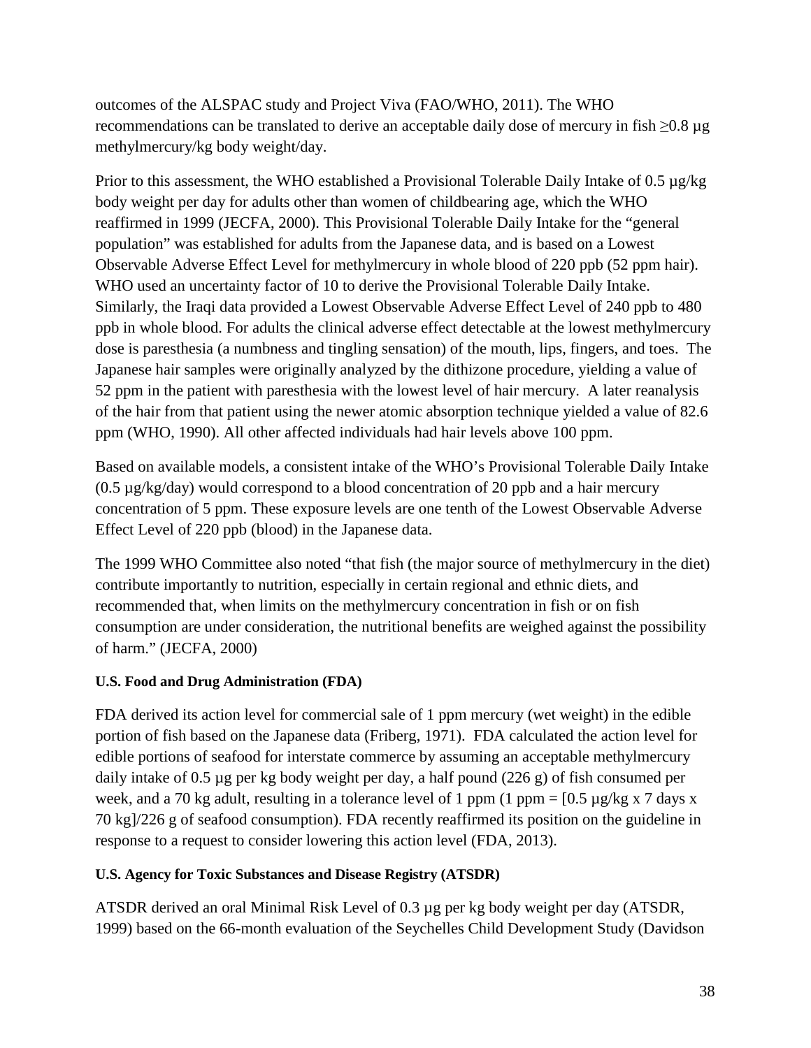outcomes of the ALSPAC study and Project Viva (FAO/WHO, 2011). The WHO recommendations can be translated to derive an acceptable daily dose of mercury in fish ≥0.8 µg methylmercury/kg body weight/day.

Prior to this assessment, the WHO established a Provisional Tolerable Daily Intake of 0.5 µg/kg body weight per day for adults other than women of childbearing age, which the WHO reaffirmed in 1999 (JECFA, 2000). This Provisional Tolerable Daily Intake for the "general population" was established for adults from the Japanese data, and is based on a Lowest Observable Adverse Effect Level for methylmercury in whole blood of 220 ppb (52 ppm hair). WHO used an uncertainty factor of 10 to derive the Provisional Tolerable Daily Intake. Similarly, the Iraqi data provided a Lowest Observable Adverse Effect Level of 240 ppb to 480 ppb in whole blood. For adults the clinical adverse effect detectable at the lowest methylmercury dose is paresthesia (a numbness and tingling sensation) of the mouth, lips, fingers, and toes. The Japanese hair samples were originally analyzed by the dithizone procedure, yielding a value of 52 ppm in the patient with paresthesia with the lowest level of hair mercury. A later reanalysis of the hair from that patient using the newer atomic absorption technique yielded a value of 82.6 ppm (WHO, 1990). All other affected individuals had hair levels above 100 ppm.

Based on available models, a consistent intake of the WHO's Provisional Tolerable Daily Intake (0.5 µg/kg/day) would correspond to a blood concentration of 20 ppb and a hair mercury concentration of 5 ppm. These exposure levels are one tenth of the Lowest Observable Adverse Effect Level of 220 ppb (blood) in the Japanese data.

The 1999 WHO Committee also noted "that fish (the major source of methylmercury in the diet) contribute importantly to nutrition, especially in certain regional and ethnic diets, and recommended that, when limits on the methylmercury concentration in fish or on fish consumption are under consideration, the nutritional benefits are weighed against the possibility of harm." (JECFA, 2000)

#### U.S. Food and Drug Administration (FDA)

FDA derived its action level for commercial sale of 1 ppm mercury (wet weight) in the edible portion of fish based on the Japanese data (Friberg, 1971). FDA calculated the action level for edible portions of seafood for interstate commerce by assuming an acceptable methylmercury daily intake of 0.5 µg per kg body weight per day, a half pound (226 g) of fish consumed per week, and a 70 kg adult, resulting in a tolerance level of 1 ppm (1 ppm = [0.5 µg/kg x 7 days x 70 kg]/226 g of seafood consumption). FDA recently reaffirmed its position on the guideline in response to a request to consider lowering this action level (FDA, 2013).

#### U.S. Agency for Toxic Substances and Disease Registry (ATSDR)

ATSDR derived an oral Minimal Risk Level of 0.3 µg per kg body weight per day (ATSDR, 1999) based on the 66-month evaluation of the Seychelles Child Development Study (Davidson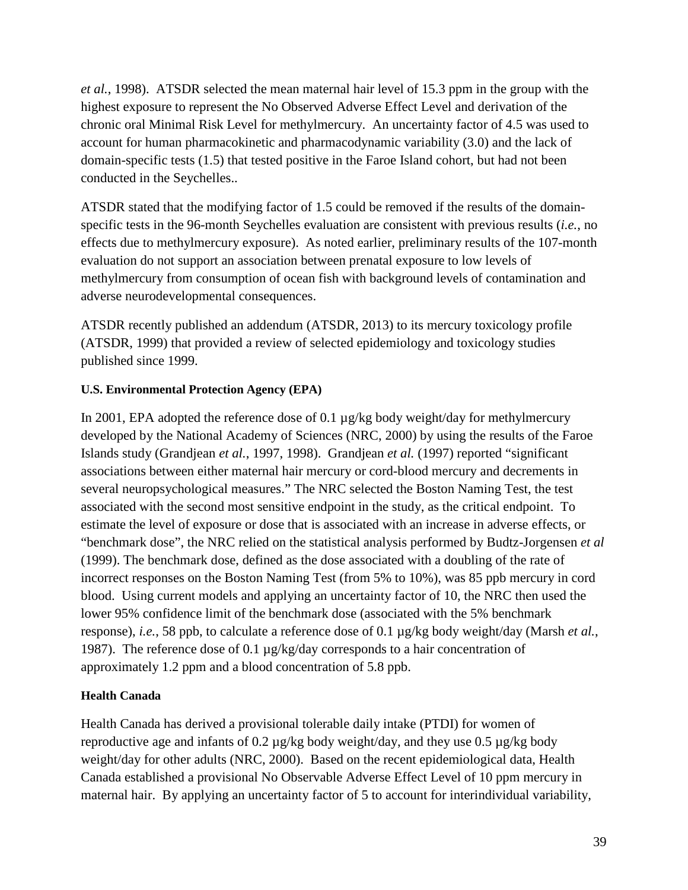*et al.*, 1998). ATSDR selected the mean maternal hair level of 15.3 ppm in the group with the highest exposure to represent the No Observed Adverse Effect Level and derivation of the chronic oral Minimal Risk Level for methylmercury. An uncertainty factor of 4.5 was used to account for human pharmacokinetic and pharmacodynamic variability (3.0) and the lack of domain-specific tests (1.5) that tested positive in the Faroe Island cohort, but had not been conducted in the Seychelles..

ATSDR stated that the modifying factor of 1.5 could be removed if the results of the domain-specific tests in the 96-month Seychelles evaluation are consistent with previous results (*i.e.*, no effects due to methylmercury exposure). As noted earlier, preliminary results of the 107-month evaluation do not support an association between prenatal exposure to low levels of methylmercury from consumption of ocean fish with background levels of contamination and adverse neurodevelopmental consequences.

ATSDR recently published an addendum (ATSDR, 2013) to its mercury toxicology profile (ATSDR, 1999) that provided a review of selected epidemiology and toxicology studies published since 1999.

**U.S. Environmental Protection Agency (EPA)**

In 2001, EPA adopted the reference dose of 0.1 µg/kg body weight/day for methylmercury developed by the National Academy of Sciences (NRC, 2000) by using the results of the Faroe Islands study (Grandjean *et al.*, 1997, 1998). Grandjean *et al.* (1997) reported "significant associations between either maternal hair mercury or cord-blood mercury and decrements in several neuropsychological measures." The NRC selected the Boston Naming Test, the test associated with the second most sensitive endpoint in the study, as the critical endpoint. To estimate the level of exposure or dose that is associated with an increase in adverse effects, or "benchmark dose", the NRC relied on the statistical analysis performed by Budtz-Jorgensen *et al* (1999). The benchmark dose, defined as the dose associated with a doubling of the rate of incorrect responses on the Boston Naming Test (from 5% to 10%), was 85 ppb mercury in cord blood. Using current models and applying an uncertainty factor of 10, the NRC then used the lower 95% confidence limit of the benchmark dose (associated with the 5% benchmark response), *i.e.*, 58 ppb, to calculate a reference dose of 0.1 µg/kg body weight/day (Marsh *et al.*, 1987). The reference dose of 0.1 µg/kg/day corresponds to a hair concentration of approximately 1.2 ppm and a blood concentration of 5.8 ppb.

**Health Canada**

Health Canada has derived a provisional tolerable daily intake (PTDI) for women of reproductive age and infants of 0.2 µg/kg body weight/day, and they use 0.5 µg/kg body weight/day for other adults (NRC, 2000). Based on the recent epidemiological data, Health Canada established a provisional No Observable Adverse Effect Level of 10 ppm mercury in maternal hair. By applying an uncertainty factor of 5 to account for interindividual variability,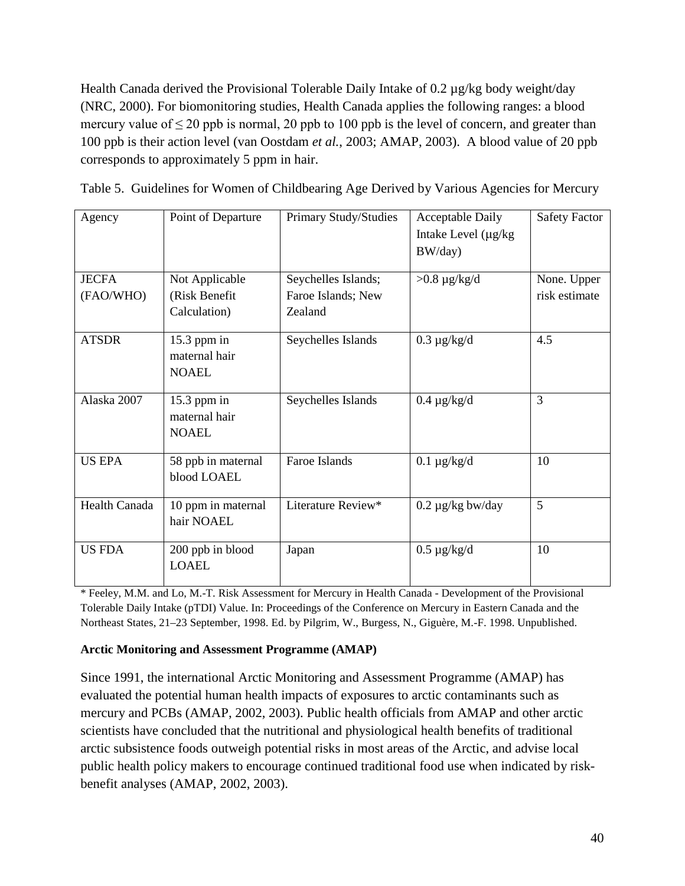Health Canada derived the Provisional Tolerable Daily Intake of 0.2 µg/kg body weight/day (NRC, 2000). For biomonitoring studies, Health Canada applies the following ranges: a blood mercury value of ≤ 20 ppb is normal, 20 ppb to 100 ppb is the level of concern, and greater than 100 ppb is their action level (van Oostdam *et al.*, 2003; AMAP, 2003). A blood value of 20 ppb corresponds to approximately 5 ppm in hair.

Table 5. Guidelines for Women of Childbearing Age Derived by Various Agencies for Mercury

| Agency | Point of Departure | Primary Study/Studies | Acceptable Daily Intake Level (µg/kg BW/day) | Safety Factor |
|---|---|---|---|---|
| JECFA (FAO/WHO) | Not Applicable (Risk Benefit Calculation) | Seychelles Islands; Faroe Islands; New Zealand | >0.8 µg/kg/d | None. Upper risk estimate |
| ATSDR | 15.3 ppm in maternal hair NOAEL | Seychelles Islands | 0.3 µg/kg/d | 4.5 |
| Alaska 2007 | 15.3 ppm in maternal hair NOAEL | Seychelles Islands | 0.4 µg/kg/d | 3 |
| US EPA | 58 ppb in maternal blood LOAEL | Faroe Islands | 0.1 µg/kg/d | 10 |
| Health Canada | 10 ppm in maternal hair NOAEL | Literature Review* | 0.2 µg/kg bw/day | 5 |
| US FDA | 200 ppb in blood LOAEL | Japan | 0.5 µg/kg/d | 10 |

\* Feeley, M.M. and Lo, M.-T. Risk Assessment for Mercury in Health Canada - Development of the Provisional Tolerable Daily Intake (pTDI) Value. In: Proceedings of the Conference on Mercury in Eastern Canada and the Northeast States, 21–23 September, 1998. Ed. by Pilgrim, W., Burgess, N., Giguère, M.-F. 1998. Unpublished.

**Arctic Monitoring and Assessment Programme (AMAP)**

Since 1991, the international Arctic Monitoring and Assessment Programme (AMAP) has evaluated the potential human health impacts of exposures to arctic contaminants such as mercury and PCBs (AMAP, 2002, 2003). Public health officials from AMAP and other arctic scientists have concluded that the nutritional and physiological health benefits of traditional arctic subsistence foods outweigh potential risks in most areas of the Arctic, and advise local public health policy makers to encourage continued traditional food use when indicated by risk-benefit analyses (AMAP, 2002, 2003).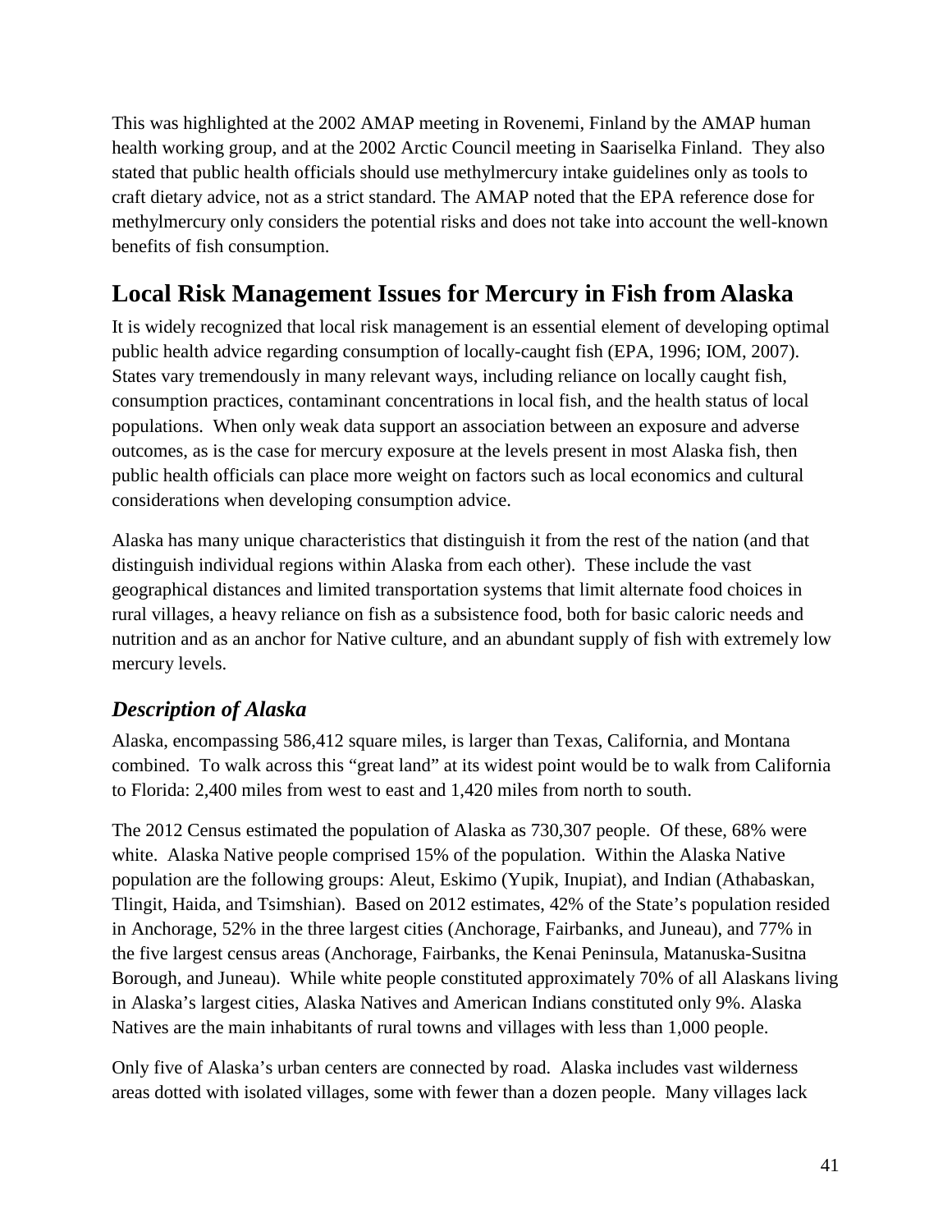This was highlighted at the 2002 AMAP meeting in Rovenemi, Finland by the AMAP human health working group, and at the 2002 Arctic Council meeting in Saariselka Finland. They also stated that public health officials should use methylmercury intake guidelines only as tools to craft dietary advice, not as a strict standard. The AMAP noted that the EPA reference dose for methylmercury only considers the potential risks and does not take into account the well-known benefits of fish consumption.

## Local Risk Management Issues for Mercury in Fish from Alaska

It is widely recognized that local risk management is an essential element of developing optimal public health advice regarding consumption of locally-caught fish (EPA, 1996; IOM, 2007). States vary tremendously in many relevant ways, including reliance on locally caught fish, consumption practices, contaminant concentrations in local fish, and the health status of local populations. When only weak data support an association between an exposure and adverse outcomes, as is the case for mercury exposure at the levels present in most Alaska fish, then public health officials can place more weight on factors such as local economics and cultural considerations when developing consumption advice.

Alaska has many unique characteristics that distinguish it from the rest of the nation (and that distinguish individual regions within Alaska from each other). These include the vast geographical distances and limited transportation systems that limit alternate food choices in rural villages, a heavy reliance on fish as a subsistence food, both for basic caloric needs and nutrition and as an anchor for Native culture, and an abundant supply of fish with extremely low mercury levels.

### *Description of Alaska*

Alaska, encompassing 586,412 square miles, is larger than Texas, California, and Montana combined. To walk across this "great land" at its widest point would be to walk from California to Florida: 2,400 miles from west to east and 1,420 miles from north to south.

The 2012 Census estimated the population of Alaska as 730,307 people. Of these, 68% were white. Alaska Native people comprised 15% of the population. Within the Alaska Native population are the following groups: Aleut, Eskimo (Yupik, Inupiat), and Indian (Athabaskan, Tlingit, Haida, and Tsimshian). Based on 2012 estimates, 42% of the State's population resided in Anchorage, 52% in the three largest cities (Anchorage, Fairbanks, and Juneau), and 77% in the five largest census areas (Anchorage, Fairbanks, the Kenai Peninsula, Matanuska-Susitna Borough, and Juneau). While white people constituted approximately 70% of all Alaskans living in Alaska's largest cities, Alaska Natives and American Indians constituted only 9%. Alaska Natives are the main inhabitants of rural towns and villages with less than 1,000 people.

Only five of Alaska's urban centers are connected by road. Alaska includes vast wilderness areas dotted with isolated villages, some with fewer than a dozen people. Many villages lack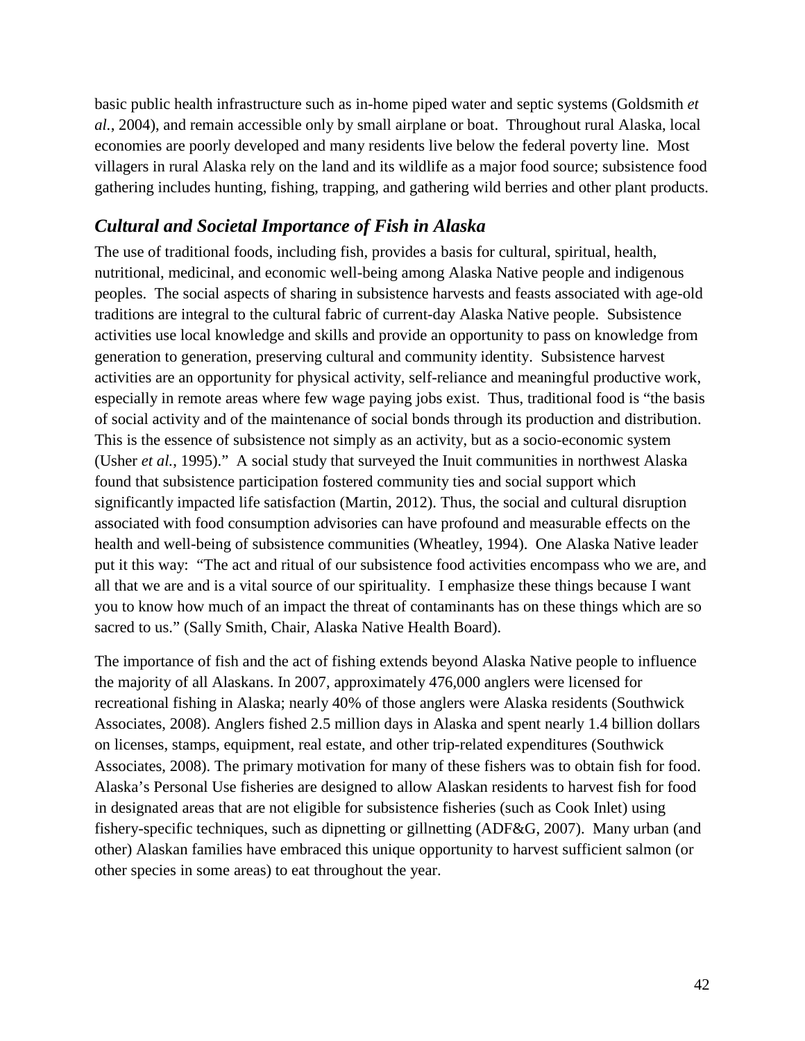basic public health infrastructure such as in-home piped water and septic systems (Goldsmith *et al.*, 2004), and remain accessible only by small airplane or boat. Throughout rural Alaska, local economies are poorly developed and many residents live below the federal poverty line. Most villagers in rural Alaska rely on the land and its wildlife as a major food source; subsistence food gathering includes hunting, fishing, trapping, and gathering wild berries and other plant products.

## *Cultural and Societal Importance of Fish in Alaska*

The use of traditional foods, including fish, provides a basis for cultural, spiritual, health, nutritional, medicinal, and economic well-being among Alaska Native people and indigenous peoples. The social aspects of sharing in subsistence harvests and feasts associated with age-old traditions are integral to the cultural fabric of current-day Alaska Native people. Subsistence activities use local knowledge and skills and provide an opportunity to pass on knowledge from generation to generation, preserving cultural and community identity. Subsistence harvest activities are an opportunity for physical activity, self-reliance and meaningful productive work, especially in remote areas where few wage paying jobs exist. Thus, traditional food is "the basis of social activity and of the maintenance of social bonds through its production and distribution. This is the essence of subsistence not simply as an activity, but as a socio-economic system (Usher *et al.*, 1995)." A social study that surveyed the Inuit communities in northwest Alaska found that subsistence participation fostered community ties and social support which significantly impacted life satisfaction (Martin, 2012). Thus, the social and cultural disruption associated with food consumption advisories can have profound and measurable effects on the health and well-being of subsistence communities (Wheatley, 1994). One Alaska Native leader put it this way: "The act and ritual of our subsistence food activities encompass who we are, and all that we are and is a vital source of our spirituality. I emphasize these things because I want you to know how much of an impact the threat of contaminants has on these things which are so sacred to us." (Sally Smith, Chair, Alaska Native Health Board).

The importance of fish and the act of fishing extends beyond Alaska Native people to influence the majority of all Alaskans. In 2007, approximately 476,000 anglers were licensed for recreational fishing in Alaska; nearly 40% of those anglers were Alaska residents (Southwick Associates, 2008). Anglers fished 2.5 million days in Alaska and spent nearly 1.4 billion dollars on licenses, stamps, equipment, real estate, and other trip-related expenditures (Southwick Associates, 2008). The primary motivation for many of these fishers was to obtain fish for food. Alaska's Personal Use fisheries are designed to allow Alaskan residents to harvest fish for food in designated areas that are not eligible for subsistence fisheries (such as Cook Inlet) using fishery-specific techniques, such as dipnetting or gillnetting (ADF&G, 2007). Many urban (and other) Alaskan families have embraced this unique opportunity to harvest sufficient salmon (or other species in some areas) to eat throughout the year.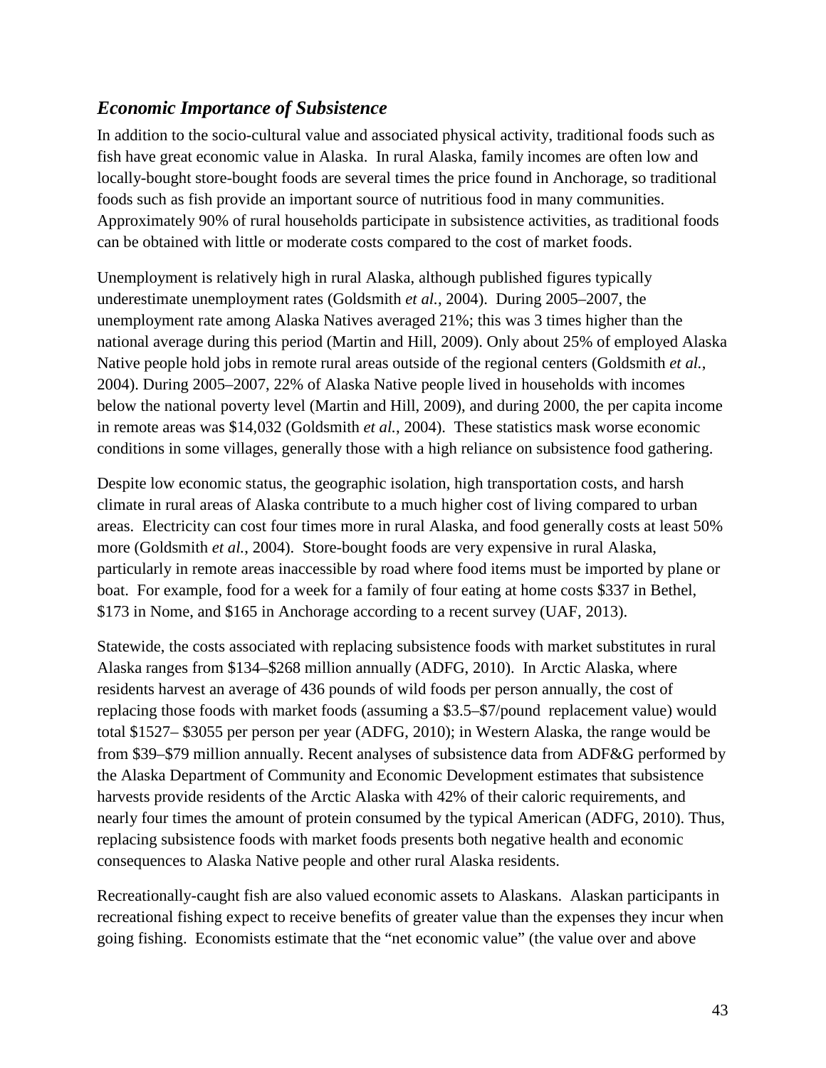### *Economic Importance of Subsistence*

In addition to the socio-cultural value and associated physical activity, traditional foods such as fish have great economic value in Alaska. In rural Alaska, family incomes are often low and locally-bought store-bought foods are several times the price found in Anchorage, so traditional foods such as fish provide an important source of nutritious food in many communities. Approximately 90% of rural households participate in subsistence activities, as traditional foods can be obtained with little or moderate costs compared to the cost of market foods.

Unemployment is relatively high in rural Alaska, although published figures typically underestimate unemployment rates (Goldsmith *et al.*, 2004). During 2005–2007, the unemployment rate among Alaska Natives averaged 21%; this was 3 times higher than the national average during this period (Martin and Hill, 2009). Only about 25% of employed Alaska Native people hold jobs in remote rural areas outside of the regional centers (Goldsmith *et al.*, 2004). During 2005–2007, 22% of Alaska Native people lived in households with incomes below the national poverty level (Martin and Hill, 2009), and during 2000, the per capita income in remote areas was $14,032 (Goldsmith *et al.*, 2004). These statistics mask worse economic conditions in some villages, generally those with a high reliance on subsistence food gathering.

Despite low economic status, the geographic isolation, high transportation costs, and harsh climate in rural areas of Alaska contribute to a much higher cost of living compared to urban areas. Electricity can cost four times more in rural Alaska, and food generally costs at least 50% more (Goldsmith *et al.*, 2004). Store-bought foods are very expensive in rural Alaska, particularly in remote areas inaccessible by road where food items must be imported by plane or boat. For example, food for a week for a family of four eating at home costs $337 in Bethel, $173 in Nome, and $165 in Anchorage according to a recent survey (UAF, 2013).

Statewide, the costs associated with replacing subsistence foods with market substitutes in rural Alaska ranges from $134–$268 million annually (ADFG, 2010). In Arctic Alaska, where residents harvest an average of 436 pounds of wild foods per person annually, the cost of replacing those foods with market foods (assuming a $3.5–$7/pound replacement value) would total $1527– $3055 per person per year (ADFG, 2010); in Western Alaska, the range would be from $39–$79 million annually. Recent analyses of subsistence data from ADF&G performed by the Alaska Department of Community and Economic Development estimates that subsistence harvests provide residents of the Arctic Alaska with 42% of their caloric requirements, and nearly four times the amount of protein consumed by the typical American (ADFG, 2010). Thus, replacing subsistence foods with market foods presents both negative health and economic consequences to Alaska Native people and other rural Alaska residents.

Recreationally-caught fish are also valued economic assets to Alaskans. Alaskan participants in recreational fishing expect to receive benefits of greater value than the expenses they incur when going fishing. Economists estimate that the "net economic value" (the value over and above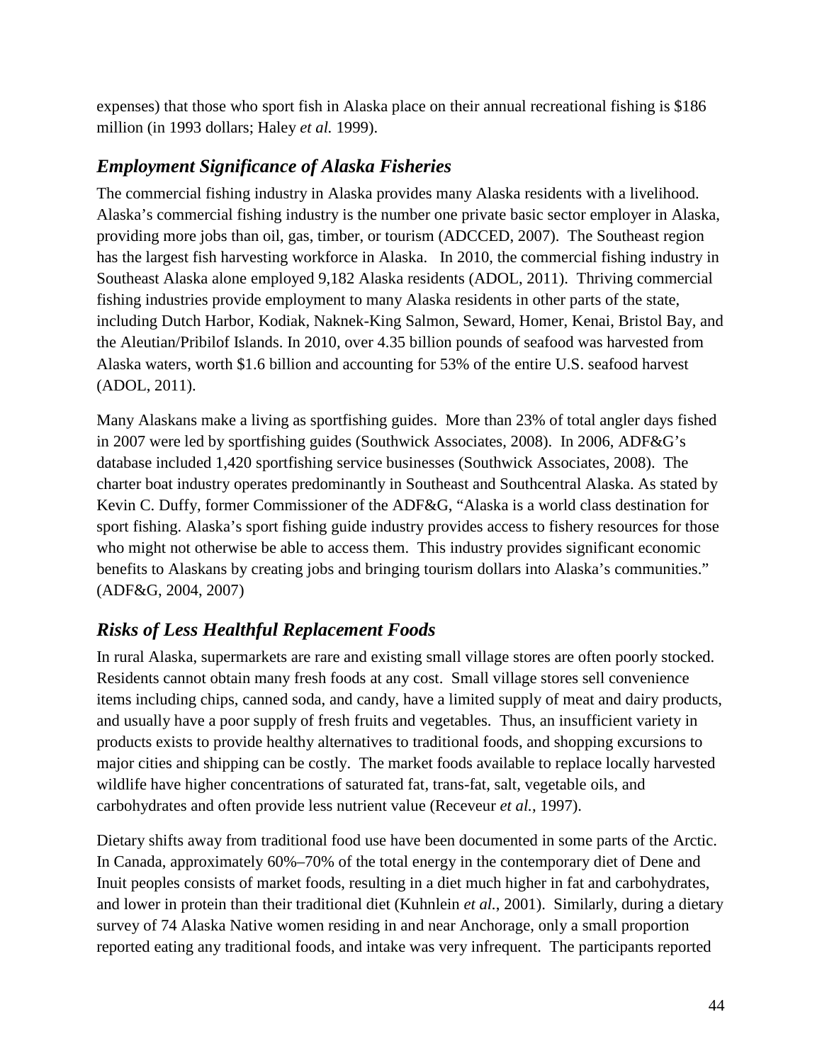expenses) that those who sport fish in Alaska place on their annual recreational fishing is $186 million (in 1993 dollars; Haley *et al.* 1999).

## *Employment Significance of Alaska Fisheries*

The commercial fishing industry in Alaska provides many Alaska residents with a livelihood. Alaska's commercial fishing industry is the number one private basic sector employer in Alaska, providing more jobs than oil, gas, timber, or tourism (ADCCED, 2007). The Southeast region has the largest fish harvesting workforce in Alaska. In 2010, the commercial fishing industry in Southeast Alaska alone employed 9,182 Alaska residents (ADOL, 2011). Thriving commercial fishing industries provide employment to many Alaska residents in other parts of the state, including Dutch Harbor, Kodiak, Naknek-King Salmon, Seward, Homer, Kenai, Bristol Bay, and the Aleutian/Pribilof Islands. In 2010, over 4.35 billion pounds of seafood was harvested from Alaska waters, worth $1.6 billion and accounting for 53% of the entire U.S. seafood harvest (ADOL, 2011).

Many Alaskans make a living as sportfishing guides. More than 23% of total angler days fished in 2007 were led by sportfishing guides (Southwick Associates, 2008). In 2006, ADF&G's database included 1,420 sportfishing service businesses (Southwick Associates, 2008). The charter boat industry operates predominantly in Southeast and Southcentral Alaska. As stated by Kevin C. Duffy, former Commissioner of the ADF&G, "Alaska is a world class destination for sport fishing. Alaska's sport fishing guide industry provides access to fishery resources for those who might not otherwise be able to access them. This industry provides significant economic benefits to Alaskans by creating jobs and bringing tourism dollars into Alaska's communities." (ADF&G, 2004, 2007)

## *Risks of Less Healthful Replacement Foods*

In rural Alaska, supermarkets are rare and existing small village stores are often poorly stocked. Residents cannot obtain many fresh foods at any cost. Small village stores sell convenience items including chips, canned soda, and candy, have a limited supply of meat and dairy products, and usually have a poor supply of fresh fruits and vegetables. Thus, an insufficient variety in products exists to provide healthy alternatives to traditional foods, and shopping excursions to major cities and shipping can be costly. The market foods available to replace locally harvested wildlife have higher concentrations of saturated fat, trans-fat, salt, vegetable oils, and carbohydrates and often provide less nutrient value (Receveur *et al.*, 1997).

Dietary shifts away from traditional food use have been documented in some parts of the Arctic. In Canada, approximately 60%–70% of the total energy in the contemporary diet of Dene and Inuit peoples consists of market foods, resulting in a diet much higher in fat and carbohydrates, and lower in protein than their traditional diet (Kuhnlein *et al.*, 2001). Similarly, during a dietary survey of 74 Alaska Native women residing in and near Anchorage, only a small proportion reported eating any traditional foods, and intake was very infrequent. The participants reported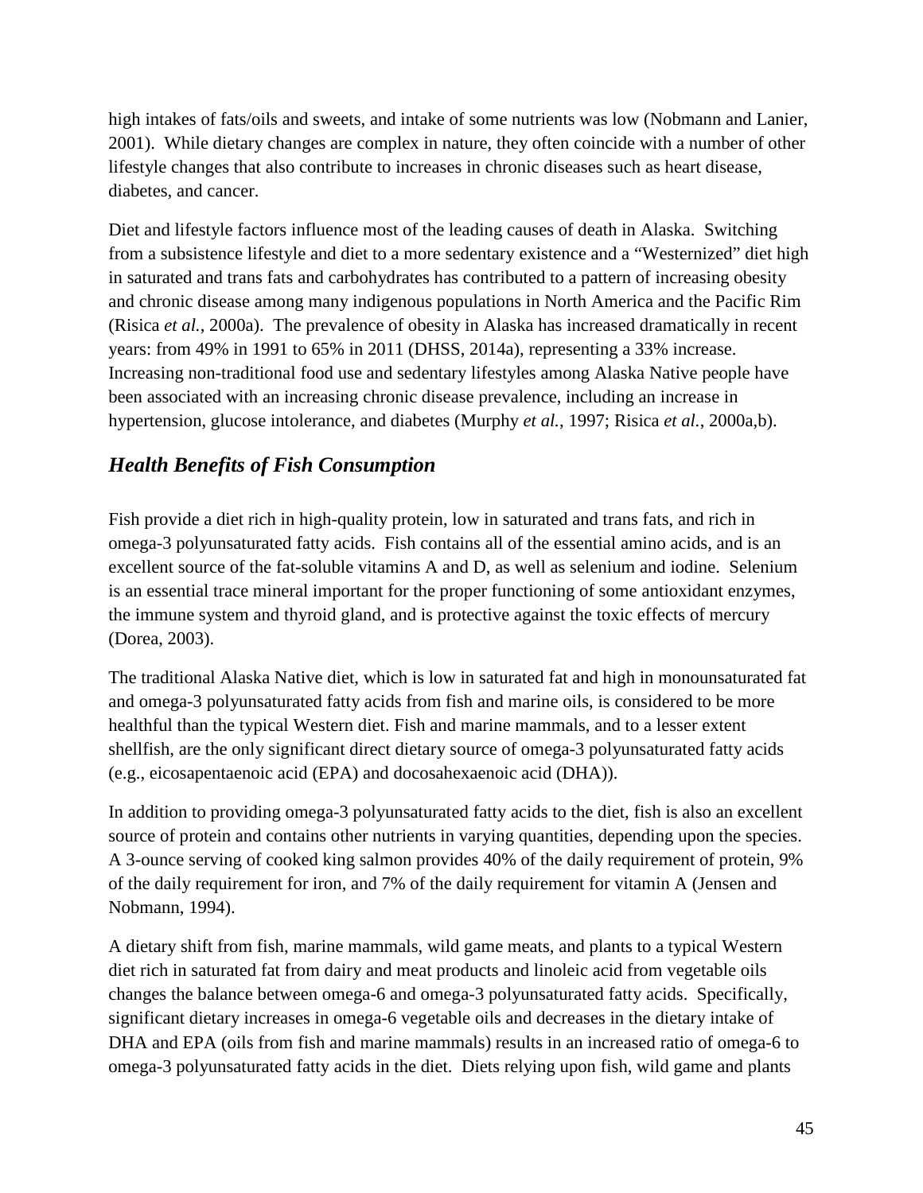high intakes of fats/oils and sweets, and intake of some nutrients was low (Nobmann and Lanier, 2001). While dietary changes are complex in nature, they often coincide with a number of other lifestyle changes that also contribute to increases in chronic diseases such as heart disease, diabetes, and cancer.

Diet and lifestyle factors influence most of the leading causes of death in Alaska. Switching from a subsistence lifestyle and diet to a more sedentary existence and a "Westernized" diet high in saturated and trans fats and carbohydrates has contributed to a pattern of increasing obesity and chronic disease among many indigenous populations in North America and the Pacific Rim (Risica *et al.*, 2000a). The prevalence of obesity in Alaska has increased dramatically in recent years: from 49% in 1991 to 65% in 2011 (DHSS, 2014a), representing a 33% increase. Increasing non-traditional food use and sedentary lifestyles among Alaska Native people have been associated with an increasing chronic disease prevalence, including an increase in hypertension, glucose intolerance, and diabetes (Murphy *et al.*, 1997; Risica *et al.*, 2000a,b).

## *Health Benefits of Fish Consumption*

Fish provide a diet rich in high-quality protein, low in saturated and trans fats, and rich in omega-3 polyunsaturated fatty acids. Fish contains all of the essential amino acids, and is an excellent source of the fat-soluble vitamins A and D, as well as selenium and iodine. Selenium is an essential trace mineral important for the proper functioning of some antioxidant enzymes, the immune system and thyroid gland, and is protective against the toxic effects of mercury (Dorea, 2003).

The traditional Alaska Native diet, which is low in saturated fat and high in monounsaturated fat and omega-3 polyunsaturated fatty acids from fish and marine oils, is considered to be more healthful than the typical Western diet. Fish and marine mammals, and to a lesser extent shellfish, are the only significant direct dietary source of omega-3 polyunsaturated fatty acids (e.g., eicosapentaenoic acid (EPA) and docosahexaenoic acid (DHA)).

In addition to providing omega-3 polyunsaturated fatty acids to the diet, fish is also an excellent source of protein and contains other nutrients in varying quantities, depending upon the species. A 3-ounce serving of cooked king salmon provides 40% of the daily requirement of protein, 9% of the daily requirement for iron, and 7% of the daily requirement for vitamin A (Jensen and Nobmann, 1994).

A dietary shift from fish, marine mammals, wild game meats, and plants to a typical Western diet rich in saturated fat from dairy and meat products and linoleic acid from vegetable oils changes the balance between omega-6 and omega-3 polyunsaturated fatty acids. Specifically, significant dietary increases in omega-6 vegetable oils and decreases in the dietary intake of DHA and EPA (oils from fish and marine mammals) results in an increased ratio of omega-6 to omega-3 polyunsaturated fatty acids in the diet. Diets relying upon fish, wild game and plants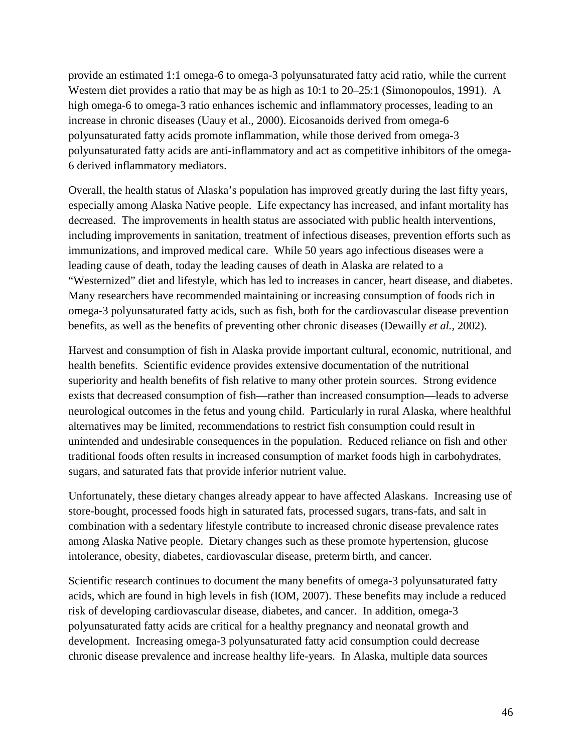provide an estimated 1:1 omega-6 to omega-3 polyunsaturated fatty acid ratio, while the current Western diet provides a ratio that may be as high as 10:1 to 20–25:1 (Simonopoulos, 1991). A high omega-6 to omega-3 ratio enhances ischemic and inflammatory processes, leading to an increase in chronic diseases (Uauy et al., 2000). Eicosanoids derived from omega-6 polyunsaturated fatty acids promote inflammation, while those derived from omega-3 polyunsaturated fatty acids are anti-inflammatory and act as competitive inhibitors of the omega-6 derived inflammatory mediators.

Overall, the health status of Alaska's population has improved greatly during the last fifty years, especially among Alaska Native people. Life expectancy has increased, and infant mortality has decreased. The improvements in health status are associated with public health interventions, including improvements in sanitation, treatment of infectious diseases, prevention efforts such as immunizations, and improved medical care. While 50 years ago infectious diseases were a leading cause of death, today the leading causes of death in Alaska are related to a "Westernized" diet and lifestyle, which has led to increases in cancer, heart disease, and diabetes. Many researchers have recommended maintaining or increasing consumption of foods rich in omega-3 polyunsaturated fatty acids, such as fish, both for the cardiovascular disease prevention benefits, as well as the benefits of preventing other chronic diseases (Dewailly *et al.*, 2002).

Harvest and consumption of fish in Alaska provide important cultural, economic, nutritional, and health benefits. Scientific evidence provides extensive documentation of the nutritional superiority and health benefits of fish relative to many other protein sources. Strong evidence exists that decreased consumption of fish—rather than increased consumption—leads to adverse neurological outcomes in the fetus and young child. Particularly in rural Alaska, where healthful alternatives may be limited, recommendations to restrict fish consumption could result in unintended and undesirable consequences in the population. Reduced reliance on fish and other traditional foods often results in increased consumption of market foods high in carbohydrates, sugars, and saturated fats that provide inferior nutrient value.

Unfortunately, these dietary changes already appear to have affected Alaskans. Increasing use of store-bought, processed foods high in saturated fats, processed sugars, trans-fats, and salt in combination with a sedentary lifestyle contribute to increased chronic disease prevalence rates among Alaska Native people. Dietary changes such as these promote hypertension, glucose intolerance, obesity, diabetes, cardiovascular disease, preterm birth, and cancer.

Scientific research continues to document the many benefits of omega-3 polyunsaturated fatty acids, which are found in high levels in fish (IOM, 2007). These benefits may include a reduced risk of developing cardiovascular disease, diabetes, and cancer. In addition, omega-3 polyunsaturated fatty acids are critical for a healthy pregnancy and neonatal growth and development. Increasing omega-3 polyunsaturated fatty acid consumption could decrease chronic disease prevalence and increase healthy life-years. In Alaska, multiple data sources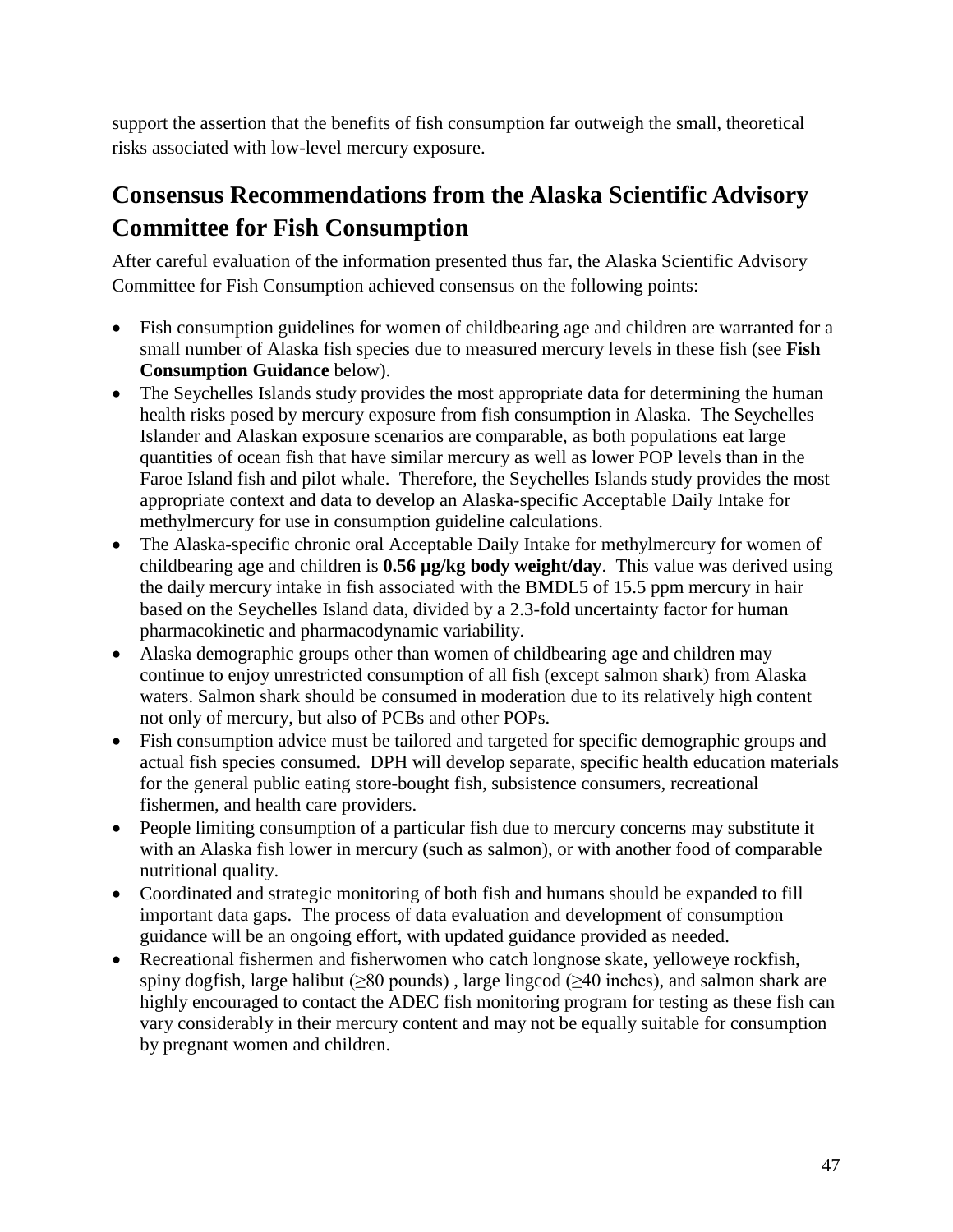support the assertion that the benefits of fish consumption far outweigh the small, theoretical risks associated with low-level mercury exposure.

## Consensus Recommendations from the Alaska Scientific Advisory Committee for Fish Consumption

After careful evaluation of the information presented thus far, the Alaska Scientific Advisory Committee for Fish Consumption achieved consensus on the following points:

- Fish consumption guidelines for women of childbearing age and children are warranted for a small number of Alaska fish species due to measured mercury levels in these fish (see **Fish Consumption Guidance** below).
- The Seychelles Islands study provides the most appropriate data for determining the human health risks posed by mercury exposure from fish consumption in Alaska. The Seychelles Islander and Alaskan exposure scenarios are comparable, as both populations eat large quantities of ocean fish that have similar mercury as well as lower POP levels than in the Faroe Island fish and pilot whale. Therefore, the Seychelles Islands study provides the most appropriate context and data to develop an Alaska-specific Acceptable Daily Intake for methylmercury for use in consumption guideline calculations.
- The Alaska-specific chronic oral Acceptable Daily Intake for methylmercury for women of childbearing age and children is **0.56 μg/kg body weight/day**. This value was derived using the daily mercury intake in fish associated with the BMDL5 of 15.5 ppm mercury in hair based on the Seychelles Island data, divided by a 2.3-fold uncertainty factor for human pharmacokinetic and pharmacodynamic variability.
- Alaska demographic groups other than women of childbearing age and children may continue to enjoy unrestricted consumption of all fish (except salmon shark) from Alaska waters. Salmon shark should be consumed in moderation due to its relatively high content not only of mercury, but also of PCBs and other POPs.
- Fish consumption advice must be tailored and targeted for specific demographic groups and actual fish species consumed. DPH will develop separate, specific health education materials for the general public eating store-bought fish, subsistence consumers, recreational fishermen, and health care providers.
- People limiting consumption of a particular fish due to mercury concerns may substitute it with an Alaska fish lower in mercury (such as salmon), or with another food of comparable nutritional quality.
- Coordinated and strategic monitoring of both fish and humans should be expanded to fill important data gaps. The process of data evaluation and development of consumption guidance will be an ongoing effort, with updated guidance provided as needed.
- Recreational fishermen and fisherwomen who catch longnose skate, yelloweye rockfish, spiny dogfish, large halibut (≥80 pounds) , large lingcod (≥40 inches), and salmon shark are highly encouraged to contact the ADEC fish monitoring program for testing as these fish can vary considerably in their mercury content and may not be equally suitable for consumption by pregnant women and children.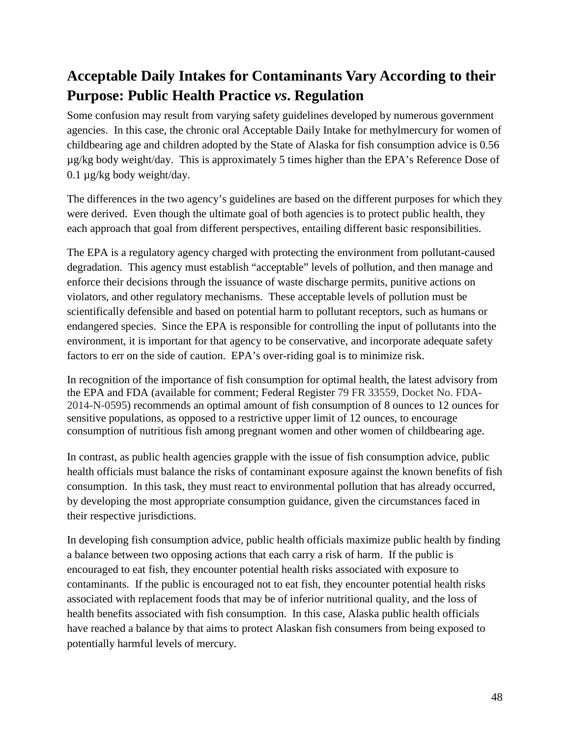## Acceptable Daily Intakes for Contaminants Vary According to their Purpose: Public Health Practice *vs*. Regulation

Some confusion may result from varying safety guidelines developed by numerous government agencies. In this case, the chronic oral Acceptable Daily Intake for methylmercury for women of childbearing age and children adopted by the State of Alaska for fish consumption advice is 0.56 µg/kg body weight/day. This is approximately 5 times higher than the EPA's Reference Dose of 0.1 µg/kg body weight/day.

The differences in the two agency's guidelines are based on the different purposes for which they were derived. Even though the ultimate goal of both agencies is to protect public health, they each approach that goal from different perspectives, entailing different basic responsibilities.

The EPA is a regulatory agency charged with protecting the environment from pollutant-caused degradation. This agency must establish "acceptable" levels of pollution, and then manage and enforce their decisions through the issuance of waste discharge permits, punitive actions on violators, and other regulatory mechanisms. These acceptable levels of pollution must be scientifically defensible and based on potential harm to pollutant receptors, such as humans or endangered species. Since the EPA is responsible for controlling the input of pollutants into the environment, it is important for that agency to be conservative, and incorporate adequate safety factors to err on the side of caution. EPA's over-riding goal is to minimize risk.

In recognition of the importance of fish consumption for optimal health, the latest advisory from the EPA and FDA (available for comment; Federal Register 79 FR 33559, Docket No. FDA-2014-N-0595) recommends an optimal amount of fish consumption of 8 ounces to 12 ounces for sensitive populations, as opposed to a restrictive upper limit of 12 ounces, to encourage consumption of nutritious fish among pregnant women and other women of childbearing age.

In contrast, as public health agencies grapple with the issue of fish consumption advice, public health officials must balance the risks of contaminant exposure against the known benefits of fish consumption. In this task, they must react to environmental pollution that has already occurred, by developing the most appropriate consumption guidance, given the circumstances faced in their respective jurisdictions.

In developing fish consumption advice, public health officials maximize public health by finding a balance between two opposing actions that each carry a risk of harm. If the public is encouraged to eat fish, they encounter potential health risks associated with exposure to contaminants. If the public is encouraged not to eat fish, they encounter potential health risks associated with replacement foods that may be of inferior nutritional quality, and the loss of health benefits associated with fish consumption. In this case, Alaska public health officials have reached a balance by that aims to protect Alaskan fish consumers from being exposed to potentially harmful levels of mercury.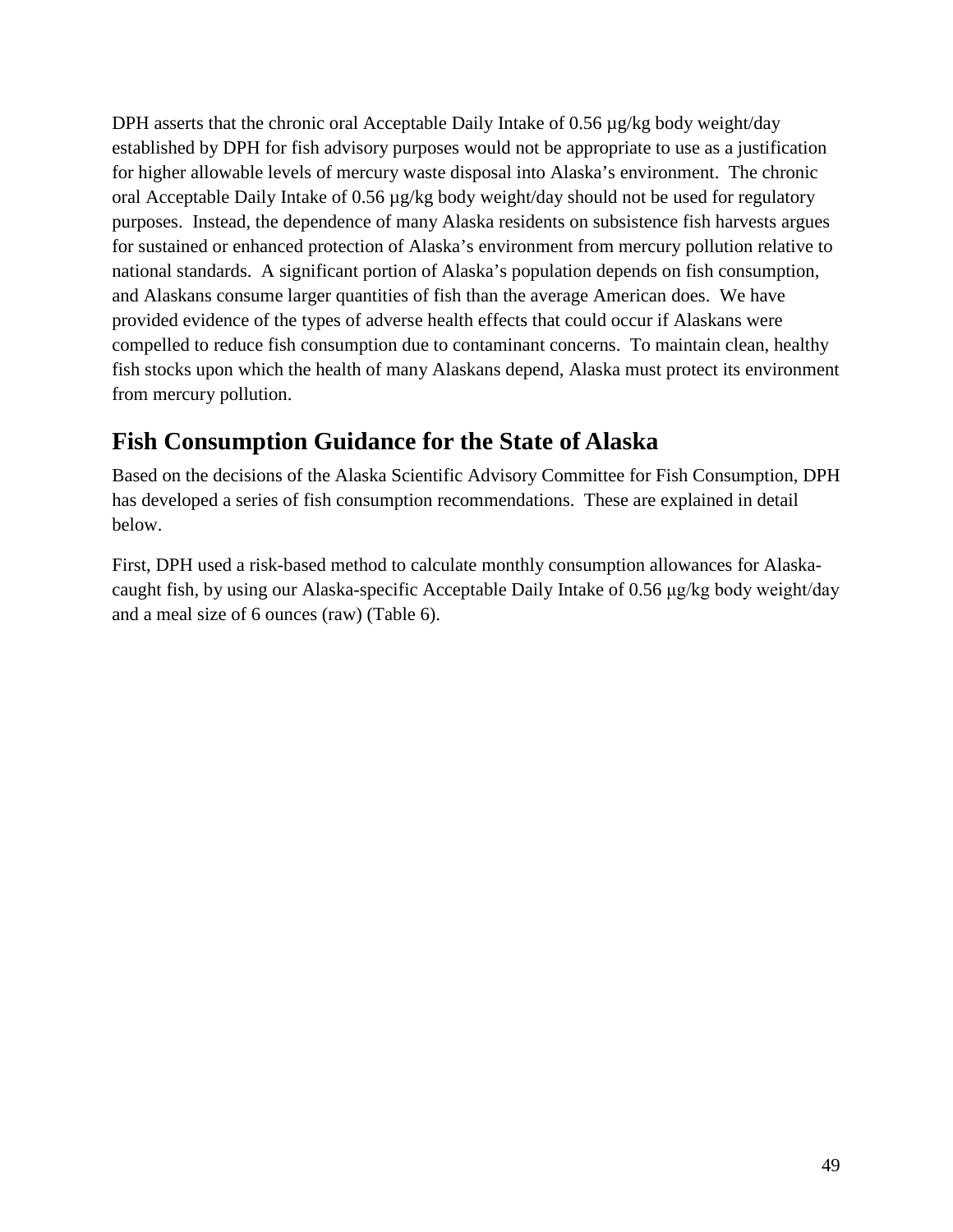DPH asserts that the chronic oral Acceptable Daily Intake of 0.56 µg/kg body weight/day established by DPH for fish advisory purposes would not be appropriate to use as a justification for higher allowable levels of mercury waste disposal into Alaska's environment. The chronic oral Acceptable Daily Intake of 0.56 µg/kg body weight/day should not be used for regulatory purposes. Instead, the dependence of many Alaska residents on subsistence fish harvests argues for sustained or enhanced protection of Alaska's environment from mercury pollution relative to national standards. A significant portion of Alaska's population depends on fish consumption, and Alaskans consume larger quantities of fish than the average American does. We have provided evidence of the types of adverse health effects that could occur if Alaskans were compelled to reduce fish consumption due to contaminant concerns. To maintain clean, healthy fish stocks upon which the health of many Alaskans depend, Alaska must protect its environment from mercury pollution.

## Fish Consumption Guidance for the State of Alaska

Based on the decisions of the Alaska Scientific Advisory Committee for Fish Consumption, DPH has developed a series of fish consumption recommendations. These are explained in detail below.

First, DPH used a risk-based method to calculate monthly consumption allowances for Alaska-caught fish, by using our Alaska-specific Acceptable Daily Intake of 0.56 µg/kg body weight/day and a meal size of 6 ounces (raw) (Table 6).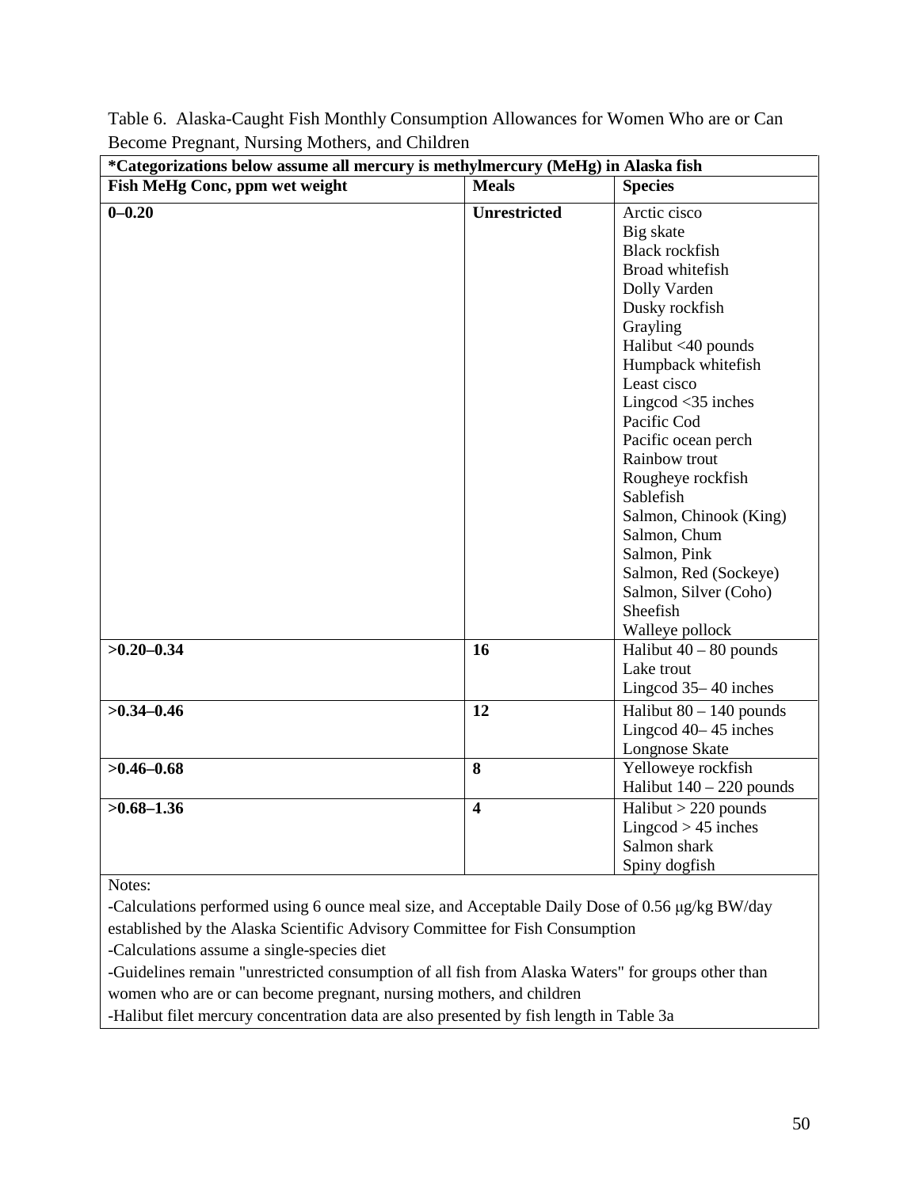Table 6. Alaska-Caught Fish Monthly Consumption Allowances for Women Who are or Can Become Pregnant, Nursing Mothers, and Children

| *Categorizations below assume all mercury is methylmercury (MeHg) in Alaska fish | | |
|---|---|---|
| **Fish MeHg Conc, ppm wet weight** | **Meals** | **Species** |
| **0–0.20** | **Unrestricted** | Arctic cisco<br>Big skate<br>Black rockfish<br>Broad whitefish<br>Dolly Varden<br>Dusky rockfish<br>Grayling<br>Halibut <40 pounds<br>Humpback whitefish<br>Least cisco<br>Lingcod <35 inches<br>Pacific Cod<br>Pacific ocean perch<br>Rainbow trout<br>Rougheye rockfish<br>Sablefish<br>Salmon, Chinook (King)<br>Salmon, Chum<br>Salmon, Pink<br>Salmon, Red (Sockeye)<br>Salmon, Silver (Coho)<br>Sheefish<br>Walleye pollock |
| **>0.20–0.34** | **16** | Halibut 40 – 80 pounds<br>Lake trout<br>Lingcod 35– 40 inches |
| **>0.34–0.46** | **12** | Halibut 80 – 140 pounds<br>Lingcod 40– 45 inches<br>Longnose Skate |
| **>0.46–0.68** | **8** | Yelloweye rockfish<br>Halibut 140 – 220 pounds |
| **>0.68–1.36** | **4** | Halibut > 220 pounds<br>Lingcod > 45 inches<br>Salmon shark<br>Spiny dogfish |

Notes:

-Calculations performed using 6 ounce meal size, and Acceptable Daily Dose of 0.56 μg/kg BW/day established by the Alaska Scientific Advisory Committee for Fish Consumption

-Calculations assume a single-species diet

-Guidelines remain "unrestricted consumption of all fish from Alaska Waters" for groups other than women who are or can become pregnant, nursing mothers, and children

-Halibut filet mercury concentration data are also presented by fish length in Table 3a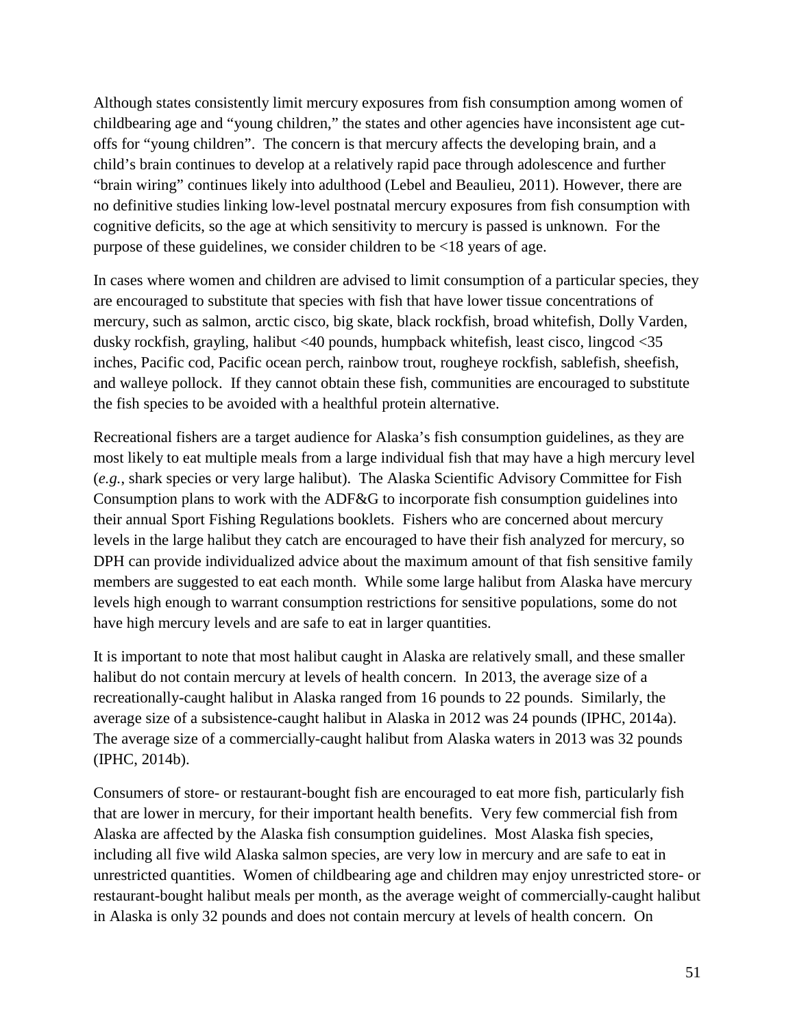Although states consistently limit mercury exposures from fish consumption among women of childbearing age and "young children," the states and other agencies have inconsistent age cut-offs for "young children". The concern is that mercury affects the developing brain, and a child's brain continues to develop at a relatively rapid pace through adolescence and further "brain wiring" continues likely into adulthood (Lebel and Beaulieu, 2011). However, there are no definitive studies linking low-level postnatal mercury exposures from fish consumption with cognitive deficits, so the age at which sensitivity to mercury is passed is unknown. For the purpose of these guidelines, we consider children to be <18 years of age.

In cases where women and children are advised to limit consumption of a particular species, they are encouraged to substitute that species with fish that have lower tissue concentrations of mercury, such as salmon, arctic cisco, big skate, black rockfish, broad whitefish, Dolly Varden, dusky rockfish, grayling, halibut <40 pounds, humpback whitefish, least cisco, lingcod <35 inches, Pacific cod, Pacific ocean perch, rainbow trout, rougheye rockfish, sablefish, sheefish, and walleye pollock. If they cannot obtain these fish, communities are encouraged to substitute the fish species to be avoided with a healthful protein alternative.

Recreational fishers are a target audience for Alaska's fish consumption guidelines, as they are most likely to eat multiple meals from a large individual fish that may have a high mercury level (*e.g.*, shark species or very large halibut). The Alaska Scientific Advisory Committee for Fish Consumption plans to work with the ADF&G to incorporate fish consumption guidelines into their annual Sport Fishing Regulations booklets. Fishers who are concerned about mercury levels in the large halibut they catch are encouraged to have their fish analyzed for mercury, so DPH can provide individualized advice about the maximum amount of that fish sensitive family members are suggested to eat each month. While some large halibut from Alaska have mercury levels high enough to warrant consumption restrictions for sensitive populations, some do not have high mercury levels and are safe to eat in larger quantities.

It is important to note that most halibut caught in Alaska are relatively small, and these smaller halibut do not contain mercury at levels of health concern. In 2013, the average size of a recreationally-caught halibut in Alaska ranged from 16 pounds to 22 pounds. Similarly, the average size of a subsistence-caught halibut in Alaska in 2012 was 24 pounds (IPHC, 2014a). The average size of a commercially-caught halibut from Alaska waters in 2013 was 32 pounds (IPHC, 2014b).

Consumers of store- or restaurant-bought fish are encouraged to eat more fish, particularly fish that are lower in mercury, for their important health benefits. Very few commercial fish from Alaska are affected by the Alaska fish consumption guidelines. Most Alaska fish species, including all five wild Alaska salmon species, are very low in mercury and are safe to eat in unrestricted quantities. Women of childbearing age and children may enjoy unrestricted store- or restaurant-bought halibut meals per month, as the average weight of commercially-caught halibut in Alaska is only 32 pounds and does not contain mercury at levels of health concern. On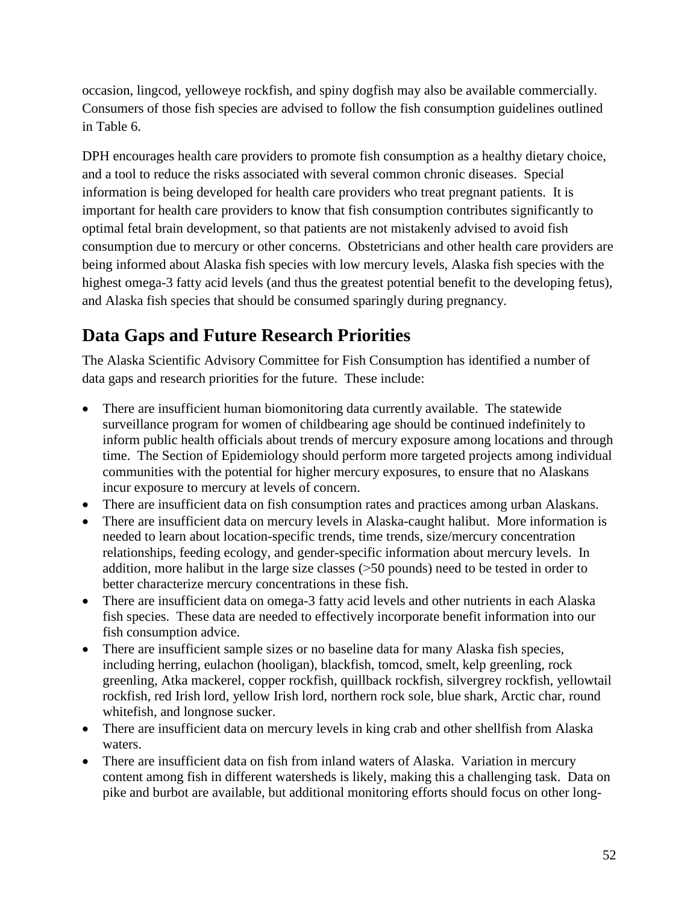occasion, lingcod, yelloweye rockfish, and spiny dogfish may also be available commercially. Consumers of those fish species are advised to follow the fish consumption guidelines outlined in Table 6.

DPH encourages health care providers to promote fish consumption as a healthy dietary choice, and a tool to reduce the risks associated with several common chronic diseases. Special information is being developed for health care providers who treat pregnant patients. It is important for health care providers to know that fish consumption contributes significantly to optimal fetal brain development, so that patients are not mistakenly advised to avoid fish consumption due to mercury or other concerns. Obstetricians and other health care providers are being informed about Alaska fish species with low mercury levels, Alaska fish species with the highest omega-3 fatty acid levels (and thus the greatest potential benefit to the developing fetus), and Alaska fish species that should be consumed sparingly during pregnancy.

## Data Gaps and Future Research Priorities

The Alaska Scientific Advisory Committee for Fish Consumption has identified a number of data gaps and research priorities for the future. These include:

- There are insufficient human biomonitoring data currently available. The statewide surveillance program for women of childbearing age should be continued indefinitely to inform public health officials about trends of mercury exposure among locations and through time. The Section of Epidemiology should perform more targeted projects among individual communities with the potential for higher mercury exposures, to ensure that no Alaskans incur exposure to mercury at levels of concern.
- There are insufficient data on fish consumption rates and practices among urban Alaskans.
- There are insufficient data on mercury levels in Alaska-caught halibut. More information is needed to learn about location-specific trends, time trends, size/mercury concentration relationships, feeding ecology, and gender-specific information about mercury levels. In addition, more halibut in the large size classes (>50 pounds) need to be tested in order to better characterize mercury concentrations in these fish.
- There are insufficient data on omega-3 fatty acid levels and other nutrients in each Alaska fish species. These data are needed to effectively incorporate benefit information into our fish consumption advice.
- There are insufficient sample sizes or no baseline data for many Alaska fish species, including herring, eulachon (hooligan), blackfish, tomcod, smelt, kelp greenling, rock greenling, Atka mackerel, copper rockfish, quillback rockfish, silvergrey rockfish, yellowtail rockfish, red Irish lord, yellow Irish lord, northern rock sole, blue shark, Arctic char, round whitefish, and longnose sucker.
- There are insufficient data on mercury levels in king crab and other shellfish from Alaska waters.
- There are insufficient data on fish from inland waters of Alaska. Variation in mercury content among fish in different watersheds is likely, making this a challenging task. Data on pike and burbot are available, but additional monitoring efforts should focus on other long-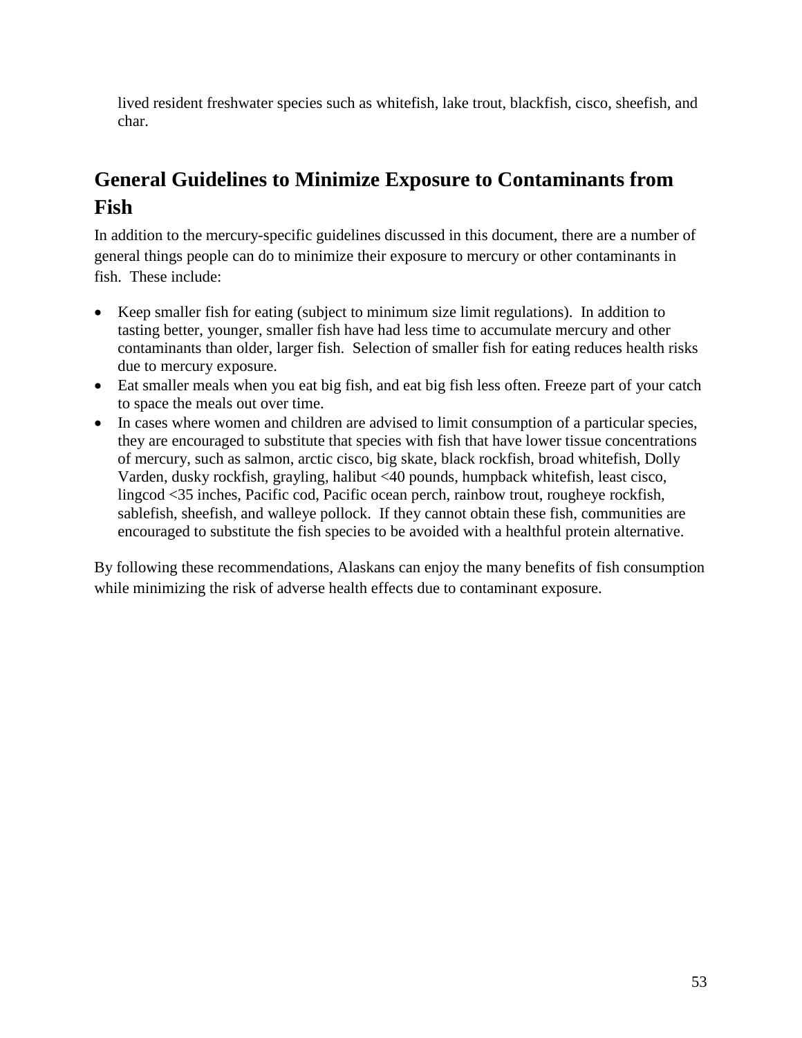lived resident freshwater species such as whitefish, lake trout, blackfish, cisco, sheefish, and char.

## General Guidelines to Minimize Exposure to Contaminants from Fish

In addition to the mercury-specific guidelines discussed in this document, there are a number of general things people can do to minimize their exposure to mercury or other contaminants in fish. These include:

- Keep smaller fish for eating (subject to minimum size limit regulations). In addition to tasting better, younger, smaller fish have had less time to accumulate mercury and other contaminants than older, larger fish. Selection of smaller fish for eating reduces health risks due to mercury exposure.
- Eat smaller meals when you eat big fish, and eat big fish less often. Freeze part of your catch to space the meals out over time.
- In cases where women and children are advised to limit consumption of a particular species, they are encouraged to substitute that species with fish that have lower tissue concentrations of mercury, such as salmon, arctic cisco, big skate, black rockfish, broad whitefish, Dolly Varden, dusky rockfish, grayling, halibut <40 pounds, humpback whitefish, least cisco, lingcod <35 inches, Pacific cod, Pacific ocean perch, rainbow trout, rougheye rockfish, sablefish, sheefish, and walleye pollock. If they cannot obtain these fish, communities are encouraged to substitute the fish species to be avoided with a healthful protein alternative.

By following these recommendations, Alaskans can enjoy the many benefits of fish consumption while minimizing the risk of adverse health effects due to contaminant exposure.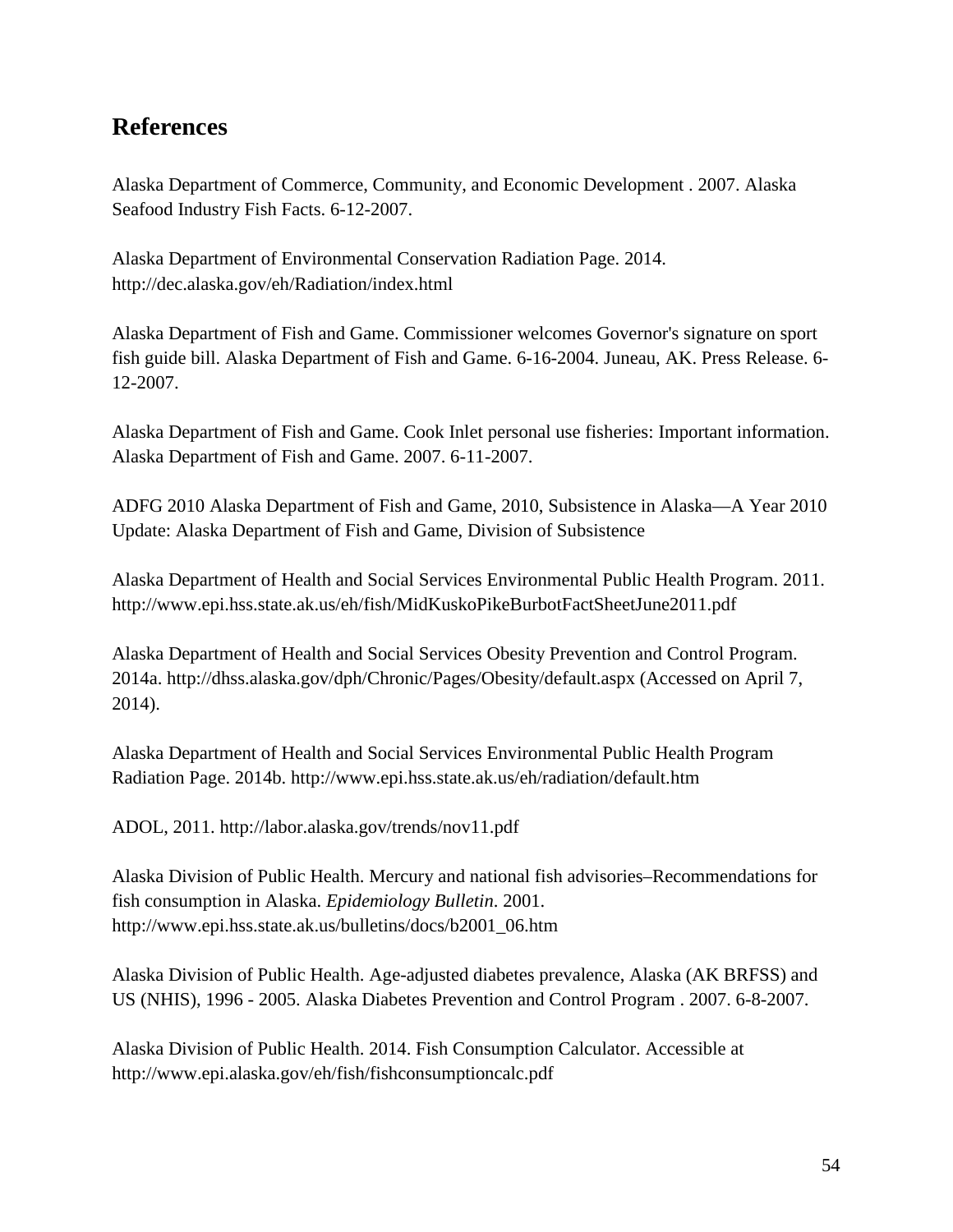## References

Alaska Department of Commerce, Community, and Economic Development . 2007. Alaska Seafood Industry Fish Facts. 6-12-2007.

Alaska Department of Environmental Conservation Radiation Page. 2014. http://dec.alaska.gov/eh/Radiation/index.html

Alaska Department of Fish and Game. Commissioner welcomes Governor's signature on sport fish guide bill. Alaska Department of Fish and Game. 6-16-2004. Juneau, AK. Press Release. 6-12-2007.

Alaska Department of Fish and Game. Cook Inlet personal use fisheries: Important information. Alaska Department of Fish and Game. 2007. 6-11-2007.

ADFG 2010 Alaska Department of Fish and Game, 2010, Subsistence in Alaska—A Year 2010 Update: Alaska Department of Fish and Game, Division of Subsistence

Alaska Department of Health and Social Services Environmental Public Health Program. 2011. http://www.epi.hss.state.ak.us/eh/fish/MidKuskoPikeBurbotFactSheetJune2011.pdf

Alaska Department of Health and Social Services Obesity Prevention and Control Program. 2014a. http://dhss.alaska.gov/dph/Chronic/Pages/Obesity/default.aspx (Accessed on April 7, 2014).

Alaska Department of Health and Social Services Environmental Public Health Program Radiation Page. 2014b. http://www.epi.hss.state.ak.us/eh/radiation/default.htm

ADOL, 2011. http://labor.alaska.gov/trends/nov11.pdf

Alaska Division of Public Health. Mercury and national fish advisories–Recommendations for fish consumption in Alaska. *Epidemiology Bulletin*. 2001. http://www.epi.hss.state.ak.us/bulletins/docs/b2001_06.htm

Alaska Division of Public Health. Age-adjusted diabetes prevalence, Alaska (AK BRFSS) and US (NHIS), 1996 - 2005. Alaska Diabetes Prevention and Control Program . 2007. 6-8-2007.

Alaska Division of Public Health. 2014. Fish Consumption Calculator. Accessible at http://www.epi.alaska.gov/eh/fish/fishconsumptioncalc.pdf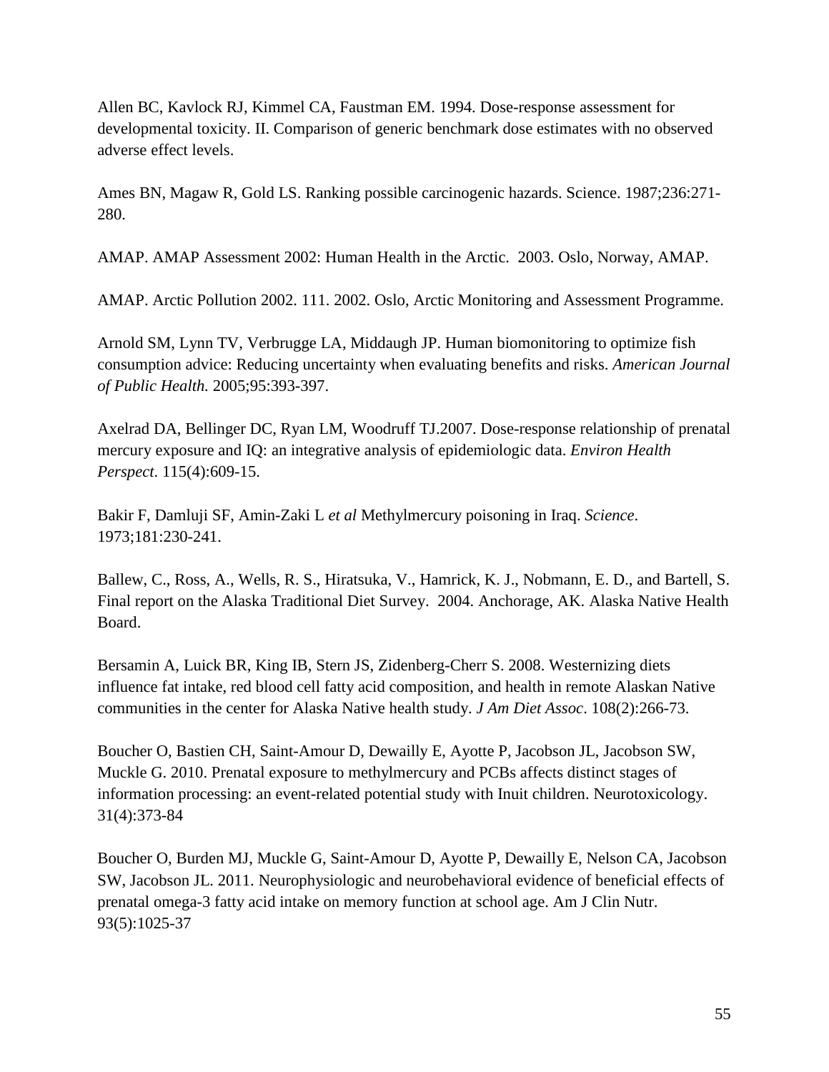Allen BC, Kavlock RJ, Kimmel CA, Faustman EM. 1994. Dose-response assessment for developmental toxicity. II. Comparison of generic benchmark dose estimates with no observed adverse effect levels.

Ames BN, Magaw R, Gold LS. Ranking possible carcinogenic hazards. Science. 1987;236:271-280.

AMAP. AMAP Assessment 2002: Human Health in the Arctic. 2003. Oslo, Norway, AMAP.

AMAP. Arctic Pollution 2002. 111. 2002. Oslo, Arctic Monitoring and Assessment Programme.

Arnold SM, Lynn TV, Verbrugge LA, Middaugh JP. Human biomonitoring to optimize fish consumption advice: Reducing uncertainty when evaluating benefits and risks. *American Journal of Public Health.* 2005;95:393-397.

Axelrad DA, Bellinger DC, Ryan LM, Woodruff TJ.2007. Dose-response relationship of prenatal mercury exposure and IQ: an integrative analysis of epidemiologic data. *Environ Health Perspect*. 115(4):609-15.

Bakir F, Damluji SF, Amin-Zaki L *et al* Methylmercury poisoning in Iraq. *Science*. 1973;181:230-241.

Ballew, C., Ross, A., Wells, R. S., Hiratsuka, V., Hamrick, K. J., Nobmann, E. D., and Bartell, S. Final report on the Alaska Traditional Diet Survey. 2004. Anchorage, AK. Alaska Native Health Board.

Bersamin A, Luick BR, King IB, Stern JS, Zidenberg-Cherr S. 2008. Westernizing diets influence fat intake, red blood cell fatty acid composition, and health in remote Alaskan Native communities in the center for Alaska Native health study. *J Am Diet Assoc*. 108(2):266-73.

Boucher O, Bastien CH, Saint-Amour D, Dewailly E, Ayotte P, Jacobson JL, Jacobson SW, Muckle G. 2010. Prenatal exposure to methylmercury and PCBs affects distinct stages of information processing: an event-related potential study with Inuit children. Neurotoxicology. 31(4):373-84

Boucher O, Burden MJ, Muckle G, Saint-Amour D, Ayotte P, Dewailly E, Nelson CA, Jacobson SW, Jacobson JL. 2011. Neurophysiologic and neurobehavioral evidence of beneficial effects of prenatal omega-3 fatty acid intake on memory function at school age. Am J Clin Nutr. 93(5):1025-37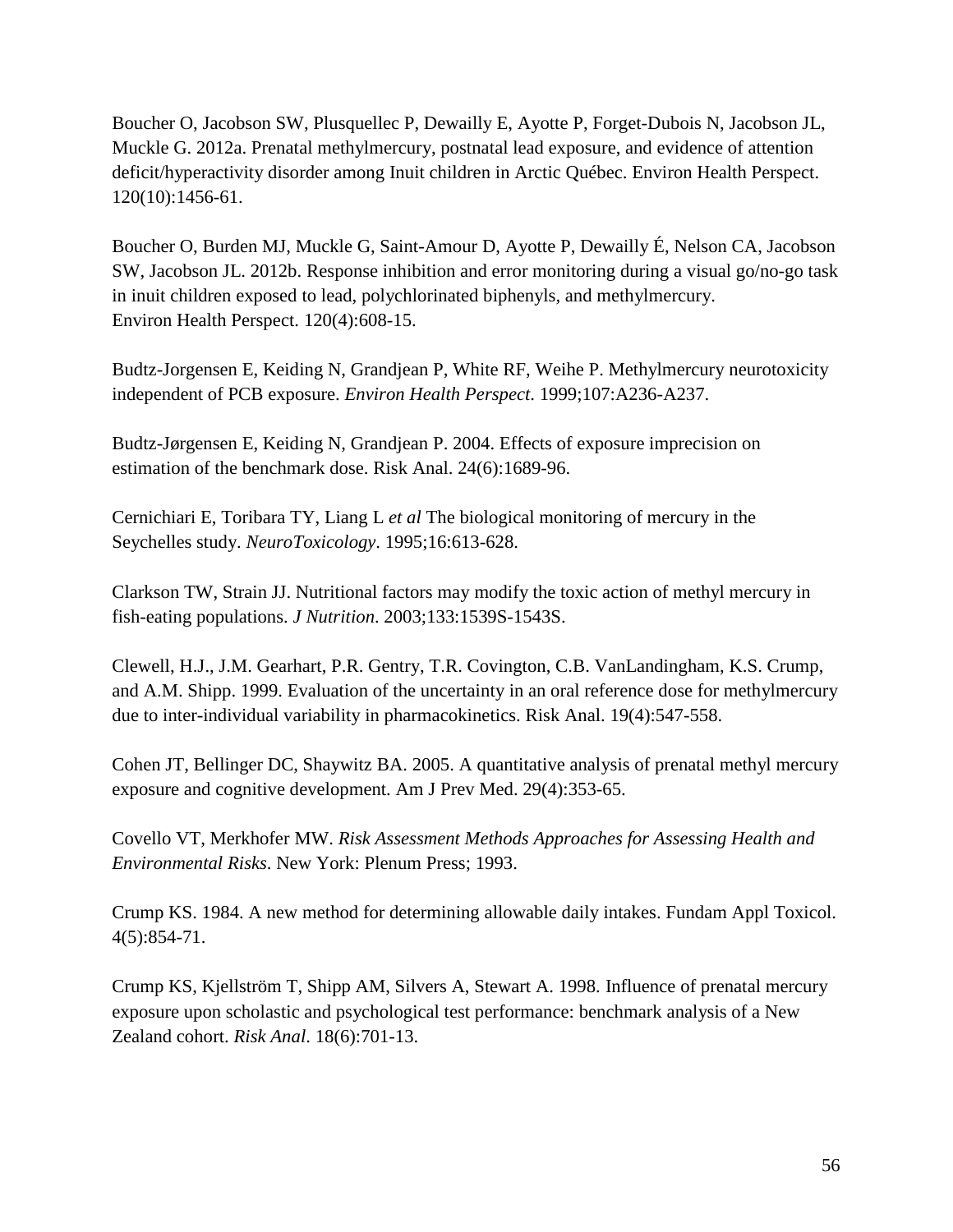Boucher O, Jacobson SW, Plusquellec P, Dewailly E, Ayotte P, Forget-Dubois N, Jacobson JL, Muckle G. 2012a. Prenatal methylmercury, postnatal lead exposure, and evidence of attention deficit/hyperactivity disorder among Inuit children in Arctic Québec. Environ Health Perspect. 120(10):1456-61.

Boucher O, Burden MJ, Muckle G, Saint-Amour D, Ayotte P, Dewailly É, Nelson CA, Jacobson SW, Jacobson JL. 2012b. Response inhibition and error monitoring during a visual go/no-go task in inuit children exposed to lead, polychlorinated biphenyls, and methylmercury. Environ Health Perspect. 120(4):608-15.

Budtz-Jorgensen E, Keiding N, Grandjean P, White RF, Weihe P. Methylmercury neurotoxicity independent of PCB exposure. *Environ Health Perspect*. 1999;107:A236-A237.

Budtz-Jørgensen E, Keiding N, Grandjean P. 2004. Effects of exposure imprecision on estimation of the benchmark dose. Risk Anal. 24(6):1689-96.

Cernichiari E, Toribara TY, Liang L *et al* The biological monitoring of mercury in the Seychelles study. *NeuroToxicology*. 1995;16:613-628.

Clarkson TW, Strain JJ. Nutritional factors may modify the toxic action of methyl mercury in fish-eating populations. *J Nutrition*. 2003;133:1539S-1543S.

Clewell, H.J., J.M. Gearhart, P.R. Gentry, T.R. Covington, C.B. VanLandingham, K.S. Crump, and A.M. Shipp. 1999. Evaluation of the uncertainty in an oral reference dose for methylmercury due to inter-individual variability in pharmacokinetics. Risk Anal. 19(4):547-558.

Cohen JT, Bellinger DC, Shaywitz BA. 2005. A quantitative analysis of prenatal methyl mercury exposure and cognitive development. Am J Prev Med. 29(4):353-65.

Covello VT, Merkhofer MW. *Risk Assessment Methods Approaches for Assessing Health and Environmental Risks*. New York: Plenum Press; 1993.

Crump KS. 1984. A new method for determining allowable daily intakes. Fundam Appl Toxicol. 4(5):854-71.

Crump KS, Kjellström T, Shipp AM, Silvers A, Stewart A. 1998. Influence of prenatal mercury exposure upon scholastic and psychological test performance: benchmark analysis of a New Zealand cohort. *Risk Anal*. 18(6):701-13.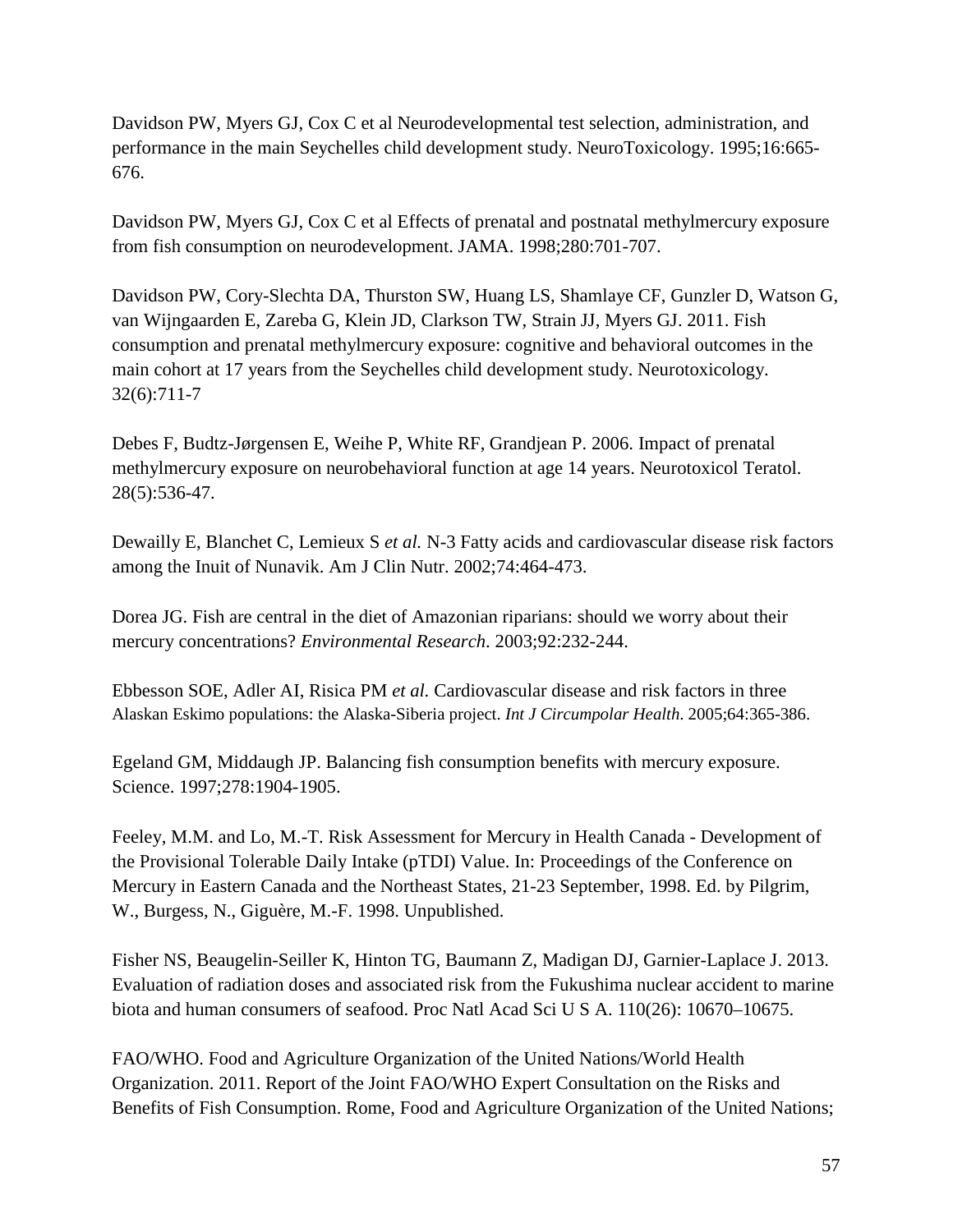Davidson PW, Myers GJ, Cox C et al Neurodevelopmental test selection, administration, and performance in the main Seychelles child development study. NeuroToxicology. 1995;16:665-676.

Davidson PW, Myers GJ, Cox C et al Effects of prenatal and postnatal methylmercury exposure from fish consumption on neurodevelopment. JAMA. 1998;280:701-707.

Davidson PW, Cory-Slechta DA, Thurston SW, Huang LS, Shamlaye CF, Gunzler D, Watson G, van Wijngaarden E, Zareba G, Klein JD, Clarkson TW, Strain JJ, Myers GJ. 2011. Fish consumption and prenatal methylmercury exposure: cognitive and behavioral outcomes in the main cohort at 17 years from the Seychelles child development study. Neurotoxicology. 32(6):711-7

Debes F, Budtz-Jørgensen E, Weihe P, White RF, Grandjean P. 2006. Impact of prenatal methylmercury exposure on neurobehavioral function at age 14 years. Neurotoxicol Teratol. 28(5):536-47.

Dewailly E, Blanchet C, Lemieux S *et al.* N-3 Fatty acids and cardiovascular disease risk factors among the Inuit of Nunavik. Am J Clin Nutr. 2002;74:464-473.

Dorea JG. Fish are central in the diet of Amazonian riparians: should we worry about their mercury concentrations? *Environmental Research.* 2003;92:232-244.

Ebbesson SOE, Adler AI, Risica PM *et al.* Cardiovascular disease and risk factors in three Alaskan Eskimo populations: the Alaska-Siberia project. *Int J Circumpolar Health*. 2005;64:365-386.

Egeland GM, Middaugh JP. Balancing fish consumption benefits with mercury exposure. Science. 1997;278:1904-1905.

Feeley, M.M. and Lo, M.-T. Risk Assessment for Mercury in Health Canada - Development of the Provisional Tolerable Daily Intake (pTDI) Value. In: Proceedings of the Conference on Mercury in Eastern Canada and the Northeast States, 21-23 September, 1998. Ed. by Pilgrim, W., Burgess, N., Giguère, M.-F. 1998. Unpublished.

Fisher NS, Beaugelin-Seiller K, Hinton TG, Baumann Z, Madigan DJ, Garnier-Laplace J. 2013. Evaluation of radiation doses and associated risk from the Fukushima nuclear accident to marine biota and human consumers of seafood. Proc Natl Acad Sci U S A. 110(26): 10670–10675.

FAO/WHO. Food and Agriculture Organization of the United Nations/World Health Organization. 2011. Report of the Joint FAO/WHO Expert Consultation on the Risks and Benefits of Fish Consumption. Rome, Food and Agriculture Organization of the United Nations;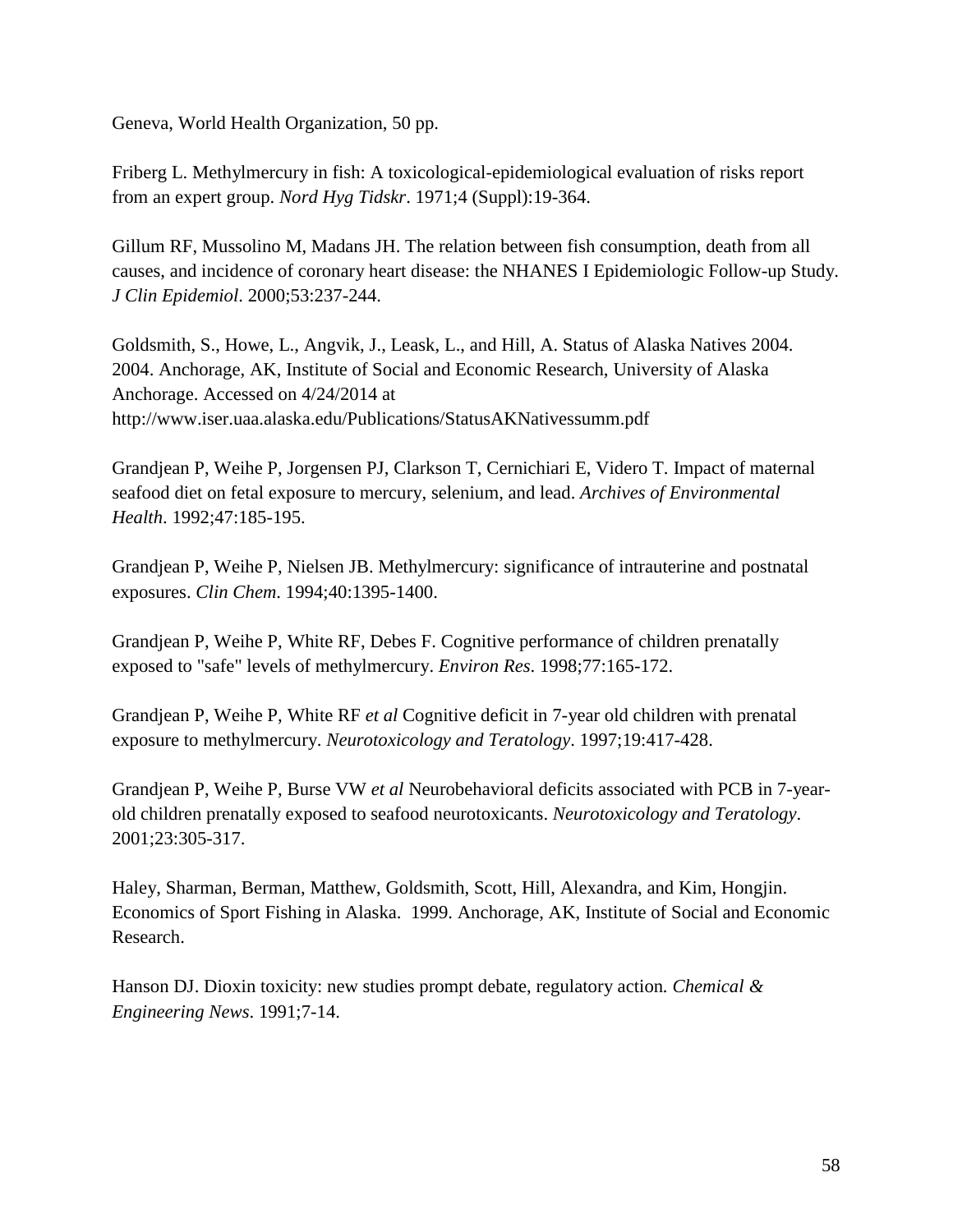Geneva, World Health Organization, 50 pp.

Friberg L. Methylmercury in fish: A toxicological-epidemiological evaluation of risks report from an expert group. *Nord Hyg Tidskr*. 1971;4 (Suppl):19-364.

Gillum RF, Mussolino M, Madans JH. The relation between fish consumption, death from all causes, and incidence of coronary heart disease: the NHANES I Epidemiologic Follow-up Study. *J Clin Epidemiol*. 2000;53:237-244.

Goldsmith, S., Howe, L., Angvik, J., Leask, L., and Hill, A. Status of Alaska Natives 2004. 2004. Anchorage, AK, Institute of Social and Economic Research, University of Alaska Anchorage. Accessed on 4/24/2014 at http://www.iser.uaa.alaska.edu/Publications/StatusAKNativessumm.pdf

Grandjean P, Weihe P, Jorgensen PJ, Clarkson T, Cernichiari E, Videro T. Impact of maternal seafood diet on fetal exposure to mercury, selenium, and lead. *Archives of Environmental Health*. 1992;47:185-195.

Grandjean P, Weihe P, Nielsen JB. Methylmercury: significance of intrauterine and postnatal exposures. *Clin Chem*. 1994;40:1395-1400.

Grandjean P, Weihe P, White RF, Debes F. Cognitive performance of children prenatally exposed to "safe" levels of methylmercury. *Environ Res*. 1998;77:165-172.

Grandjean P, Weihe P, White RF *et al* Cognitive deficit in 7-year old children with prenatal exposure to methylmercury. *Neurotoxicology and Teratology*. 1997;19:417-428.

Grandjean P, Weihe P, Burse VW *et al* Neurobehavioral deficits associated with PCB in 7-year-old children prenatally exposed to seafood neurotoxicants. *Neurotoxicology and Teratology*. 2001;23:305-317.

Haley, Sharman, Berman, Matthew, Goldsmith, Scott, Hill, Alexandra, and Kim, Hongjin. Economics of Sport Fishing in Alaska. 1999. Anchorage, AK, Institute of Social and Economic Research.

Hanson DJ. Dioxin toxicity: new studies prompt debate, regulatory action*. Chemical & Engineering News*. 1991;7-14.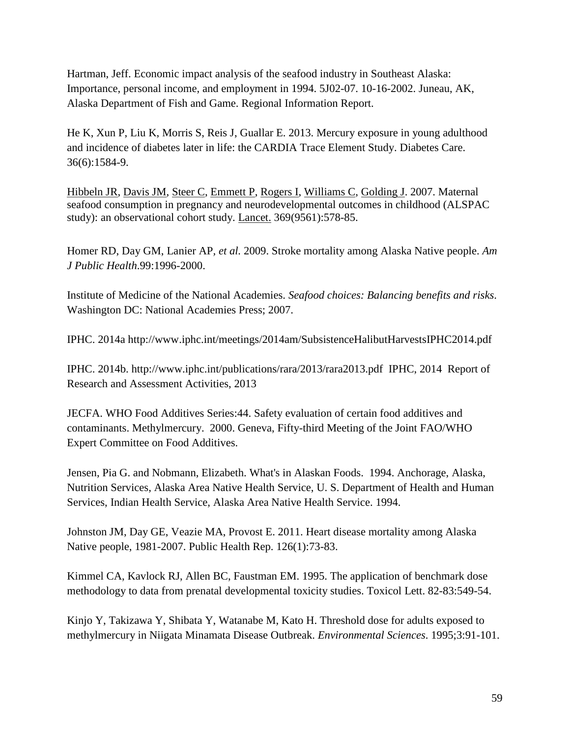Hartman, Jeff. Economic impact analysis of the seafood industry in Southeast Alaska: Importance, personal income, and employment in 1994. 5J02-07. 10-16-2002. Juneau, AK, Alaska Department of Fish and Game. Regional Information Report.

He K, Xun P, Liu K, Morris S, Reis J, Guallar E. 2013. Mercury exposure in young adulthood and incidence of diabetes later in life: the CARDIA Trace Element Study. Diabetes Care. 36(6):1584-9.

Hibbeln JR, Davis JM, Steer C, Emmett P, Rogers I, Williams C, Golding J. 2007. Maternal seafood consumption in pregnancy and neurodevelopmental outcomes in childhood (ALSPAC study): an observational cohort study. Lancet. 369(9561):578-85.

Homer RD, Day GM, Lanier AP, *et al.* 2009. Stroke mortality among Alaska Native people. *Am J Public Health*.99:1996-2000.

Institute of Medicine of the National Academies. *Seafood choices: Balancing benefits and risks*. Washington DC: National Academies Press; 2007.

IPHC. 2014a http://www.iphc.int/meetings/2014am/SubsistenceHalibutHarvestsIPHC2014.pdf

IPHC. 2014b. http://www.iphc.int/publications/rara/2013/rara2013.pdf IPHC, 2014 Report of Research and Assessment Activities, 2013

JECFA. WHO Food Additives Series:44. Safety evaluation of certain food additives and contaminants. Methylmercury. 2000. Geneva, Fifty-third Meeting of the Joint FAO/WHO Expert Committee on Food Additives.

Jensen, Pia G. and Nobmann, Elizabeth. What's in Alaskan Foods. 1994. Anchorage, Alaska, Nutrition Services, Alaska Area Native Health Service, U. S. Department of Health and Human Services, Indian Health Service, Alaska Area Native Health Service. 1994.

Johnston JM, Day GE, Veazie MA, Provost E. 2011. Heart disease mortality among Alaska Native people, 1981-2007. Public Health Rep. 126(1):73-83.

Kimmel CA, Kavlock RJ, Allen BC, Faustman EM. 1995. The application of benchmark dose methodology to data from prenatal developmental toxicity studies. Toxicol Lett. 82-83:549-54.

Kinjo Y, Takizawa Y, Shibata Y, Watanabe M, Kato H. Threshold dose for adults exposed to methylmercury in Niigata Minamata Disease Outbreak. *Environmental Sciences*. 1995;3:91-101.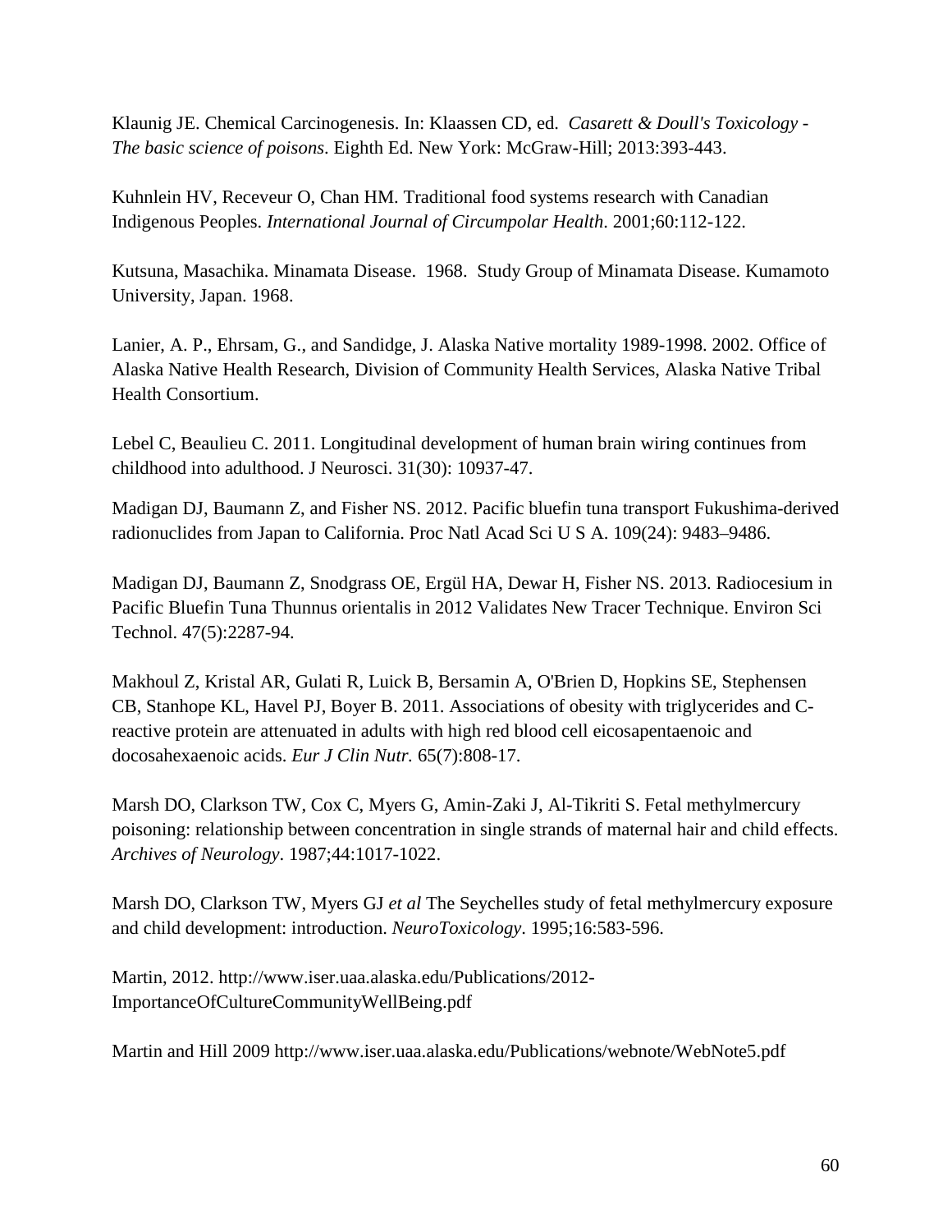Klaunig JE. Chemical Carcinogenesis. In: Klaassen CD, ed. *Casarett & Doull's Toxicology - The basic science of poisons*. Eighth Ed. New York: McGraw-Hill; 2013:393-443.

Kuhnlein HV, Receveur O, Chan HM. Traditional food systems research with Canadian Indigenous Peoples. *International Journal of Circumpolar Health*. 2001;60:112-122.

Kutsuna, Masachika. Minamata Disease. 1968. Study Group of Minamata Disease. Kumamoto University, Japan. 1968.

Lanier, A. P., Ehrsam, G., and Sandidge, J. Alaska Native mortality 1989-1998. 2002. Office of Alaska Native Health Research, Division of Community Health Services, Alaska Native Tribal Health Consortium.

Lebel C, Beaulieu C. 2011. Longitudinal development of human brain wiring continues from childhood into adulthood. J Neurosci. 31(30): 10937-47.

Madigan DJ, Baumann Z, and Fisher NS. 2012. Pacific bluefin tuna transport Fukushima-derived radionuclides from Japan to California. Proc Natl Acad Sci U S A. 109(24): 9483–9486.

Madigan DJ, Baumann Z, Snodgrass OE, Ergül HA, Dewar H, Fisher NS. 2013. Radiocesium in Pacific Bluefin Tuna Thunnus orientalis in 2012 Validates New Tracer Technique. Environ Sci Technol. 47(5):2287-94.

Makhoul Z, Kristal AR, Gulati R, Luick B, Bersamin A, O'Brien D, Hopkins SE, Stephensen CB, Stanhope KL, Havel PJ, Boyer B. 2011. Associations of obesity with triglycerides and C-reactive protein are attenuated in adults with high red blood cell eicosapentaenoic and docosahexaenoic acids. *Eur J Clin Nutr.* 65(7):808-17.

Marsh DO, Clarkson TW, Cox C, Myers G, Amin-Zaki J, Al-Tikriti S. Fetal methylmercury poisoning: relationship between concentration in single strands of maternal hair and child effects. *Archives of Neurology*. 1987;44:1017-1022.

Marsh DO, Clarkson TW, Myers GJ *et al* The Seychelles study of fetal methylmercury exposure and child development: introduction. *NeuroToxicology*. 1995;16:583-596.

Martin, 2012. http://www.iser.uaa.alaska.edu/Publications/2012-ImportanceOfCultureCommunityWellBeing.pdf

Martin and Hill 2009 http://www.iser.uaa.alaska.edu/Publications/webnote/WebNote5.pdf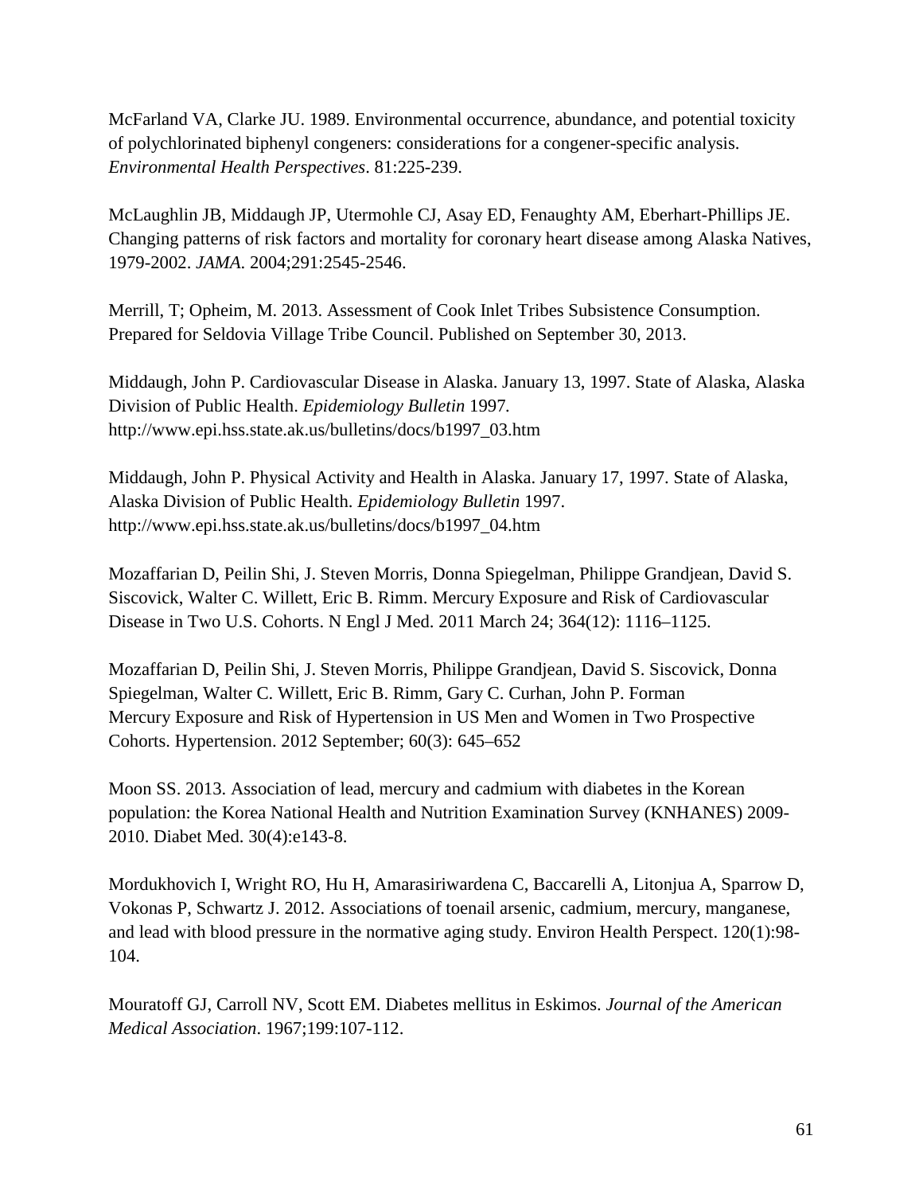McFarland VA, Clarke JU. 1989. Environmental occurrence, abundance, and potential toxicity of polychlorinated biphenyl congeners: considerations for a congener-specific analysis. *Environmental Health Perspectives*. 81:225-239.

McLaughlin JB, Middaugh JP, Utermohle CJ, Asay ED, Fenaughty AM, Eberhart-Phillips JE. Changing patterns of risk factors and mortality for coronary heart disease among Alaska Natives, 1979-2002. *JAMA*. 2004;291:2545-2546.

Merrill, T; Opheim, M. 2013. Assessment of Cook Inlet Tribes Subsistence Consumption. Prepared for Seldovia Village Tribe Council. Published on September 30, 2013.

Middaugh, John P. Cardiovascular Disease in Alaska. January 13, 1997. State of Alaska, Alaska Division of Public Health. *Epidemiology Bulletin* 1997. http://www.epi.hss.state.ak.us/bulletins/docs/b1997_03.htm

Middaugh, John P. Physical Activity and Health in Alaska. January 17, 1997. State of Alaska, Alaska Division of Public Health. *Epidemiology Bulletin* 1997. http://www.epi.hss.state.ak.us/bulletins/docs/b1997_04.htm

Mozaffarian D, Peilin Shi, J. Steven Morris, Donna Spiegelman, Philippe Grandjean, David S. Siscovick, Walter C. Willett, Eric B. Rimm. Mercury Exposure and Risk of Cardiovascular Disease in Two U.S. Cohorts. N Engl J Med. 2011 March 24; 364(12): 1116–1125.

Mozaffarian D, Peilin Shi, J. Steven Morris, Philippe Grandjean, David S. Siscovick, Donna Spiegelman, Walter C. Willett, Eric B. Rimm, Gary C. Curhan, John P. Forman Mercury Exposure and Risk of Hypertension in US Men and Women in Two Prospective Cohorts. Hypertension. 2012 September; 60(3): 645–652

Moon SS. 2013. Association of lead, mercury and cadmium with diabetes in the Korean population: the Korea National Health and Nutrition Examination Survey (KNHANES) 2009-2010. Diabet Med. 30(4):e143-8.

Mordukhovich I, Wright RO, Hu H, Amarasiriwardena C, Baccarelli A, Litonjua A, Sparrow D, Vokonas P, Schwartz J. 2012. Associations of toenail arsenic, cadmium, mercury, manganese, and lead with blood pressure in the normative aging study. Environ Health Perspect. 120(1):98-104.

Mouratoff GJ, Carroll NV, Scott EM. Diabetes mellitus in Eskimos. *Journal of the American Medical Association*. 1967;199:107-112.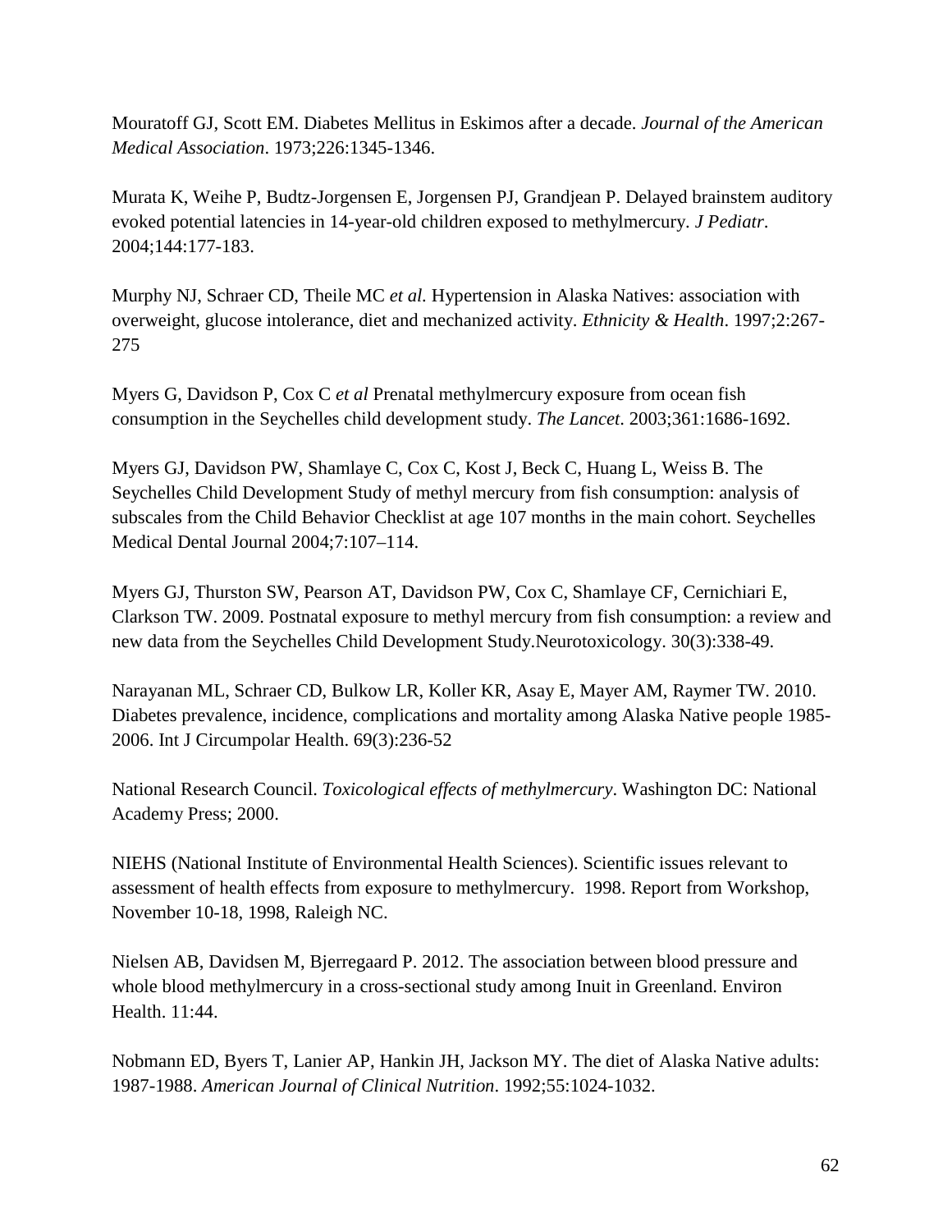Mouratoff GJ, Scott EM. Diabetes Mellitus in Eskimos after a decade. *Journal of the American Medical Association*. 1973;226:1345-1346.

Murata K, Weihe P, Budtz-Jorgensen E, Jorgensen PJ, Grandjean P. Delayed brainstem auditory evoked potential latencies in 14-year-old children exposed to methylmercury. *J Pediatr*. 2004;144:177-183.

Murphy NJ, Schraer CD, Theile MC *et al.* Hypertension in Alaska Natives: association with overweight, glucose intolerance, diet and mechanized activity. *Ethnicity & Health*. 1997;2:267-275

Myers G, Davidson P, Cox C *et al* Prenatal methylmercury exposure from ocean fish consumption in the Seychelles child development study. *The Lancet*. 2003;361:1686-1692.

Myers GJ, Davidson PW, Shamlaye C, Cox C, Kost J, Beck C, Huang L, Weiss B. The Seychelles Child Development Study of methyl mercury from fish consumption: analysis of subscales from the Child Behavior Checklist at age 107 months in the main cohort. Seychelles Medical Dental Journal 2004;7:107–114.

Myers GJ, Thurston SW, Pearson AT, Davidson PW, Cox C, Shamlaye CF, Cernichiari E, Clarkson TW. 2009. Postnatal exposure to methyl mercury from fish consumption: a review and new data from the Seychelles Child Development Study.Neurotoxicology. 30(3):338-49.

Narayanan ML, Schraer CD, Bulkow LR, Koller KR, Asay E, Mayer AM, Raymer TW. 2010. Diabetes prevalence, incidence, complications and mortality among Alaska Native people 1985-2006. Int J Circumpolar Health. 69(3):236-52

National Research Council. *Toxicological effects of methylmercury*. Washington DC: National Academy Press; 2000.

NIEHS (National Institute of Environmental Health Sciences). Scientific issues relevant to assessment of health effects from exposure to methylmercury. 1998. Report from Workshop, November 10-18, 1998, Raleigh NC.

Nielsen AB, Davidsen M, Bjerregaard P. 2012. The association between blood pressure and whole blood methylmercury in a cross-sectional study among Inuit in Greenland. Environ Health. 11:44.

Nobmann ED, Byers T, Lanier AP, Hankin JH, Jackson MY. The diet of Alaska Native adults: 1987-1988. *American Journal of Clinical Nutrition*. 1992;55:1024-1032.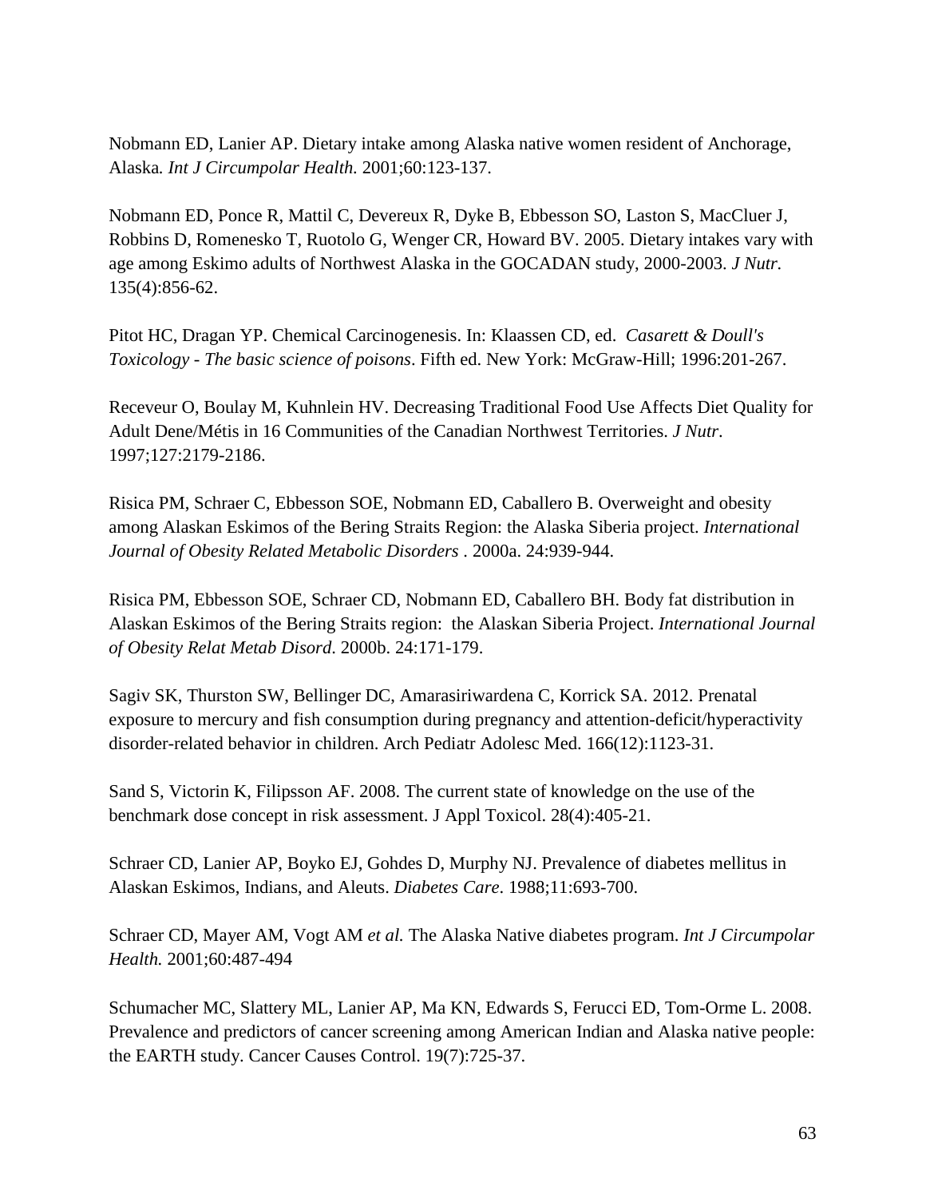Nobmann ED, Lanier AP. Dietary intake among Alaska native women resident of Anchorage, Alaska*. Int J Circumpolar Health*. 2001;60:123-137.

Nobmann ED, Ponce R, Mattil C, Devereux R, Dyke B, Ebbesson SO, Laston S, MacCluer J, Robbins D, Romenesko T, Ruotolo G, Wenger CR, Howard BV. 2005. Dietary intakes vary with age among Eskimo adults of Northwest Alaska in the GOCADAN study, 2000-2003. *J Nutr.* 135(4):856-62.

Pitot HC, Dragan YP. Chemical Carcinogenesis. In: Klaassen CD, ed. *Casarett & Doull's Toxicology - The basic science of poisons*. Fifth ed. New York: McGraw-Hill; 1996:201-267.

Receveur O, Boulay M, Kuhnlein HV. Decreasing Traditional Food Use Affects Diet Quality for Adult Dene/Métis in 16 Communities of the Canadian Northwest Territories. *J Nutr*. 1997;127:2179-2186.

Risica PM, Schraer C, Ebbesson SOE, Nobmann ED, Caballero B. Overweight and obesity among Alaskan Eskimos of the Bering Straits Region: the Alaska Siberia project. *International Journal of Obesity Related Metabolic Disorders* . 2000a. 24:939-944.

Risica PM, Ebbesson SOE, Schraer CD, Nobmann ED, Caballero BH. Body fat distribution in Alaskan Eskimos of the Bering Straits region: the Alaskan Siberia Project. *International Journal of Obesity Relat Metab Disord*. 2000b. 24:171-179.

Sagiv SK, Thurston SW, Bellinger DC, Amarasiriwardena C, Korrick SA. 2012. Prenatal exposure to mercury and fish consumption during pregnancy and attention-deficit/hyperactivity disorder-related behavior in children. Arch Pediatr Adolesc Med. 166(12):1123-31.

Sand S, Victorin K, Filipsson AF. 2008. The current state of knowledge on the use of the benchmark dose concept in risk assessment. J Appl Toxicol. 28(4):405-21.

Schraer CD, Lanier AP, Boyko EJ, Gohdes D, Murphy NJ. Prevalence of diabetes mellitus in Alaskan Eskimos, Indians, and Aleuts. *Diabetes Care*. 1988;11:693-700.

Schraer CD, Mayer AM, Vogt AM *et al.* The Alaska Native diabetes program. *Int J Circumpolar Health.* 2001;60:487-494

Schumacher MC, Slattery ML, Lanier AP, Ma KN, Edwards S, Ferucci ED, Tom-Orme L. 2008. Prevalence and predictors of cancer screening among American Indian and Alaska native people: the EARTH study. Cancer Causes Control. 19(7):725-37.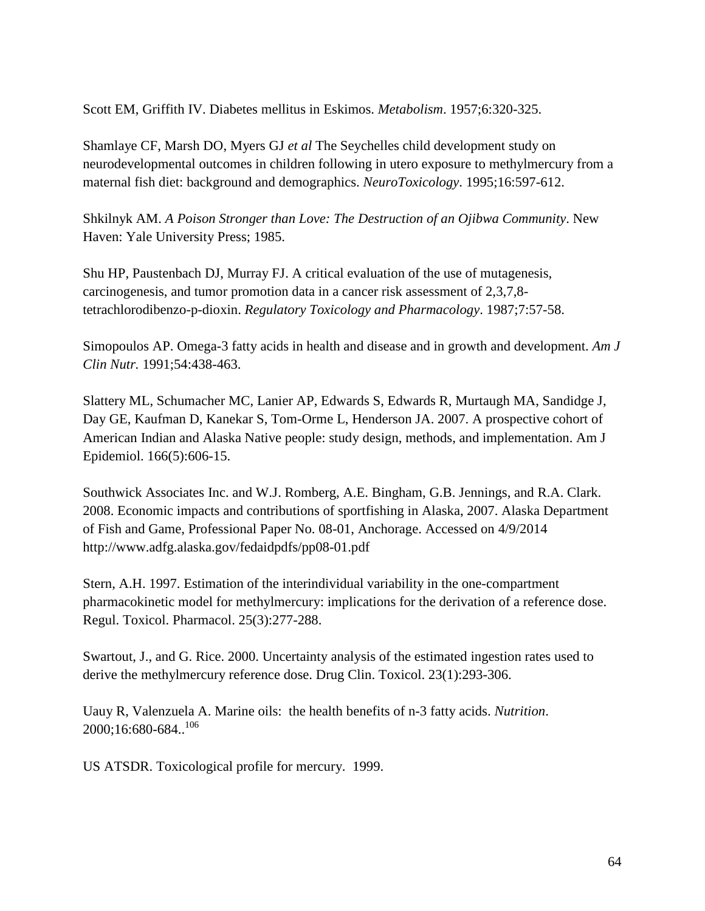Scott EM, Griffith IV. Diabetes mellitus in Eskimos. *Metabolism*. 1957;6:320-325.

Shamlaye CF, Marsh DO, Myers GJ *et al* The Seychelles child development study on neurodevelopmental outcomes in children following in utero exposure to methylmercury from a maternal fish diet: background and demographics. *NeuroToxicology*. 1995;16:597-612.

Shkilnyk AM. *A Poison Stronger than Love: The Destruction of an Ojibwa Community*. New Haven: Yale University Press; 1985.

Shu HP, Paustenbach DJ, Murray FJ. A critical evaluation of the use of mutagenesis, carcinogenesis, and tumor promotion data in a cancer risk assessment of 2,3,7,8-tetrachlorodibenzo-p-dioxin. *Regulatory Toxicology and Pharmacology*. 1987;7:57-58.

Simopoulos AP. Omega-3 fatty acids in health and disease and in growth and development. *Am J Clin Nutr.* 1991;54:438-463.

Slattery ML, Schumacher MC, Lanier AP, Edwards S, Edwards R, Murtaugh MA, Sandidge J, Day GE, Kaufman D, Kanekar S, Tom-Orme L, Henderson JA. 2007. A prospective cohort of American Indian and Alaska Native people: study design, methods, and implementation. Am J Epidemiol. 166(5):606-15.

Southwick Associates Inc. and W.J. Romberg, A.E. Bingham, G.B. Jennings, and R.A. Clark. 2008. Economic impacts and contributions of sportfishing in Alaska, 2007. Alaska Department of Fish and Game, Professional Paper No. 08-01, Anchorage. Accessed on 4/9/2014 http://www.adfg.alaska.gov/fedaidpdfs/pp08-01.pdf

Stern, A.H. 1997. Estimation of the interindividual variability in the one-compartment pharmacokinetic model for methylmercury: implications for the derivation of a reference dose. Regul. Toxicol. Pharmacol. 25(3):277-288.

Swartout, J., and G. Rice. 2000. Uncertainty analysis of the estimated ingestion rates used to derive the methylmercury reference dose. Drug Clin. Toxicol. 23(1):293-306.

Uauy R, Valenzuela A. Marine oils: the health benefits of n-3 fatty acids. *Nutrition*. 2000;16:680-684..[106]

US ATSDR. Toxicological profile for mercury. 1999.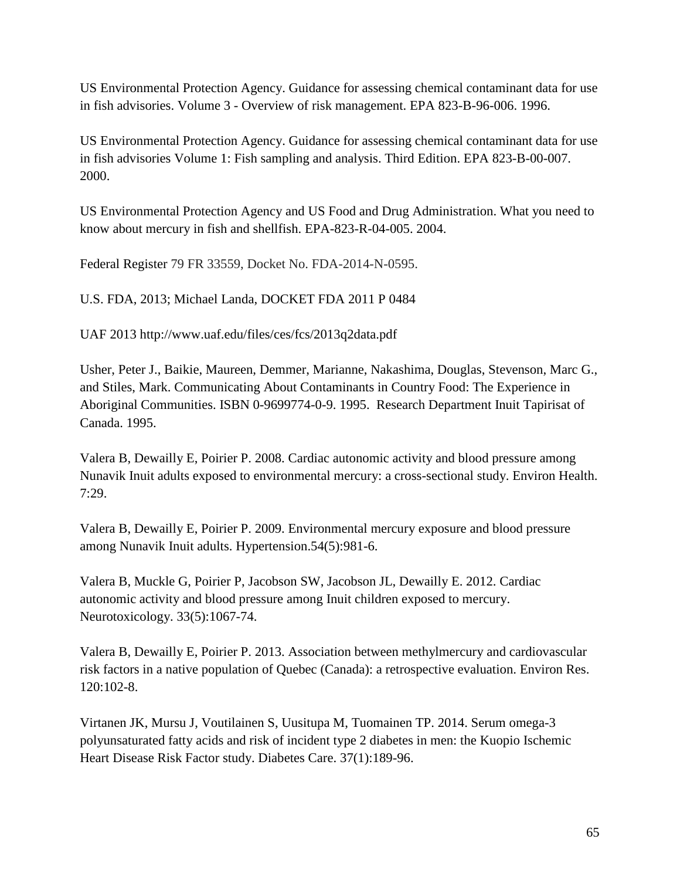US Environmental Protection Agency. Guidance for assessing chemical contaminant data for use in fish advisories. Volume 3 - Overview of risk management. EPA 823-B-96-006. 1996.

US Environmental Protection Agency. Guidance for assessing chemical contaminant data for use in fish advisories Volume 1: Fish sampling and analysis. Third Edition. EPA 823-B-00-007. 2000.

US Environmental Protection Agency and US Food and Drug Administration. What you need to know about mercury in fish and shellfish. EPA-823-R-04-005. 2004.

Federal Register 79 FR 33559, Docket No. FDA-2014-N-0595.

U.S. FDA, 2013; Michael Landa, DOCKET FDA 2011 P 0484

UAF 2013 http://www.uaf.edu/files/ces/fcs/2013q2data.pdf

Usher, Peter J., Baikie, Maureen, Demmer, Marianne, Nakashima, Douglas, Stevenson, Marc G., and Stiles, Mark. Communicating About Contaminants in Country Food: The Experience in Aboriginal Communities. ISBN 0-9699774-0-9. 1995. Research Department Inuit Tapirisat of Canada. 1995.

Valera B, Dewailly E, Poirier P. 2008. Cardiac autonomic activity and blood pressure among Nunavik Inuit adults exposed to environmental mercury: a cross-sectional study. Environ Health. 7:29.

Valera B, Dewailly E, Poirier P. 2009. Environmental mercury exposure and blood pressure among Nunavik Inuit adults. Hypertension.54(5):981-6.

Valera B, Muckle G, Poirier P, Jacobson SW, Jacobson JL, Dewailly E. 2012. Cardiac autonomic activity and blood pressure among Inuit children exposed to mercury. Neurotoxicology. 33(5):1067-74.

Valera B, Dewailly E, Poirier P. 2013. Association between methylmercury and cardiovascular risk factors in a native population of Quebec (Canada): a retrospective evaluation. Environ Res. 120:102-8.

Virtanen JK, Mursu J, Voutilainen S, Uusitupa M, Tuomainen TP. 2014. Serum omega-3 polyunsaturated fatty acids and risk of incident type 2 diabetes in men: the Kuopio Ischemic Heart Disease Risk Factor study. Diabetes Care. 37(1):189-96.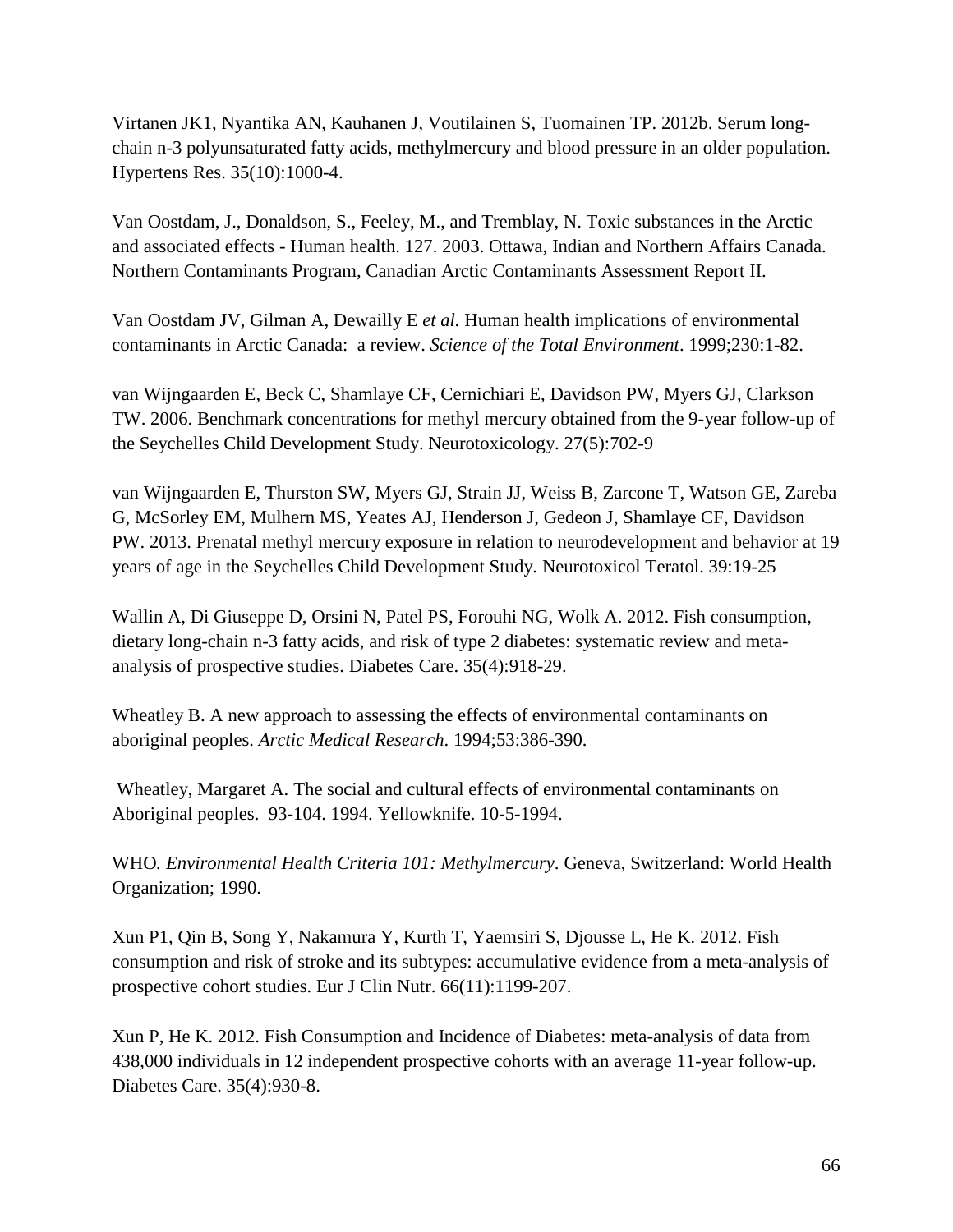Virtanen JK1, Nyantika AN, Kauhanen J, Voutilainen S, Tuomainen TP. 2012b. Serum long-chain n-3 polyunsaturated fatty acids, methylmercury and blood pressure in an older population. Hypertens Res. 35(10):1000-4.

Van Oostdam, J., Donaldson, S., Feeley, M., and Tremblay, N. Toxic substances in the Arctic and associated effects - Human health. 127. 2003. Ottawa, Indian and Northern Affairs Canada. Northern Contaminants Program, Canadian Arctic Contaminants Assessment Report II.

Van Oostdam JV, Gilman A, Dewailly E *et al.* Human health implications of environmental contaminants in Arctic Canada: a review. *Science of the Total Environment*. 1999;230:1-82.

van Wijngaarden E, Beck C, Shamlaye CF, Cernichiari E, Davidson PW, Myers GJ, Clarkson TW. 2006. Benchmark concentrations for methyl mercury obtained from the 9-year follow-up of the Seychelles Child Development Study. Neurotoxicology. 27(5):702-9

van Wijngaarden E, Thurston SW, Myers GJ, Strain JJ, Weiss B, Zarcone T, Watson GE, Zareba G, McSorley EM, Mulhern MS, Yeates AJ, Henderson J, Gedeon J, Shamlaye CF, Davidson PW. 2013. Prenatal methyl mercury exposure in relation to neurodevelopment and behavior at 19 years of age in the Seychelles Child Development Study. Neurotoxicol Teratol. 39:19-25

Wallin A, Di Giuseppe D, Orsini N, Patel PS, Forouhi NG, Wolk A. 2012. Fish consumption, dietary long-chain n-3 fatty acids, and risk of type 2 diabetes: systematic review and meta-analysis of prospective studies. Diabetes Care. 35(4):918-29.

Wheatley B. A new approach to assessing the effects of environmental contaminants on aboriginal peoples. *Arctic Medical Research*. 1994;53:386-390.

Wheatley, Margaret A. The social and cultural effects of environmental contaminants on Aboriginal peoples. 93-104. 1994. Yellowknife. 10-5-1994.

WHO. *Environmental Health Criteria 101: Methylmercury*. Geneva, Switzerland: World Health Organization; 1990.

Xun P1, Qin B, Song Y, Nakamura Y, Kurth T, Yaemsiri S, Djousse L, He K. 2012. Fish consumption and risk of stroke and its subtypes: accumulative evidence from a meta-analysis of prospective cohort studies. Eur J Clin Nutr. 66(11):1199-207.

Xun P, He K. 2012. Fish Consumption and Incidence of Diabetes: meta-analysis of data from 438,000 individuals in 12 independent prospective cohorts with an average 11-year follow-up. Diabetes Care. 35(4):930-8.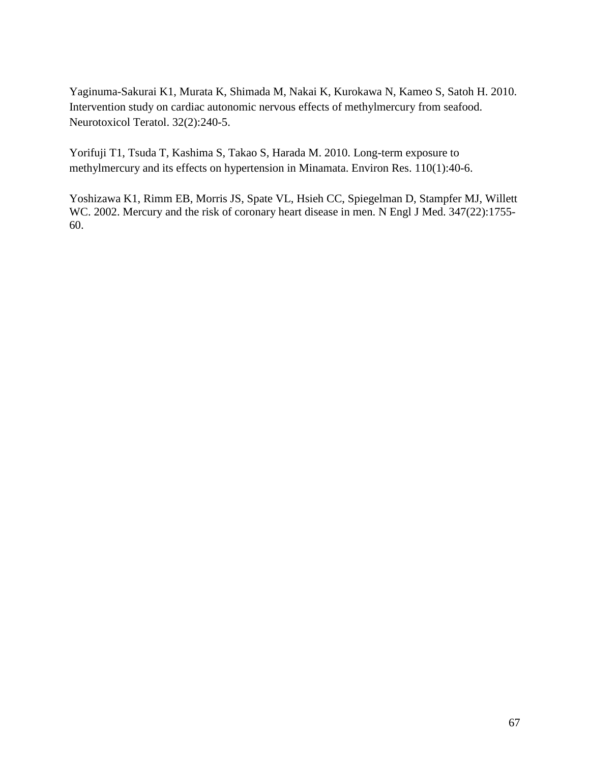Yaginuma-Sakurai K1, Murata K, Shimada M, Nakai K, Kurokawa N, Kameo S, Satoh H. 2010. Intervention study on cardiac autonomic nervous effects of methylmercury from seafood. Neurotoxicol Teratol. 32(2):240-5.

Yorifuji T1, Tsuda T, Kashima S, Takao S, Harada M. 2010. Long-term exposure to methylmercury and its effects on hypertension in Minamata. Environ Res. 110(1):40-6.

Yoshizawa K1, Rimm EB, Morris JS, Spate VL, Hsieh CC, Spiegelman D, Stampfer MJ, Willett WC. 2002. Mercury and the risk of coronary heart disease in men. N Engl J Med. 347(22):1755-60.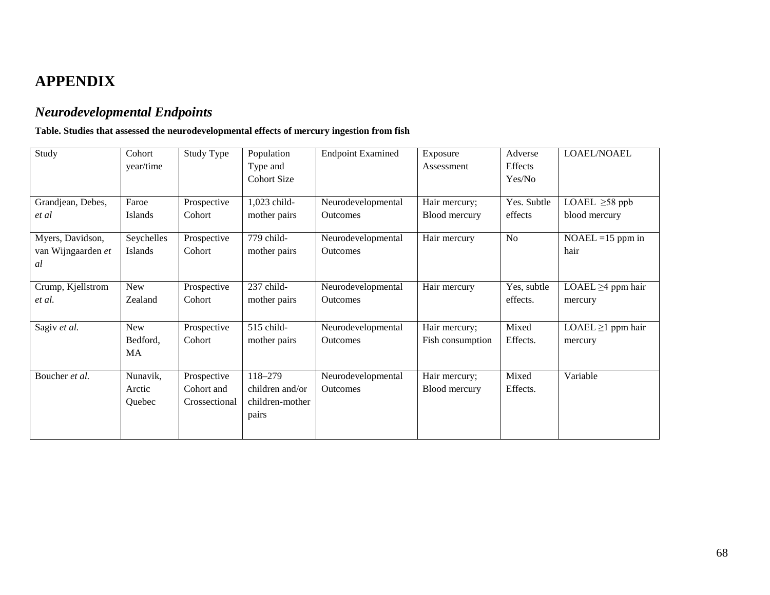# APPENDIX

## *Neurodevelopmental Endpoints*

**Table. Studies that assessed the neurodevelopmental effects of mercury ingestion from fish**

| Study | Cohort year/time | Study Type | Population Type and Cohort Size | Endpoint Examined | Exposure Assessment | Adverse Effects Yes/No | LOAEL/NOAEL |
|---|---|---|---|---|---|---|---|
| Grandjean, Debes, *et al* | Faroe Islands | Prospective Cohort | 1,023 child-mother pairs | Neurodevelopmental Outcomes | Hair mercury; Blood mercury | Yes. Subtle effects | LOAEL ≥58 ppb blood mercury |
| Myers, Davidson, van Wijngaarden *et al* | Seychelles Islands | Prospective Cohort | 779 child-mother pairs | Neurodevelopmental Outcomes | Hair mercury | No | NOAEL =15 ppm in hair |
| Crump, Kjellstrom *et al.* | New Zealand | Prospective Cohort | 237 child-mother pairs | Neurodevelopmental Outcomes | Hair mercury | Yes, subtle effects. | LOAEL ≥4 ppm hair mercury |
| Sagiv *et al.* | New Bedford, MA | Prospective Cohort | 515 child-mother pairs | Neurodevelopmental Outcomes | Hair mercury; Fish consumption | Mixed Effects. | LOAEL ≥1 ppm hair mercury |
| Boucher *et al.* | Nunavik, Arctic Quebec | Prospective Cohort and Crossectional | 118–279 children and/or children-mother pairs | Neurodevelopmental Outcomes | Hair mercury; Blood mercury | Mixed Effects. | Variable |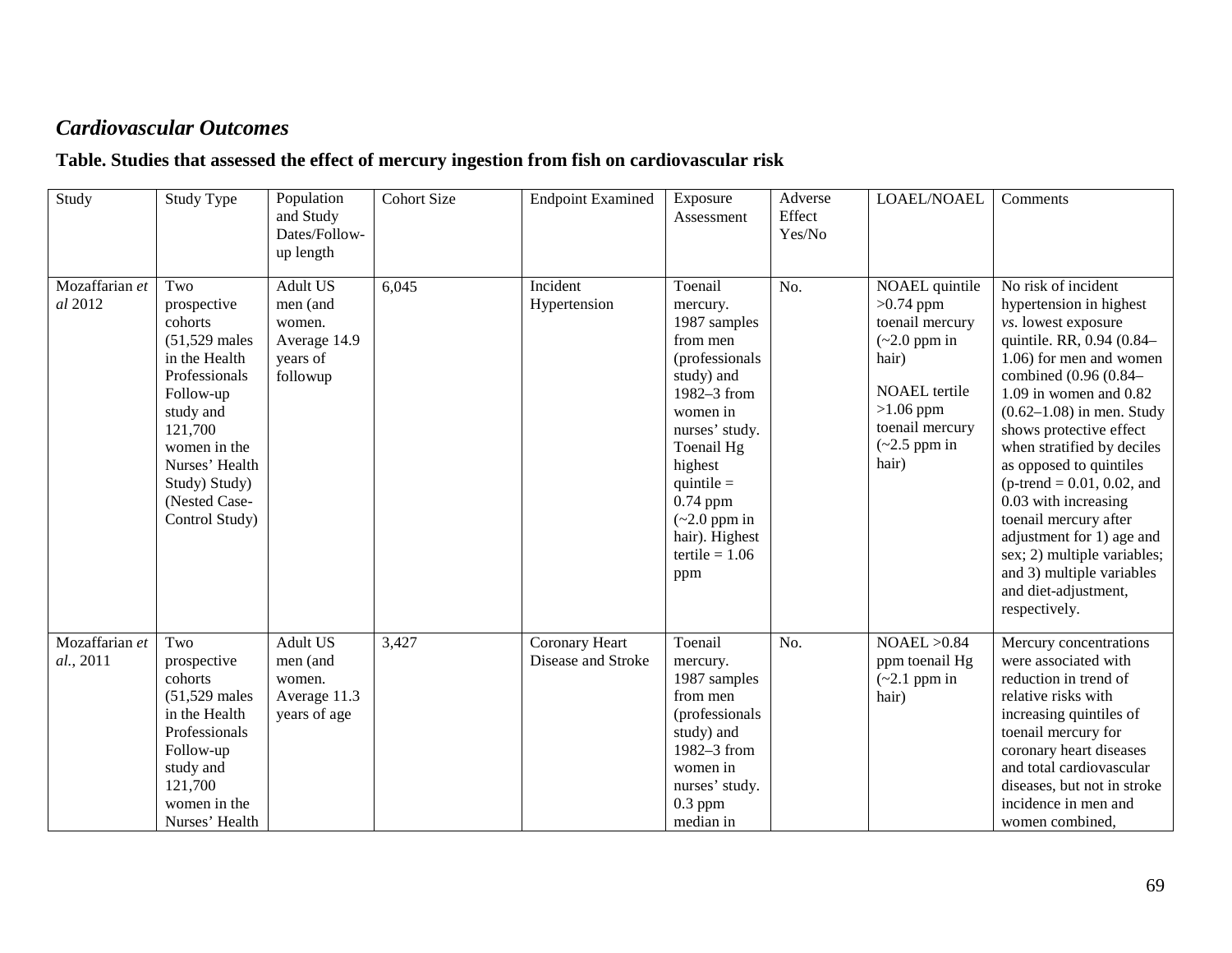## *Cardiovascular Outcomes*

**Table. Studies that assessed the effect of mercury ingestion from fish on cardiovascular risk**

| Study | Study Type | Population and Study Dates/Follow-up length | Cohort Size | Endpoint Examined | Exposure Assessment | Adverse Effect Yes/No | LOAEL/NOAEL | Comments |
|---|---|---|---|---|---|---|---|---|
| Mozaffarian *et al* 2012 | Two prospective cohorts (51,529 males in the Health Professionals Follow-up study and 121,700 women in the Nurses' Health Study) Study) (Nested Case-Control Study) | Adult US men (and women. Average 14.9 years of followup | 6,045 | Incident Hypertension | Toenail mercury. 1987 samples from men (professionals study) and 1982–3 from women in nurses' study. Toenail Hg highest quintile = 0.74 ppm (~2.0 ppm in hair). Highest tertile = 1.06 ppm | No. | NOAEL quintile >0.74 ppm toenail mercury (~2.0 ppm in hair)<br><br>NOAEL tertile >1.06 ppm toenail mercury (~2.5 ppm in hair) | No risk of incident hypertension in highest *vs.* lowest exposure quintile. RR, 0.94 (0.84–1.06) for men and women combined (0.96 (0.84–1.09 in women and 0.82 (0.62–1.08) in men. Study shows protective effect when stratified by deciles as opposed to quintiles (p-trend = 0.01, 0.02, and 0.03 with increasing toenail mercury after adjustment for 1) age and sex; 2) multiple variables; and 3) multiple variables and diet-adjustment, respectively. |
| Mozaffarian *et al.*, 2011 | Two prospective cohorts (51,529 males in the Health Professionals Follow-up study and 121,700 women in the Nurses' Health | Adult US men (and women. Average 11.3 years of age | 3,427 | Coronary Heart Disease and Stroke | Toenail mercury. 1987 samples from men (professionals study) and 1982–3 from women in nurses' study. 0.3 ppm median in | No. | NOAEL >0.84 ppm toenail Hg (~2.1 ppm in hair) | Mercury concentrations were associated with reduction in trend of relative risks with increasing quintiles of toenail mercury for coronary heart diseases and total cardiovascular diseases, but not in stroke incidence in men and women combined, |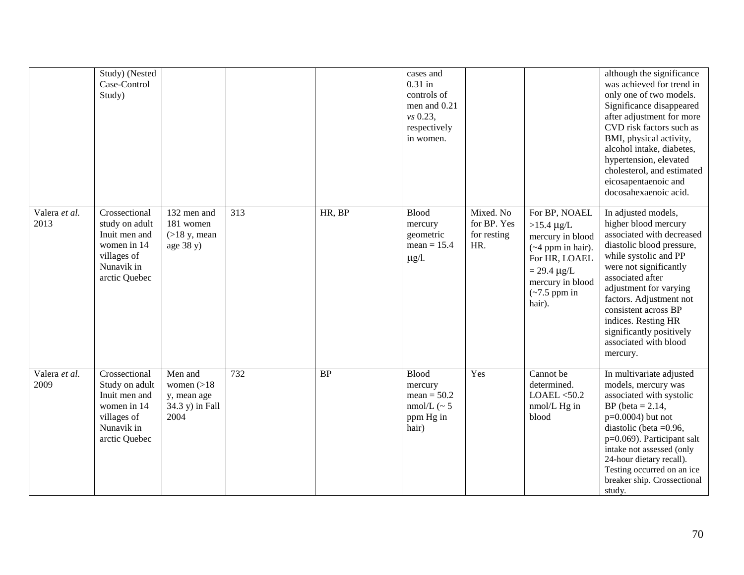| | | | | | | | | |
|---|---|---|---|---|---|---|---|---|
| | Study) (Nested Case-Control Study) | | | | cases and 0.31 in controls of men and 0.21 *vs* 0.23, respectively in women. | | | although the significance was achieved for trend in only one of two models. Significance disappeared after adjustment for more CVD risk factors such as BMI, physical activity, alcohol intake, diabetes, hypertension, elevated cholesterol, and estimated eicosapentaenoic and docosahexaenoic acid. |
| Valera *et al.* 2013 | Crossectional study on adult Inuit men and women in 14 villages of Nunavik in arctic Quebec | 132 men and 181 women (>18 y, mean age 38 y) | 313 | HR, BP | Blood mercury geometric mean = 15.4 μg/l. | Mixed. No for BP. Yes for resting HR. | For BP, NOAEL >15.4 μg/L mercury in blood (~4 ppm in hair). For HR, LOAEL = 29.4 μg/L mercury in blood (~7.5 ppm in hair). | In adjusted models, higher blood mercury associated with decreased diastolic blood pressure, while systolic and PP were not significantly associated after adjustment for varying factors. Adjustment not consistent across BP indices. Resting HR significantly positively associated with blood mercury. |
| Valera *et al.* 2009 | Crossectional Study on adult Inuit men and women in 14 villages of Nunavik in arctic Quebec | Men and women (>18 y, mean age 34.3 y) in Fall 2004 | 732 | BP | Blood mercury mean = 50.2 nmol/L (~ 5 ppm Hg in hair) | Yes | Cannot be determined. LOAEL <50.2 nmol/L Hg in blood | In multivariate adjusted models, mercury was associated with systolic BP (beta = 2.14, p=0.0004) but not diastolic (beta =0.96, p=0.069). Participant salt intake not assessed (only 24-hour dietary recall). Testing occurred on an ice breaker ship. Crossectional study. |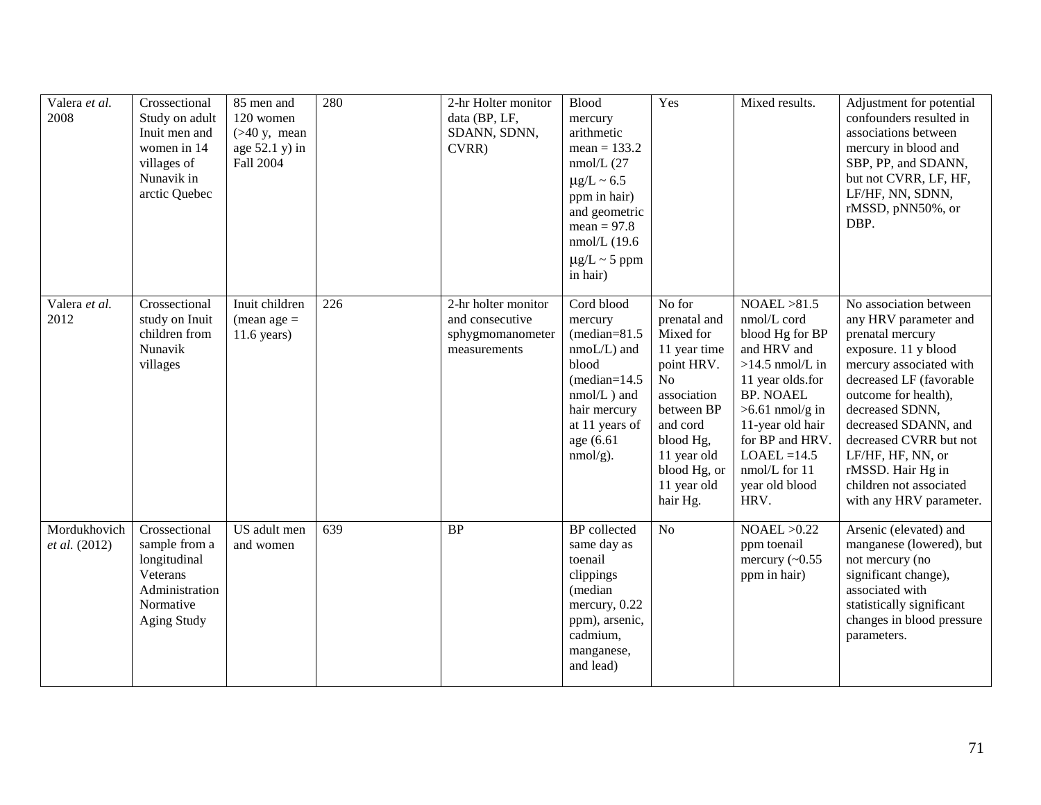| | | | | | | | | |
|---|---|---|---|---|---|---|---|---|
| Valera *et al.* 2008 | Crossectional Study on adult Inuit men and women in 14 villages of Nunavik in arctic Quebec | 85 men and 120 women (>40 y, mean age 52.1 y) in Fall 2004 | 280 | 2-hr Holter monitor data (BP, LF, SDANN, SDNN, CVRR) | Blood mercury arithmetic mean = 133.2 nmol/L (27 μg/L ~ 6.5 ppm in hair) and geometric mean = 97.8 nmol/L (19.6 μg/L ~ 5 ppm in hair) | Yes | Mixed results. | Adjustment for potential confounders resulted in associations between mercury in blood and SBP, PP, and SDANN, but not CVRR, LF, HF, LF/HF, NN, SDNN, rMSSD, pNN50%, or DBP. |
| Valera *et al.* 2012 | Crossectional study on Inuit children from Nunavik villages | Inuit children (mean age = 11.6 years) | 226 | 2-hr holter monitor and consecutive sphygmomanometer measurements | Cord blood mercury (median=81.5 nmoL/L) and blood (median=14.5 nmol/L ) and hair mercury at 11 years of age (6.61 nmol/g). | No for prenatal and Mixed for 11 year time point HRV. No association between BP and cord blood Hg, 11 year old blood Hg, or 11 year old hair Hg. | NOAEL >81.5 nmol/L cord blood Hg for BP and HRV and >14.5 nmol/L in 11 year olds.for BP. NOAEL >6.61 nmol/g in 11-year old hair for BP and HRV. LOAEL =14.5 nmol/L for 11 year old blood HRV. | No association between any HRV parameter and prenatal mercury exposure. 11 y blood mercury associated with decreased LF (favorable outcome for health), decreased SDNN, decreased SDANN, and decreased CVRR but not LF/HF, HF, NN, or rMSSD. Hair Hg in children not associated with any HRV parameter. |
| Mordukhovich *et al.* (2012) | Crossectional sample from a longitudinal Veterans Administration Normative Aging Study | US adult men and women | 639 | BP | BP collected same day as toenail clippings (median mercury, 0.22 ppm), arsenic, cadmium, manganese, and lead) | No | NOAEL >0.22 ppm toenail mercury (~0.55 ppm in hair) | Arsenic (elevated) and manganese (lowered), but not mercury (no significant change), associated with statistically significant changes in blood pressure parameters. |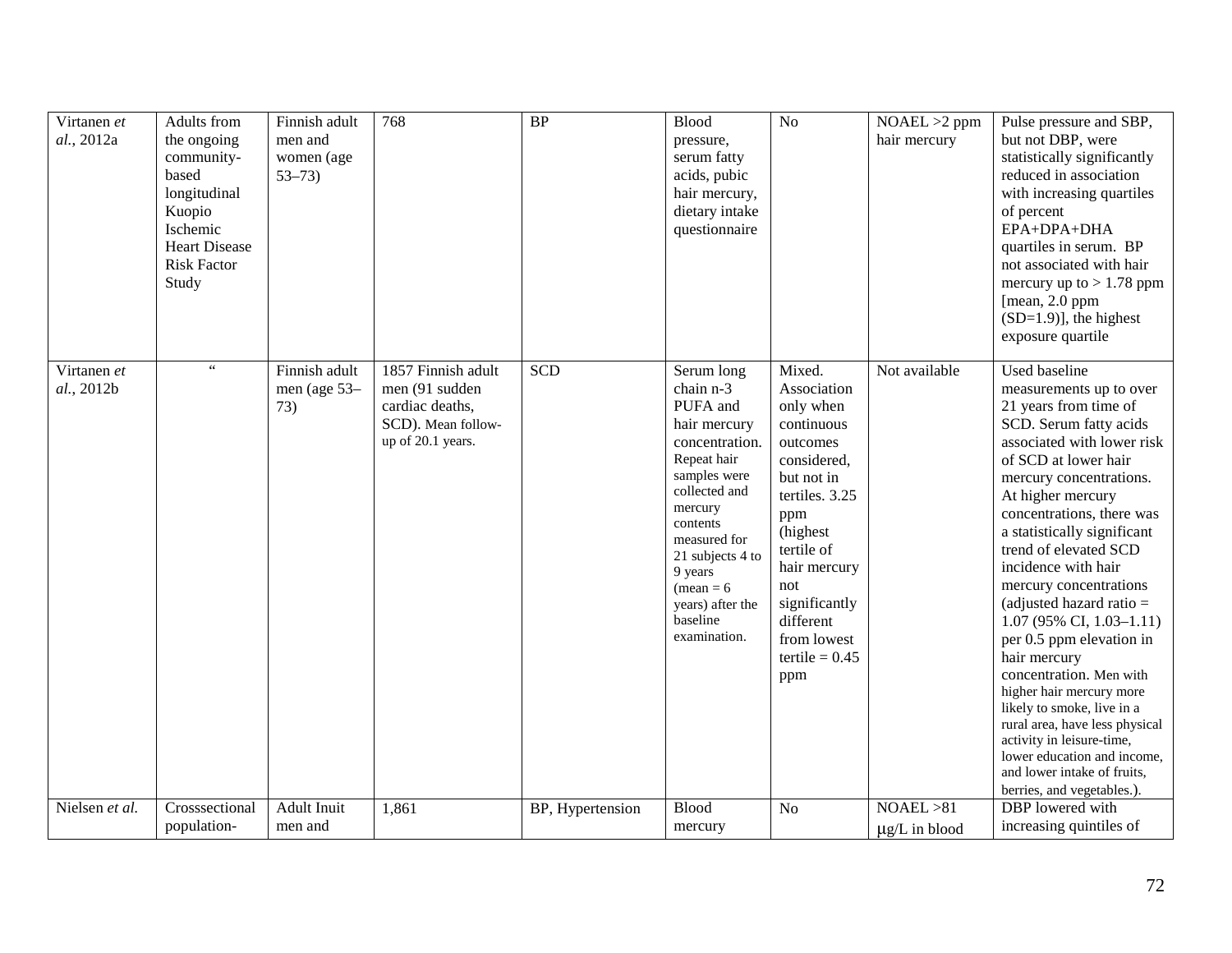| | | | | | | | | |
|---|---|---|---|---|---|---|---|---|
| Virtanen *et al.*, 2012a | Adults from the ongoing community-based longitudinal Kuopio Ischemic Heart Disease Risk Factor Study | Finnish adult men and women (age 53–73) | 768 | BP | Blood pressure, serum fatty acids, pubic hair mercury, dietary intake questionnaire | No | NOAEL >2 ppm hair mercury | Pulse pressure and SBP, but not DBP, were statistically significantly reduced in association with increasing quartiles of percent EPA+DPA+DHA quartiles in serum. BP not associated with hair mercury up to > 1.78 ppm [mean, 2.0 ppm (SD=1.9)], the highest exposure quartile |
| Virtanen *et al.*, 2012b | " | Finnish adult men (age 53–73) | 1857 Finnish adult men (91 sudden cardiac deaths, SCD). Mean follow-up of 20.1 years. | SCD | Serum long chain n-3 PUFA and hair mercury concentration. Repeat hair samples were collected and mercury contents measured for 21 subjects 4 to 9 years (mean = 6 years) after the baseline examination. | Mixed. Association only when continuous outcomes considered, but not in tertiles. 3.25 ppm (highest tertile of hair mercury not significantly different from lowest tertile = 0.45 ppm | Not available | Used baseline measurements up to over 21 years from time of SCD. Serum fatty acids associated with lower risk of SCD at lower hair mercury concentrations. At higher mercury concentrations, there was a statistically significant trend of elevated SCD incidence with hair mercury concentrations (adjusted hazard ratio = 1.07 (95% CI, 1.03–1.11) per 0.5 ppm elevation in hair mercury concentration. Men with higher hair mercury more likely to smoke, live in a rural area, have less physical activity in leisure-time, lower education and income, and lower intake of fruits, berries, and vegetables.). |
| Nielsen *et al.* | Crosssectional population- | Adult Inuit men and | 1,861 | BP, Hypertension | Blood mercury | No | NOAEL >81 μg/L in blood | DBP lowered with increasing quintiles of |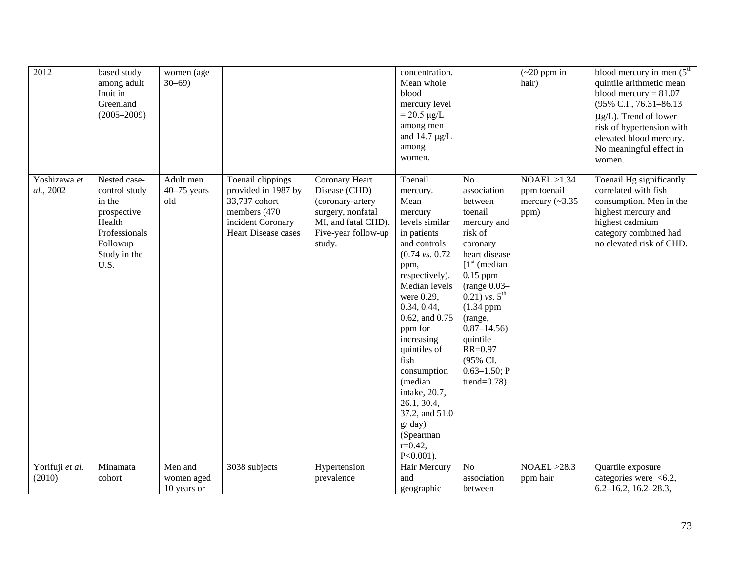| | | | | | | | | |
|---|---|---|---|---|---|---|---|---|
| 2012 | based study among adult Inuit in Greenland (2005–2009) | women (age 30–69) | | | concentration. Mean whole blood mercury level = 20.5 μg/L among men and 14.7 μg/L among women. | | (~20 ppm in hair) | blood mercury in men (5[th] quintile arithmetic mean blood mercury = 81.07 (95% C.I., 76.31–86.13 μg/L). Trend of lower risk of hypertension with elevated blood mercury. No meaningful effect in women. |
| Yoshizawa *et al.*, 2002 | Nested case-control study in the prospective Health Professionals Followup Study in the U.S. | Adult men 40–75 years old | Toenail clippings provided in 1987 by 33,737 cohort members (470 incident Coronary Heart Disease cases | Coronary Heart Disease (CHD) (coronary-artery surgery, nonfatal MI, and fatal CHD). Five-year follow-up study. | Toenail mercury. Mean mercury levels similar in patients and controls (0.74 *vs.* 0.72 ppm, respectively). Median levels were 0.29, 0.34, 0.44, 0.62, and 0.75 ppm for increasing quintiles of fish consumption (median intake, 20.7, 26.1, 30.4, 37.2, and 51.0 g/ day) (Spearman r=0.42, P<0.001). | No association between toenail mercury and risk of coronary heart disease [1[st] (median 0.15 ppm (range 0.03–0.21) *vs.* 5[th] (1.34 ppm (range, 0.87–14.56) quintile RR=0.97 (95% CI, 0.63–1.50; P trend=0.78). | NOAEL >1.34 ppm toenail mercury (~3.35 ppm) | Toenail Hg significantly correlated with fish consumption. Men in the highest mercury and highest cadmium category combined had no elevated risk of CHD. |
| Yorifuji *et al.* (2010) | Minamata cohort | Men and women aged 10 years or | 3038 subjects | Hypertension prevalence | Hair Mercury and geographic | No association between | NOAEL >28.3 ppm hair | Quartile exposure categories were <6.2, 6.2–16.2, 16.2–28.3, |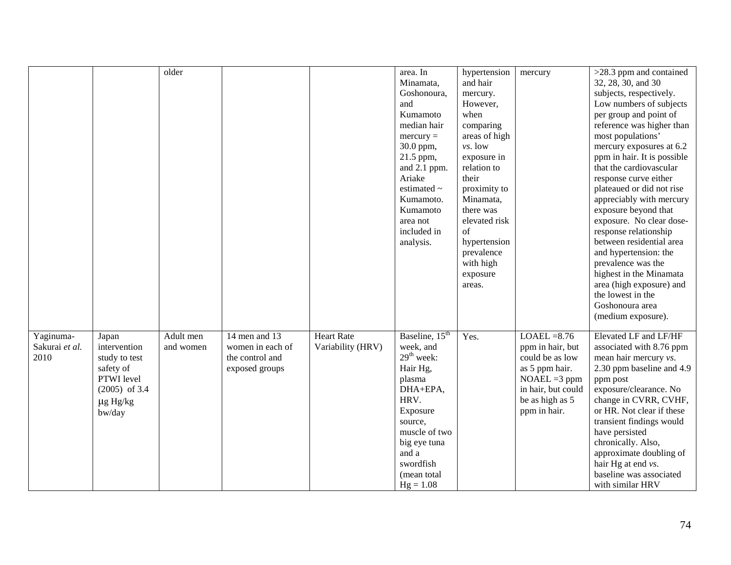| | | older | | | area. In Minamata, Goshonoura, and Kumamoto median hair mercury = 30.0 ppm, 21.5 ppm, and 2.1 ppm. Ariake estimated ~ Kumamoto. Kumamoto area not included in analysis. | hypertension and hair mercury. However, when comparing areas of high *vs*. low exposure in relation to their proximity to Minamata, there was elevated risk of hypertension prevalence with high exposure areas. | mercury | >28.3 ppm and contained 32, 28, 30, and 30 subjects, respectively. Low numbers of subjects per group and point of reference was higher than most populations' mercury exposures at 6.2 ppm in hair. It is possible that the cardiovascular response curve either plateaued or did not rise appreciably with mercury exposure beyond that exposure. No clear dose-response relationship between residential area and hypertension: the prevalence was the highest in the Minamata area (high exposure) and the lowest in the Goshonoura area (medium exposure). |
|---|---|---|---|---|---|---|---|---|
| Yaginuma-Sakurai *et al.* 2010 | Japan intervention study to test safety of PTWI level (2005) of 3.4 μg Hg/kg bw/day | Adult men and women | 14 men and 13 women in each of the control and exposed groups | Heart Rate Variability (HRV) | Baseline, 15th week, and 29th week: Hair Hg, plasma DHA+EPA, HRV. Exposure source, muscle of two big eye tuna and a swordfish (mean total Hg = 1.08 | Yes. | LOAEL =8.76 ppm in hair, but could be as low as 5 ppm hair. NOAEL =3 ppm in hair, but could be as high as 5 ppm in hair. | Elevated LF and LF/HF associated with 8.76 ppm mean hair mercury *vs*. 2.30 ppm baseline and 4.9 ppm post exposure/clearance. No change in CVRR, CVHF, or HR. Not clear if these transient findings would have persisted chronically. Also, approximate doubling of hair Hg at end *vs*. baseline was associated with similar HRV |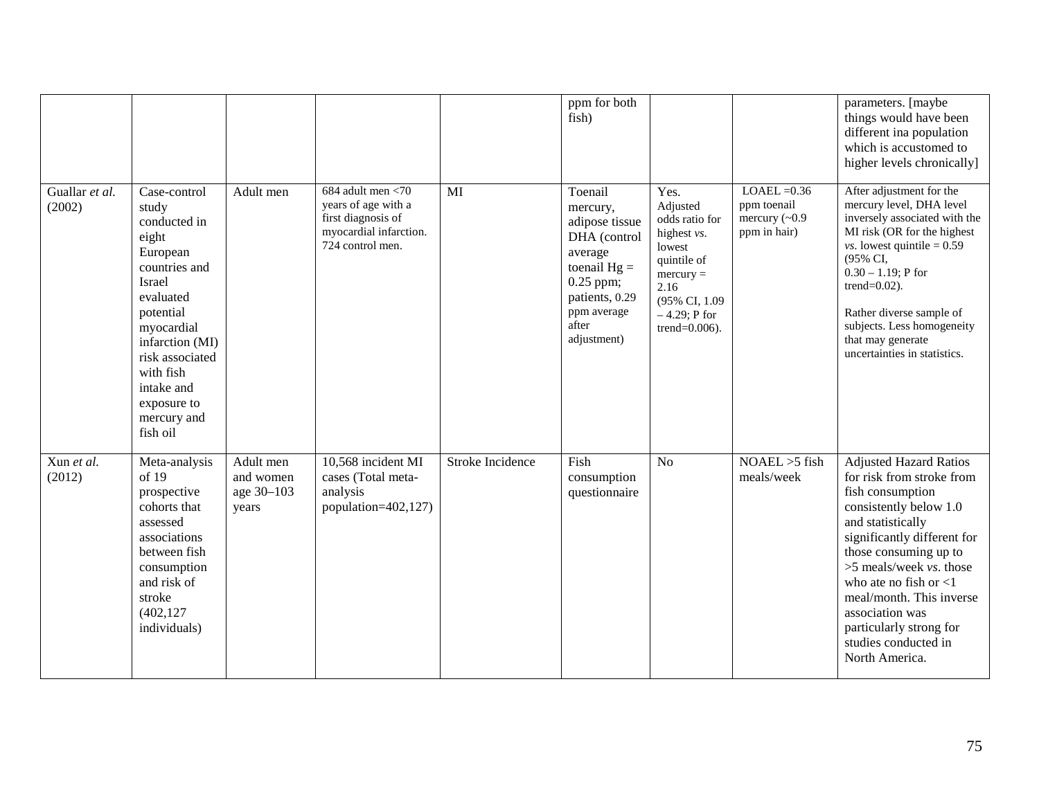| | | | | | | | | |
|---|---|---|---|---|---|---|---|---|
| | | | | | ppm for both fish) | | | parameters. [maybe things would have been different ina population which is accustomed to higher levels chronically] |
| Guallar *et al.* (2002) | Case-control study conducted in eight European countries and Israel evaluated potential myocardial infarction (MI) risk associated with fish intake and exposure to mercury and fish oil | Adult men | 684 adult men <70 years of age with a first diagnosis of myocardial infarction. 724 control men. | MI | Toenail mercury, adipose tissue DHA (control average toenail Hg = 0.25 ppm; patients, 0.29 ppm average after adjustment) | Yes. Adjusted odds ratio for highest *vs.* lowest quintile of mercury = 2.16 (95% CI, 1.09 – 4.29; P for trend=0.006). | LOAEL =0.36 ppm toenail mercury (~0.9 ppm in hair) | After adjustment for the mercury level, DHA level inversely associated with the MI risk (OR for the highest *vs.* lowest quintile = 0.59 (95% CI, 0.30 – 1.19; P for trend=0.02).<br><br>Rather diverse sample of subjects. Less homogeneity that may generate uncertainties in statistics. |
| Xun *et al.* (2012) | Meta-analysis of 19 prospective cohorts that assessed associations between fish consumption and risk of stroke (402,127 individuals) | Adult men and women age 30–103 years | 10,568 incident MI cases (Total meta-analysis population=402,127) | Stroke Incidence | Fish consumption questionnaire | No | NOAEL >5 fish meals/week | Adjusted Hazard Ratios for risk from stroke from fish consumption consistently below 1.0 and statistically significantly different for those consuming up to >5 meals/week *vs.* those who ate no fish or <1 meal/month. This inverse association was particularly strong for studies conducted in North America. |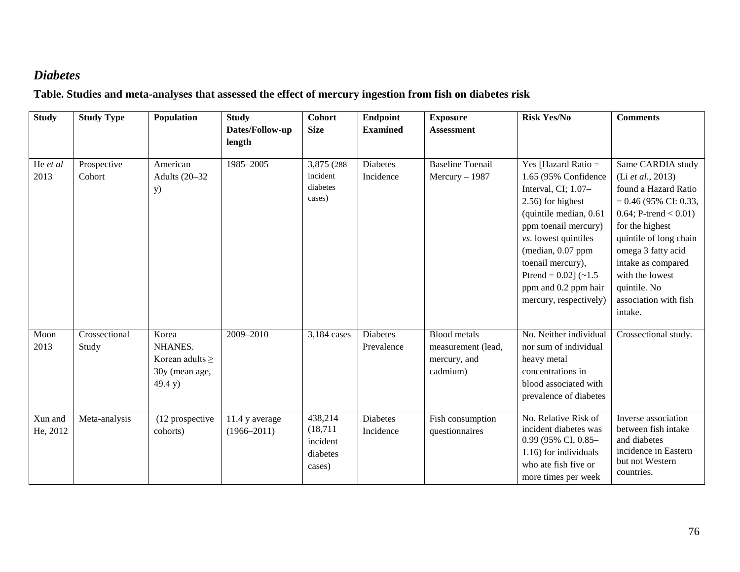## *Diabetes*

**Table. Studies and meta-analyses that assessed the effect of mercury ingestion from fish on diabetes risk**

| Study | Study Type | Population | Study Dates/Follow-up length | Cohort Size | Endpoint Examined | Exposure Assessment | Risk Yes/No | Comments |
|---|---|---|---|---|---|---|---|---|
| He *et al* 2013 | Prospective Cohort | American Adults (20–32 y) | 1985–2005 | 3,875 (288 incident diabetes cases) | Diabetes Incidence | Baseline Toenail Mercury – 1987 | Yes [Hazard Ratio = 1.65 (95% Confidence Interval, CI; 1.07–2.56) for highest (quintile median, 0.61 ppm toenail mercury) *vs.* lowest quintiles (median, 0.07 ppm toenail mercury), Ptrend = 0.02] (~1.5 ppm and 0.2 ppm hair mercury, respectively) | Same CARDIA study (Li *et al.*, 2013) found a Hazard Ratio = 0.46 (95% CI: 0.33, 0.64; P-trend < 0.01) for the highest quintile of long chain omega 3 fatty acid intake as compared with the lowest quintile. No association with fish intake. |
| Moon 2013 | Crossectional Study | Korea NHANES. Korean adults ≥ 30y (mean age, 49.4 y) | 2009–2010 | 3,184 cases | Diabetes Prevalence | Blood metals measurement (lead, mercury, and cadmium) | No. Neither individual nor sum of individual heavy metal concentrations in blood associated with prevalence of diabetes | Crossectional study. |
| Xun and He, 2012 | Meta-analysis | (12 prospective cohorts) | 11.4 y average (1966–2011) | 438,214 (18,711 incident diabetes cases) | Diabetes Incidence | Fish consumption questionnaires | No. Relative Risk of incident diabetes was 0.99 (95% CI, 0.85–1.16) for individuals who ate fish five or more times per week | Inverse association between fish intake and diabetes incidence in Eastern but not Western countries. |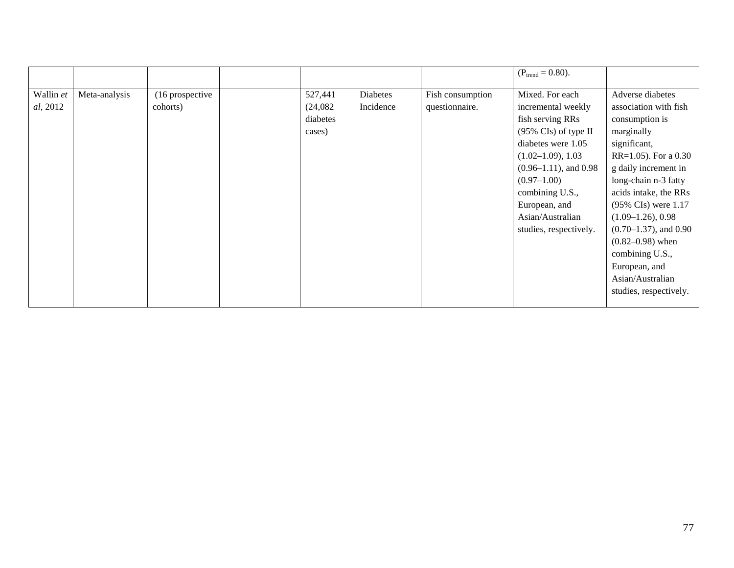| | | | | | | | | |
|---|---|---|---|---|---|---|---|---|
| | | | | | | | ($P_{trend}$ = 0.80). | |
| Wallin *et al*, 2012 | Meta-analysis | (16 prospective cohorts) | | 527,441 (24,082 diabetes cases) | Diabetes Incidence | Fish consumption questionnaire. | Mixed. For each incremental weekly fish serving RRs (95% CIs) of type II diabetes were 1.05 (1.02–1.09), 1.03 (0.96–1.11), and 0.98 (0.97–1.00) combining U.S., European, and Asian/Australian studies, respectively. | Adverse diabetes association with fish consumption is marginally significant, RR=1.05). For a 0.30 g daily increment in long-chain n-3 fatty acids intake, the RRs (95% CIs) were 1.17 (1.09–1.26), 0.98 (0.70–1.37), and 0.90 (0.82–0.98) when combining U.S., European, and Asian/Australian studies, respectively. |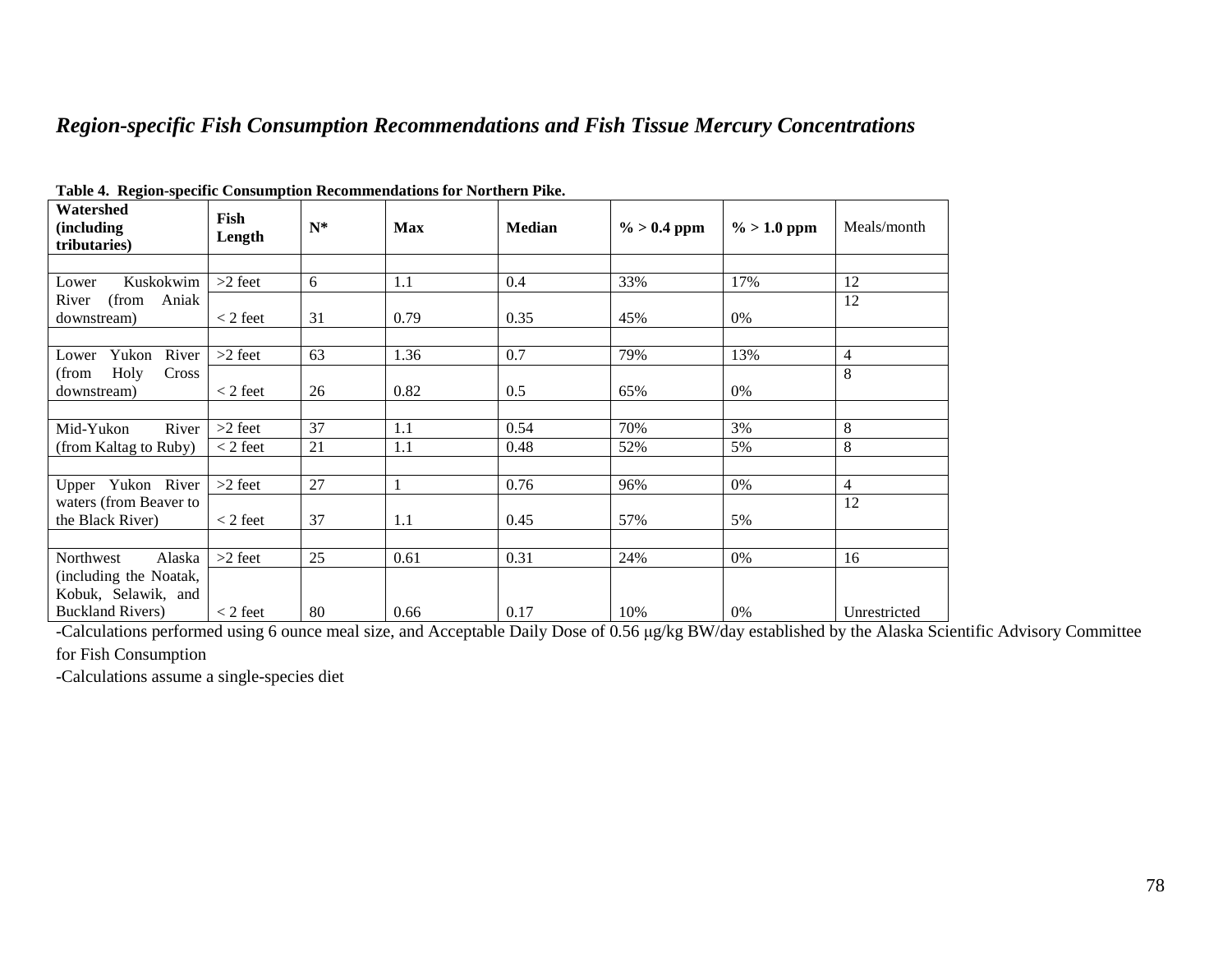## *Region-specific Fish Consumption Recommendations and Fish Tissue Mercury Concentrations*

**Table 4. Region-specific Consumption Recommendations for Northern Pike.**

| Watershed (including tributaries) | Fish Length | N* | Max | Median | % > 0.4 ppm | % > 1.0 ppm | Meals/month |
|---|---|---|---|---|---|---|---|
| | | | | | | | |
| Lower Kuskokwim River (from Aniak downstream) | >2 feet | 6 | 1.1 | 0.4 | 33% | 17% | 12 |
| | < 2 feet | 31 | 0.79 | 0.35 | 45% | 0% | 12 |
| | | | | | | | |
| Lower Yukon River (from Holy Cross downstream) | >2 feet | 63 | 1.36 | 0.7 | 79% | 13% | 4 |
| | < 2 feet | 26 | 0.82 | 0.5 | 65% | 0% | 8 |
| | | | | | | | |
| Mid-Yukon River (from Kaltag to Ruby) | >2 feet | 37 | 1.1 | 0.54 | 70% | 3% | 8 |
| | < 2 feet | 21 | 1.1 | 0.48 | 52% | 5% | 8 |
| | | | | | | | |
| Upper Yukon River waters (from Beaver to the Black River) | >2 feet | 27 | 1 | 0.76 | 96% | 0% | 4 |
| | < 2 feet | 37 | 1.1 | 0.45 | 57% | 5% | 12 |
| | | | | | | | |
| Northwest Alaska (including the Noatak, Kobuk, Selawik, and Buckland Rivers) | >2 feet | 25 | 0.61 | 0.31 | 24% | 0% | 16 |
| | < 2 feet | 80 | 0.66 | 0.17 | 10% | 0% | Unrestricted |

-Calculations performed using 6 ounce meal size, and Acceptable Daily Dose of 0.56 μg/kg BW/day established by the Alaska Scientific Advisory Committee for Fish Consumption

-Calculations assume a single-species diet